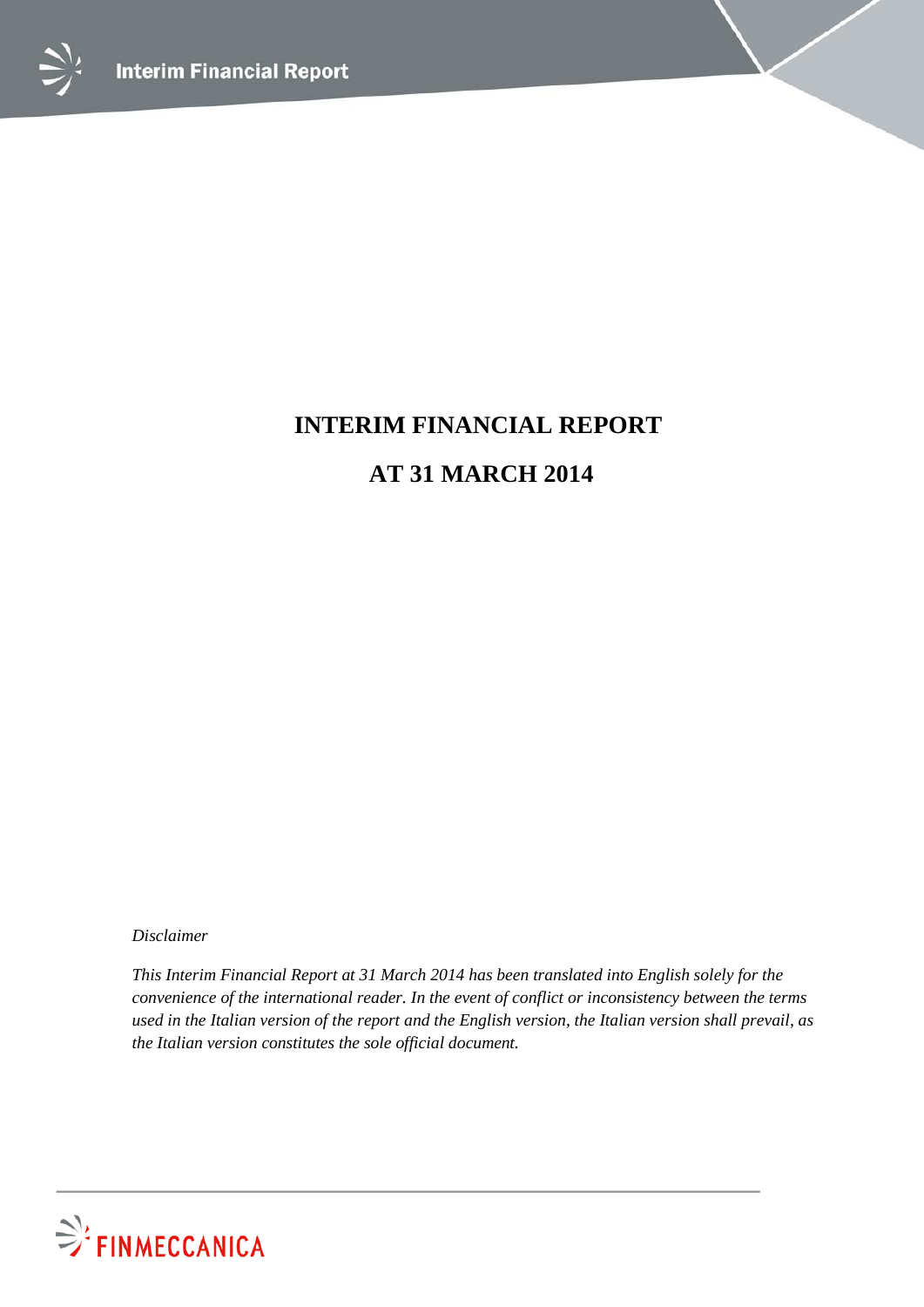# INTERIM FINANCIAL REPORT

# AT 31 MARCH 2014

*Disclaimer*

*This Interim Financial Report at 31 March 2014 has been translated into English solely for the convenience of the international reader. In the event of conflict or inconsistency between the terms used in the Italian version of the report and the English version, the Italian version shall prevail, as the Italian version constitutes the sole official document.*

FINMECCANICA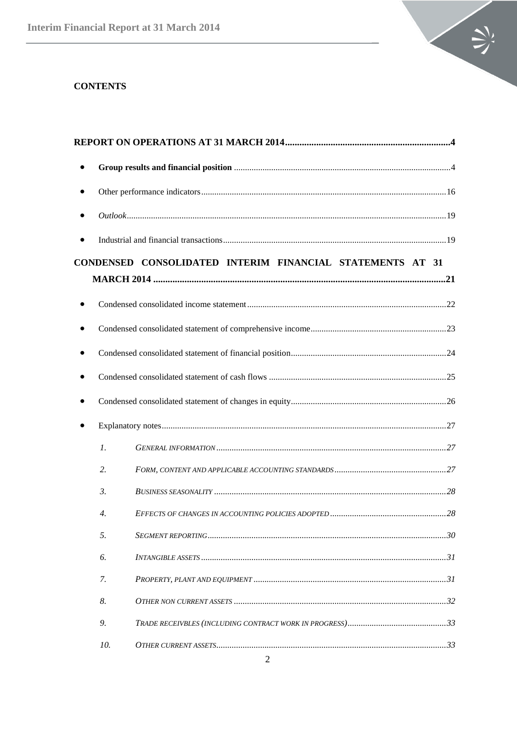## CONTENTS

**REPORT ON OPERATIONS AT 31 MARCH 2014 ....................................................................4**

- **Group results and financial position** ..................................................................................................4
- Other performance indicators..............................................................................................................16
- *Outlook*.................................................................................................................................................19
- Industrial and financial transactions.....................................................................................................19

**CONDENSED CONSOLIDATED INTERIM FINANCIAL STATEMENTS AT 31 MARCH 2014 .........................................................................................................................21**

- Condensed consolidated income statement..........................................................................................22
- Condensed consolidated statement of comprehensive income.............................................................23
- Condensed consolidated statement of financial position......................................................................24
- Condensed consolidated statement of cash flows ................................................................................25
- Condensed consolidated statement of changes in equity......................................................................26
- Explanatory notes.................................................................................................................................27
  - *1. GENERAL INFORMATION ........................................................................................................27*
  - *2. FORM, CONTENT AND APPLICABLE ACCOUNTING STANDARDS ..................................................27*
  - *3. BUSINESS SEASONALITY .........................................................................................................28*
  - *4. EFFECTS OF CHANGES IN ACCOUNTING POLICIES ADOPTED ....................................................28*
  - *5. SEGMENT REPORTING.............................................................................................................30*
  - *6. INTANGIBLE ASSETS ................................................................................................................31*
  - *7. PROPERTY, PLANT AND EQUIPMENT .......................................................................................31*
  - *8. OTHER NON CURRENT ASSETS ................................................................................................32*
  - *9. TRADE RECEIVBLES (INCLUDING CONTRACT WORK IN PROGRESS).............................................33*
  - *10. OTHER CURRENT ASSETS.........................................................................................................33*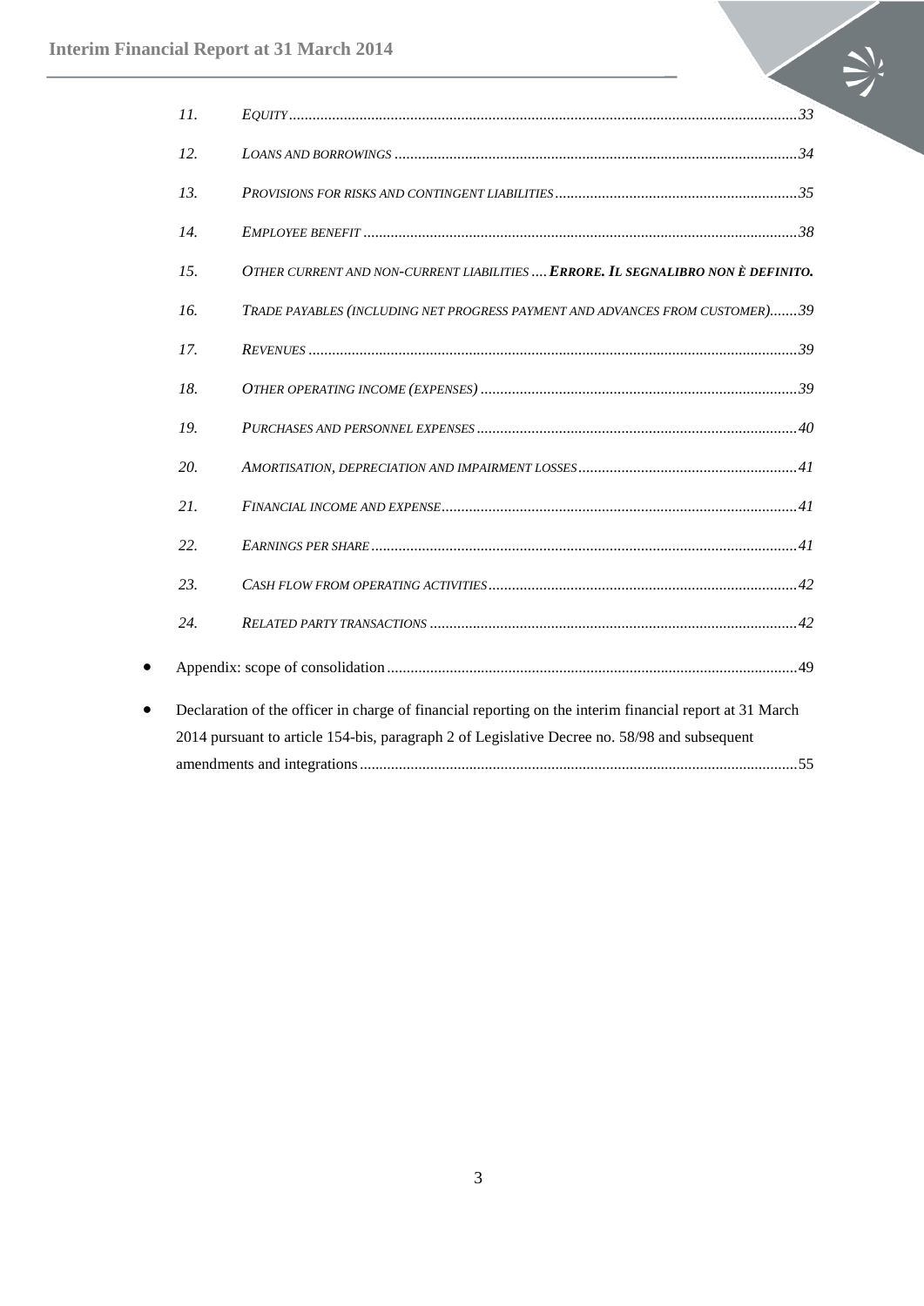11. *EQUITY* ........ *33*

12. *LOANS AND BORROWINGS* ........ *34*

13. *PROVISIONS FOR RISKS AND CONTINGENT LIABILITIES* ........ *35*

14. *EMPLOYEE BENEFIT* ........ *38*

15. *OTHER CURRENT AND NON-CURRENT LIABILITIES* .... ***ERRORE. IL SEGNALIBRO NON È DEFINITO.***

16. *TRADE PAYABLES (INCLUDING NET PROGRESS PAYMENT AND ADVANCES FROM CUSTOMER)* ....... *39*

17. *REVENUES* ........ *39*

18. *OTHER OPERATING INCOME (EXPENSES)* ........ *39*

19. *PURCHASES AND PERSONNEL EXPENSES* ........ *40*

20. *AMORTISATION, DEPRECIATION AND IMPAIRMENT LOSSES* ........ *41*

21. *FINANCIAL INCOME AND EXPENSE* ........ *41*

22. *EARNINGS PER SHARE* ........ *41*

23. *CASH FLOW FROM OPERATING ACTIVITIES* ........ *42*

24. *RELATED PARTY TRANSACTIONS* ........ *42*

- Appendix: scope of consolidation ........ 49
- Declaration of the officer in charge of financial reporting on the interim financial report at 31 March 2014 pursuant to article 154-bis, paragraph 2 of Legislative Decree no. 58/98 and subsequent amendments and integrations ........ 55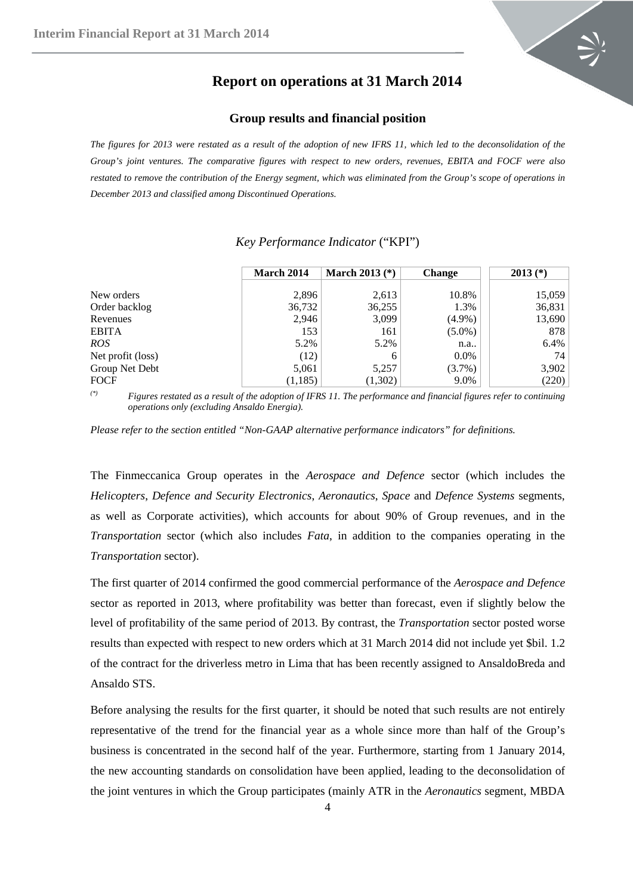# Report on operations at 31 March 2014

## Group results and financial position

*The figures for 2013 were restated as a result of the adoption of new IFRS 11, which led to the deconsolidation of the Group's joint ventures. The comparative figures with respect to new orders, revenues, EBITA and FOCF were also restated to remove the contribution of the Energy segment, which was eliminated from the Group's scope of operations in December 2013 and classified among Discontinued Operations.*

### *Key Performance Indicator* ("KPI")

| | March 2014 | March 2013 (*) | Change | 2013 (*) |
|---|---|---|---|---|
| New orders | 2,896 | 2,613 | 10.8% | 15,059 |
| Order backlog | 36,732 | 36,255 | 1.3% | 36,831 |
| Revenues | 2,946 | 3,099 | (4.9%) | 13,690 |
| EBITA | 153 | 161 | (5.0%) | 878 |
| *ROS* | 5.2% | 5.2% | n.a.. | 6.4% |
| Net profit (loss) | (12) | 6 | 0.0% | 74 |
| Group Net Debt | 5,061 | 5,257 | (3.7%) | 3,902 |
| FOCF | (1,185) | (1,302) | 9.0% | (220) |

(*) *Figures restated as a result of the adoption of IFRS 11. The performance and financial figures refer to continuing operations only (excluding Ansaldo Energia).*

*Please refer to the section entitled "Non-GAAP alternative performance indicators" for definitions.*

The Finmeccanica Group operates in the *Aerospace and Defence* sector (which includes the *Helicopters*, *Defence and Security Electronics*, *Aeronautics*, *Space* and *Defence Systems* segments, as well as Corporate activities), which accounts for about 90% of Group revenues, and in the *Transportation* sector (which also includes *Fata*, in addition to the companies operating in the *Transportation* sector).

The first quarter of 2014 confirmed the good commercial performance of the *Aerospace and Defence* sector as reported in 2013, where profitability was better than forecast, even if slightly below the level of profitability of the same period of 2013. By contrast, the *Transportation* sector posted worse results than expected with respect to new orders which at 31 March 2014 did not include yet $bil. 1.2 of the contract for the driverless metro in Lima that has been recently assigned to AnsaldoBreda and Ansaldo STS.

Before analysing the results for the first quarter, it should be noted that such results are not entirely representative of the trend for the financial year as a whole since more than half of the Group's business is concentrated in the second half of the year. Furthermore, starting from 1 January 2014, the new accounting standards on consolidation have been applied, leading to the deconsolidation of the joint ventures in which the Group participates (mainly ATR in the *Aeronautics* segment, MBDA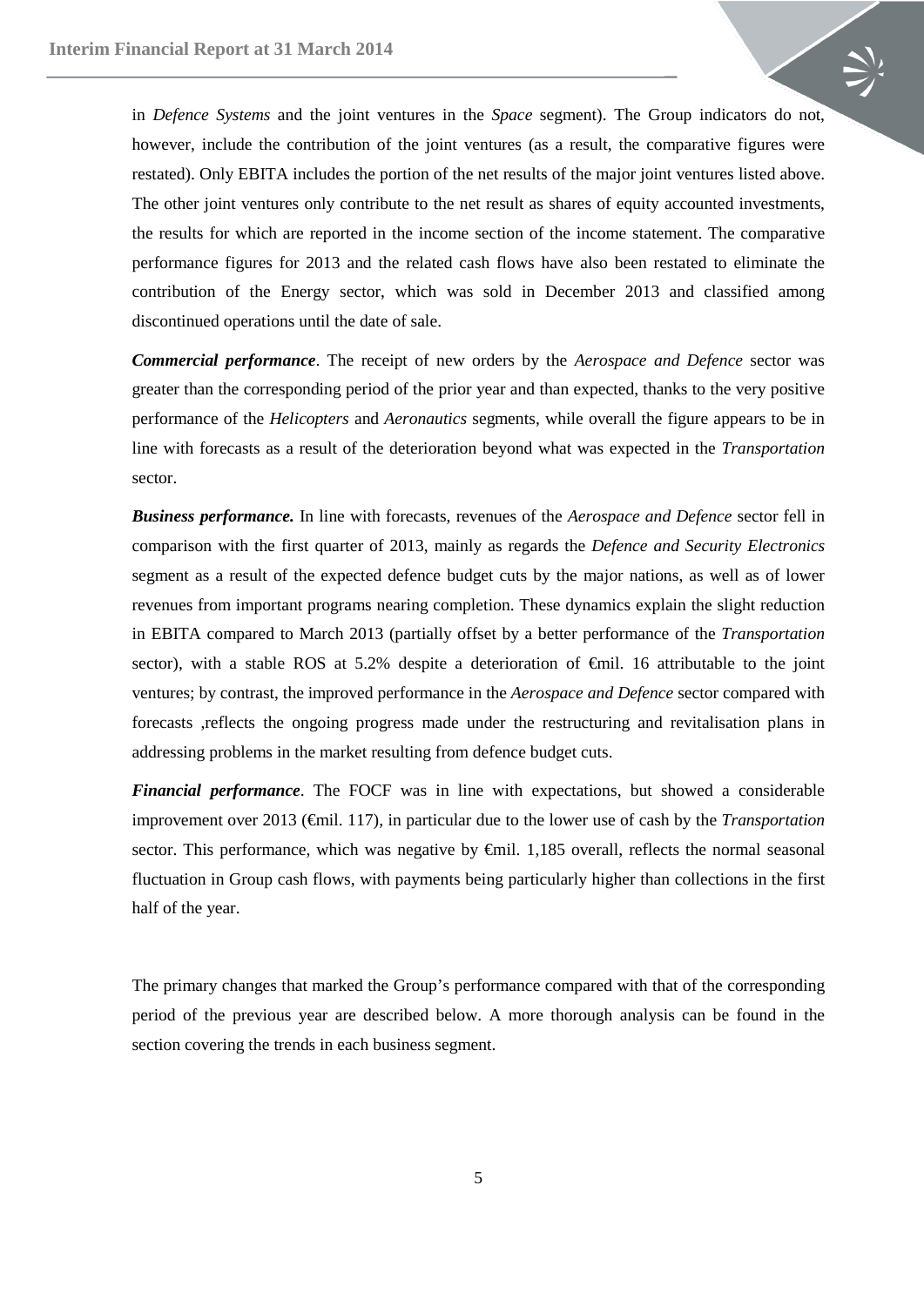in *Defence Systems* and the joint ventures in the *Space* segment). The Group indicators do not, however, include the contribution of the joint ventures (as a result, the comparative figures were restated). Only EBITA includes the portion of the net results of the major joint ventures listed above. The other joint ventures only contribute to the net result as shares of equity accounted investments, the results for which are reported in the income section of the income statement. The comparative performance figures for 2013 and the related cash flows have also been restated to eliminate the contribution of the Energy sector, which was sold in December 2013 and classified among discontinued operations until the date of sale.

***Commercial performance***. The receipt of new orders by the *Aerospace and Defence* sector was greater than the corresponding period of the prior year and than expected, thanks to the very positive performance of the *Helicopters* and *Aeronautics* segments, while overall the figure appears to be in line with forecasts as a result of the deterioration beyond what was expected in the *Transportation* sector.

***Business performance.*** In line with forecasts, revenues of the *Aerospace and Defence* sector fell in comparison with the first quarter of 2013, mainly as regards the *Defence and Security Electronics* segment as a result of the expected defence budget cuts by the major nations, as well as of lower revenues from important programs nearing completion. These dynamics explain the slight reduction in EBITA compared to March 2013 (partially offset by a better performance of the *Transportation* sector), with a stable ROS at 5.2% despite a deterioration of €mil. 16 attributable to the joint ventures; by contrast, the improved performance in the *Aerospace and Defence* sector compared with forecasts ,reflects the ongoing progress made under the restructuring and revitalisation plans in addressing problems in the market resulting from defence budget cuts.

***Financial performance***. The FOCF was in line with expectations, but showed a considerable improvement over 2013 (€mil. 117), in particular due to the lower use of cash by the *Transportation* sector. This performance, which was negative by €mil. 1,185 overall, reflects the normal seasonal fluctuation in Group cash flows, with payments being particularly higher than collections in the first half of the year.

The primary changes that marked the Group's performance compared with that of the corresponding period of the previous year are described below. A more thorough analysis can be found in the section covering the trends in each business segment.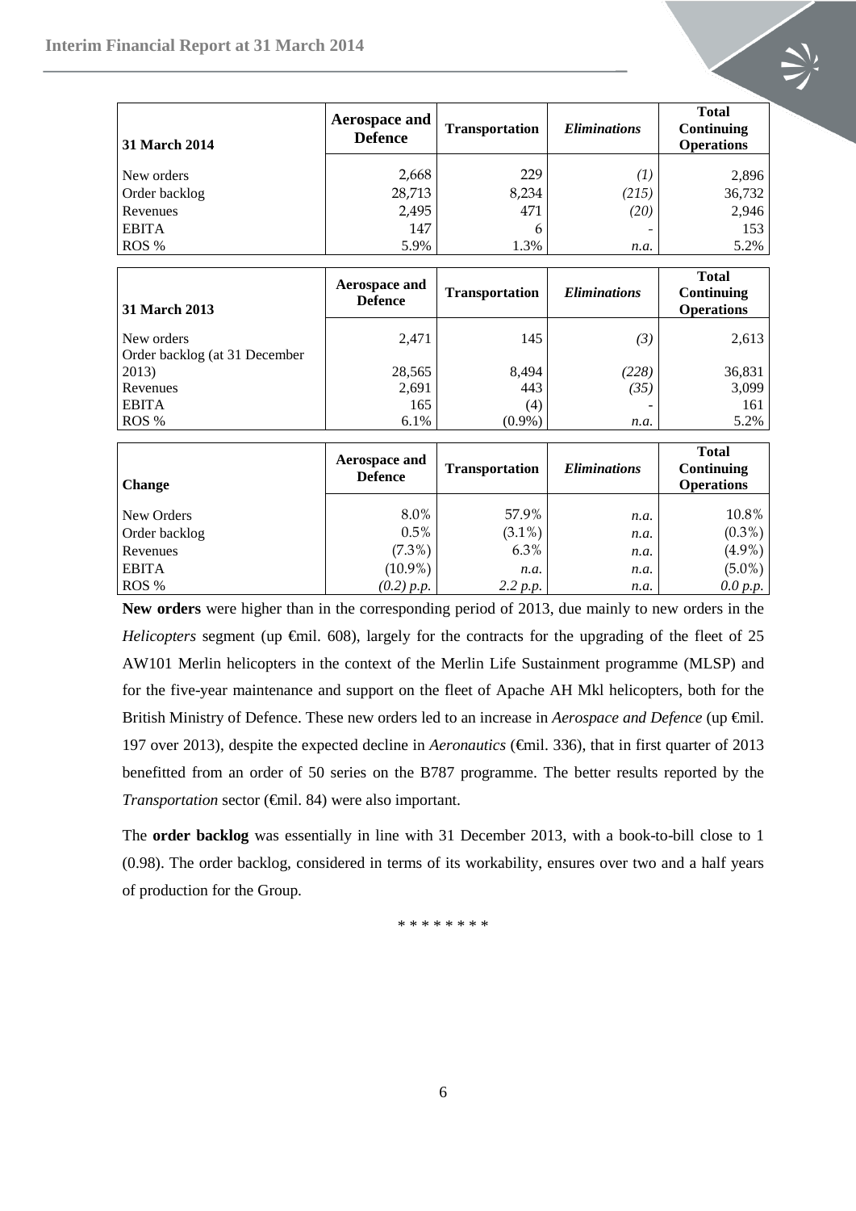| 31 March 2014 | Aerospace and Defence | Transportation | *Eliminations* | Total Continuing Operations |
|---|---|---|---|---|
| New orders | 2,668 | 229 | *(1)* | 2,896 |
| Order backlog | 28,713 | 8,234 | *(215)* | 36,732 |
| Revenues | 2,495 | 471 | *(20)* | 2,946 |
| EBITA | 147 | 6 | - | 153 |
| ROS % | 5.9% | 1.3% | *n.a.* | 5.2% |

| 31 March 2013 | Aerospace and Defence | Transportation | *Eliminations* | Total Continuing Operations |
|---|---|---|---|---|
| New orders | 2,471 | 145 | *(3)* | 2,613 |
| Order backlog (at 31 December 2013) | 28,565 | 8,494 | *(228)* | 36,831 |
| Revenues | 2,691 | 443 | *(35)* | 3,099 |
| EBITA | 165 | (4) | - | 161 |
| ROS % | 6.1% | (0.9%) | *n.a.* | 5.2% |

| Change | Aerospace and Defence | Transportation | *Eliminations* | Total Continuing Operations |
|---|---|---|---|---|
| New Orders | 8.0% | 57.9% | *n.a.* | 10.8% |
| Order backlog | 0.5% | (3.1%) | *n.a.* | (0.3%) |
| Revenues | (7.3%) | 6.3% | *n.a.* | (4.9%) |
| EBITA | (10.9%) | *n.a.* | *n.a.* | (5.0%) |
| ROS % | *(0.2) p.p.* | *2.2 p.p.* | *n.a.* | *0.0 p.p.* |

**New orders** were higher than in the corresponding period of 2013, due mainly to new orders in the *Helicopters* segment (up €mil. 608), largely for the contracts for the upgrading of the fleet of 25 AW101 Merlin helicopters in the context of the Merlin Life Sustainment programme (MLSP) and for the five-year maintenance and support on the fleet of Apache AH Mkl helicopters, both for the British Ministry of Defence. These new orders led to an increase in *Aerospace and Defence* (up €mil. 197 over 2013), despite the expected decline in *Aeronautics* (€mil. 336), that in first quarter of 2013 benefitted from an order of 50 series on the B787 programme. The better results reported by the *Transportation* sector (€mil. 84) were also important.

The **order backlog** was essentially in line with 31 December 2013, with a book-to-bill close to 1 (0.98). The order backlog, considered in terms of its workability, ensures over two and a half years of production for the Group.

\* \* \* \* \* \* \* \*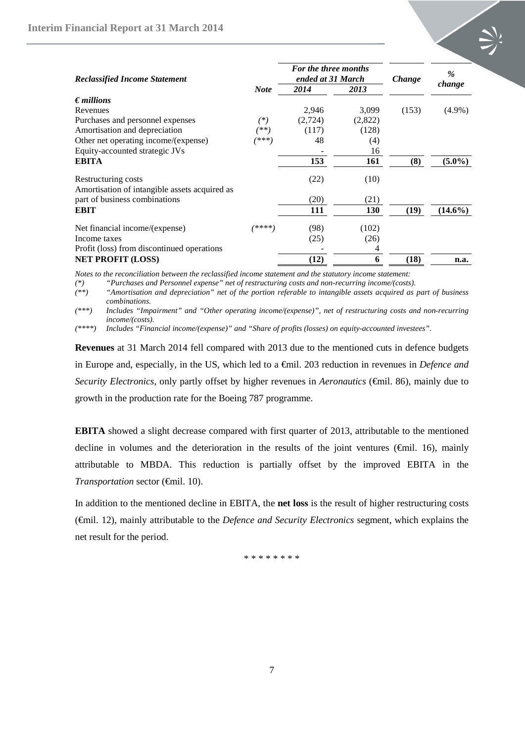| *Reclassified Income Statement* | *Note* | *For the three months ended at 31 March* | | *Change* | *% change* |
|---|---|---|---|---|---|
| | | *2014* | *2013* | | |
| ***€ millions*** | | | | | |
| Revenues | | 2,946 | 3,099 | (153) | (4.9%) |
| Purchases and personnel expenses | *(\*)* | (2,724) | (2,822) | | |
| Amortisation and depreciation | *(\*\*)* | (117) | (128) | | |
| Other net operating income/(expense) | *(\*\*\*)* | 48 | (4) | | |
| Equity-accounted strategic JVs | | - | 16 | | |
| **EBITA** | | **153** | **161** | **(8)** | **(5.0%)** |
| Restructuring costs | | (22) | (10) | | |
| Amortisation of intangible assets acquired as part of business combinations | | (20) | (21) | | |
| **EBIT** | | **111** | **130** | **(19)** | **(14.6%)** |
| Net financial income/(expense) | *(\*\*\*\*)* | (98) | (102) | | |
| Income taxes | | (25) | (26) | | |
| Profit (loss) from discontinued operations | | - | 4 | | |
| **NET PROFIT (LOSS)** | | **(12)** | **6** | **(18)** | **n.a.** |

*Notes to the reconciliation between the reclassified income statement and the statutory income statement:*

*(\*) "Purchases and Personnel expense" net of restructuring costs and non-recurring income/(costs).*

*(\*\*) "Amortisation and depreciation" net of the portion referable to intangible assets acquired as part of business combinations.*

*(\*\*\*) Includes "Impairment" and "Other operating income/(expense)", net of restructuring costs and non-recurring income/(costs).*

*(\*\*\*\*) Includes "Financial income/(expense)" and "Share of profits (losses) on equity-accounted investees".*

**Revenues** at 31 March 2014 fell compared with 2013 due to the mentioned cuts in defence budgets in Europe and, especially, in the US, which led to a €mil. 203 reduction in revenues in *Defence and Security Electronics,* only partly offset by higher revenues in *Aeronautics* (€mil. 86), mainly due to growth in the production rate for the Boeing 787 programme.

**EBITA** showed a slight decrease compared with first quarter of 2013, attributable to the mentioned decline in volumes and the deterioration in the results of the joint ventures (€mil. 16), mainly attributable to MBDA. This reduction is partially offset by the improved EBITA in the *Transportation* sector (€mil. 10).

In addition to the mentioned decline in EBITA, the **net loss** is the result of higher restructuring costs (€mil. 12), mainly attributable to the *Defence and Security Electronics* segment, which explains the net result for the period.

\* \* \* \* \* \* \* \*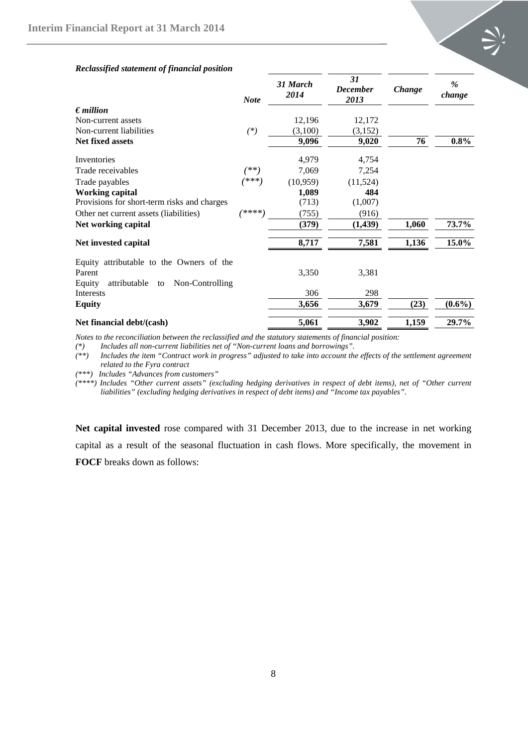*Reclassified statement of financial position*

| *€ million* | *Note* | *31 March 2014* | *31 December 2013* | *Change* | *% change* |
|---|---|---|---|---|---|
| Non-current assets | | 12,196 | 12,172 | | |
| Non-current liabilities | *(\*)* | (3,100) | (3,152) | | |
| **Net fixed assets** | | **9,096** | **9,020** | **76** | **0.8%** |
| Inventories | | 4,979 | 4,754 | | |
| Trade receivables | *(\*\*)* | 7,069 | 7,254 | | |
| Trade payables | *(\*\*\*)* | (10,959) | (11,524) | | |
| **Working capital** | | **1,089** | **484** | | |
| Provisions for short-term risks and charges | | (713) | (1,007) | | |
| Other net current assets (liabilities) | *(\*\*\*\*)* | (755) | (916) | | |
| **Net working capital** | | **(379)** | **(1,439)** | **1,060** | **73.7%** |
| **Net invested capital** | | **8,717** | **7,581** | **1,136** | **15.0%** |
| Equity attributable to the Owners of the Parent | | 3,350 | 3,381 | | |
| Equity attributable to Non-Controlling Interests | | 306 | 298 | | |
| **Equity** | | **3,656** | **3,679** | **(23)** | **(0.6%)** |
| **Net financial debt/(cash)** | | **5,061** | **3,902** | **1,159** | **29.7%** |

*Notes to the reconciliation between the reclassified and the statutory statements of financial position:*

*(\*) Includes all non-current liabilities net of "Non-current loans and borrowings".*

*(\*\*) Includes the item "Contract work in progress" adjusted to take into account the effects of the settlement agreement related to the Fyra contract*

*(\*\*\*) Includes "Advances from customers"*

*(\*\*\*\*) Includes "Other current assets" (excluding hedging derivatives in respect of debt items), net of "Other current liabilities" (excluding hedging derivatives in respect of debt items) and "Income tax payables".*

**Net capital invested** rose compared with 31 December 2013, due to the increase in net working capital as a result of the seasonal fluctuation in cash flows. More specifically, the movement in **FOCF** breaks down as follows: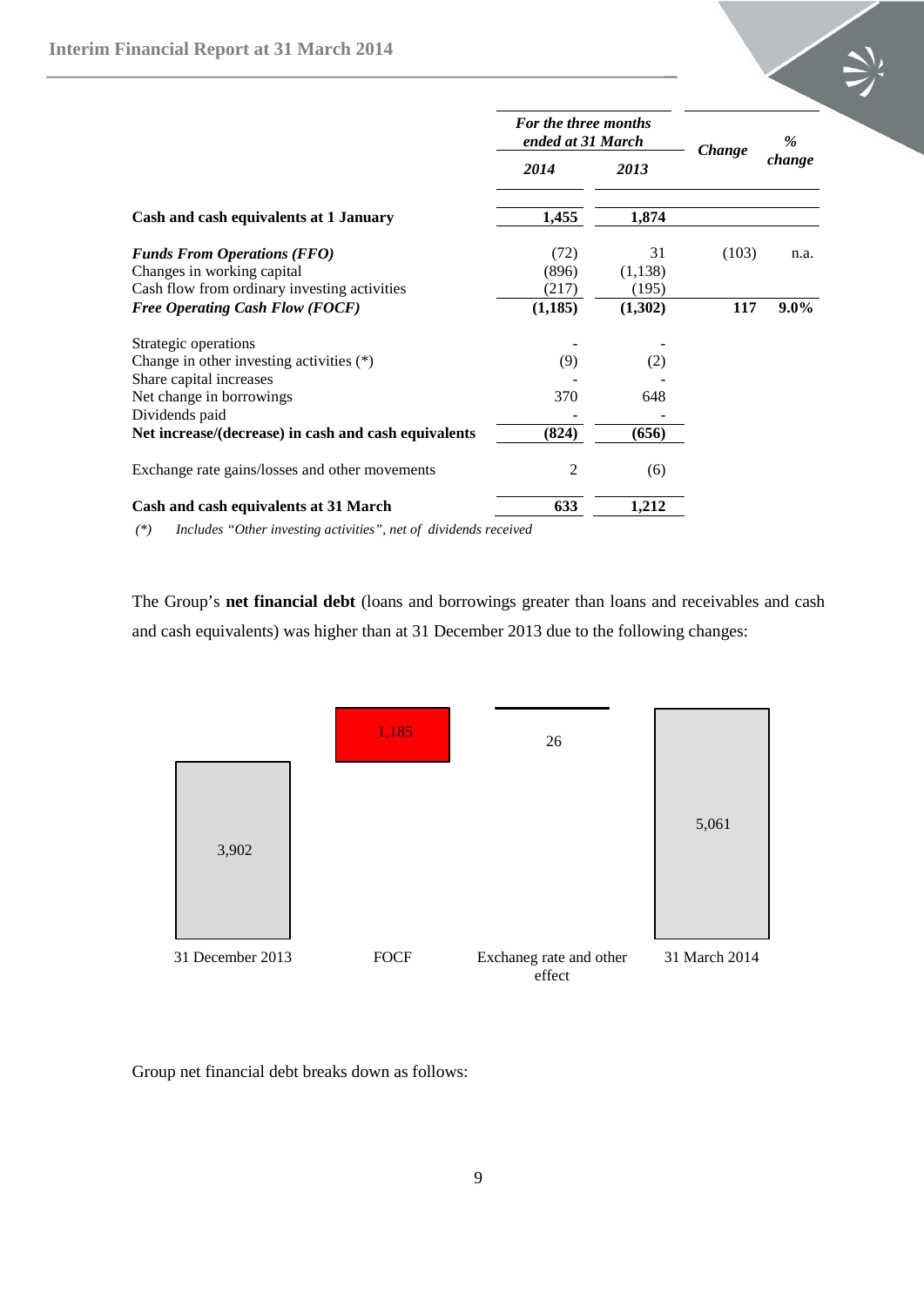| | For the three months ended at 31 March | | Change | % change |
|---|---|---|---|---|
| | *2014* | *2013* | | |
| **Cash and cash equivalents at 1 January** | **1,455** | **1,874** | | |
| ***Funds From Operations (FFO)*** | (72) | 31 | (103) | n.a. |
| Changes in working capital | (896) | (1,138) | | |
| Cash flow from ordinary investing activities | (217) | (195) | | |
| ***Free Operating Cash Flow (FOCF)*** | **(1,185)** | **(1,302)** | **117** | **9.0%** |
| Strategic operations | - | - | | |
| Change in other investing activities (*) | (9) | (2) | | |
| Share capital increases | - | - | | |
| Net change in borrowings | 370 | 648 | | |
| Dividends paid | - | - | | |
| **Net increase/(decrease) in cash and cash equivalents** | **(824)** | **(656)** | | |
| Exchange rate gains/losses and other movements | 2 | (6) | | |
| **Cash and cash equivalents at 31 March** | **633** | **1,212** | | |

*(*) Includes "Other investing activities", net of dividends received*

The Group's **net financial debt** (loans and borrowings greater than loans and receivables and cash and cash equivalents) was higher than at 31 December 2013 due to the following changes:

| 31 December 2013 | FOCF | Exchaneg rate and other effect | 31 March 2014 |
|---|---|---|---|
| 3,902 | 1,185 | 26 | 5,061 |

Group net financial debt breaks down as follows: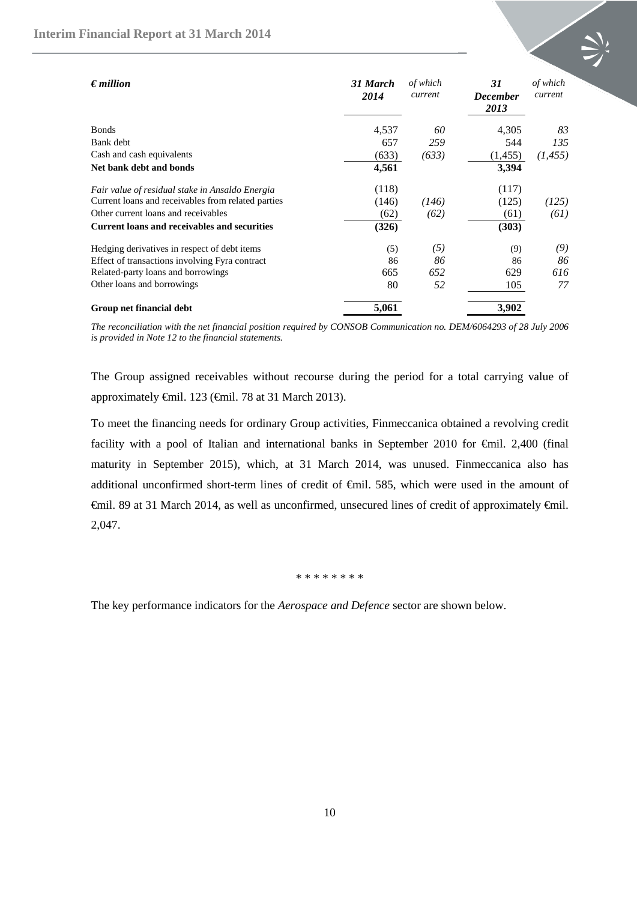| *€ million* | *31 March 2014* | *of which current* | *31 December 2013* | *of which current* |
|---|---|---|---|---|
| Bonds | 4,537 | *60* | 4,305 | *83* |
| Bank debt | 657 | *259* | 544 | *135* |
| Cash and cash equivalents | (633) | *(633)* | (1,455) | *(1,455)* |
| **Net bank debt and bonds** | **4,561** | | **3,394** | |
| *Fair value of residual stake in Ansaldo Energia* | (118) | | (117) | |
| Current loans and receivables from related parties | (146) | *(146)* | (125) | *(125)* |
| Other current loans and receivables | (62) | *(62)* | (61) | *(61)* |
| **Current loans and receivables and securities** | **(326)** | | **(303)** | |
| Hedging derivatives in respect of debt items | (5) | *(5)* | (9) | *(9)* |
| Effect of transactions involving Fyra contract | 86 | *86* | 86 | *86* |
| Related-party loans and borrowings | 665 | *652* | 629 | *616* |
| Other loans and borrowings | 80 | *52* | 105 | *77* |
| **Group net financial debt** | **5,061** | | **3,902** | |

*The reconciliation with the net financial position required by CONSOB Communication no. DEM/6064293 of 28 July 2006 is provided in Note 12 to the financial statements.*

The Group assigned receivables without recourse during the period for a total carrying value of approximately €mil. 123 (€mil. 78 at 31 March 2013).

To meet the financing needs for ordinary Group activities, Finmeccanica obtained a revolving credit facility with a pool of Italian and international banks in September 2010 for €mil. 2,400 (final maturity in September 2015), which, at 31 March 2014, was unused. Finmeccanica also has additional unconfirmed short-term lines of credit of €mil. 585, which were used in the amount of €mil. 89 at 31 March 2014, as well as unconfirmed, unsecured lines of credit of approximately €mil. 2,047.

* * * * * * * *

The key performance indicators for the *Aerospace and Defence* sector are shown below.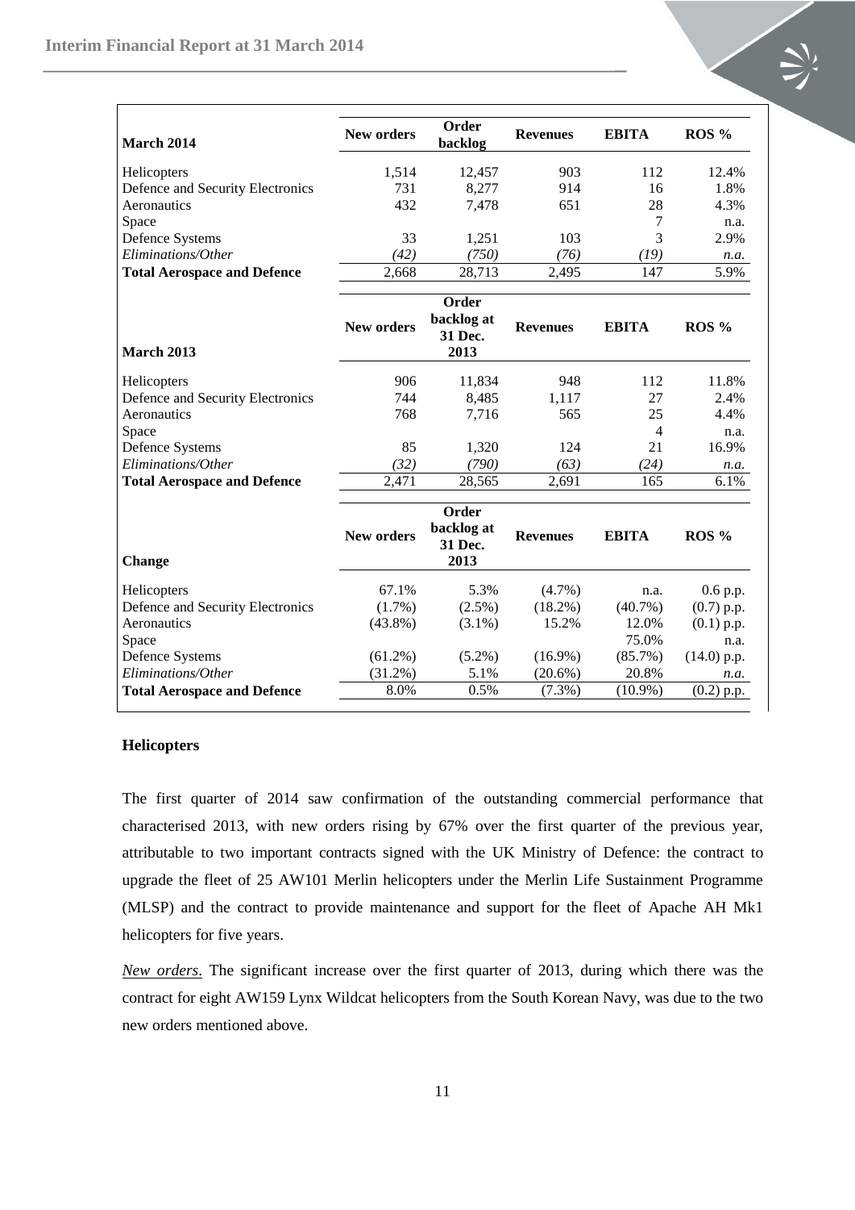| March 2014 | New orders | Order backlog | Revenues | EBITA | ROS % |
|---|---|---|---|---|---|
| Helicopters | 1,514 | 12,457 | 903 | 112 | 12.4% |
| Defence and Security Electronics | 731 | 8,277 | 914 | 16 | 1.8% |
| Aeronautics | 432 | 7,478 | 651 | 28 | 4.3% |
| Space | | | | 7 | n.a. |
| Defence Systems | 33 | 1,251 | 103 | 3 | 2.9% |
| *Eliminations/Other* | *(42)* | *(750)* | *(76)* | *(19)* | *n.a.* |
| **Total Aerospace and Defence** | 2,668 | 28,713 | 2,495 | 147 | 5.9% |

| March 2013 | New orders | Order backlog at 31 Dec. 2013 | Revenues | EBITA | ROS % |
|---|---|---|---|---|---|
| Helicopters | 906 | 11,834 | 948 | 112 | 11.8% |
| Defence and Security Electronics | 744 | 8,485 | 1,117 | 27 | 2.4% |
| Aeronautics | 768 | 7,716 | 565 | 25 | 4.4% |
| Space | | | | 4 | n.a. |
| Defence Systems | 85 | 1,320 | 124 | 21 | 16.9% |
| *Eliminations/Other* | *(32)* | *(790)* | *(63)* | *(24)* | *n.a.* |
| **Total Aerospace and Defence** | 2,471 | 28,565 | 2,691 | 165 | 6.1% |

| Change | New orders | Order backlog at 31 Dec. 2013 | Revenues | EBITA | ROS % |
|---|---|---|---|---|---|
| Helicopters | 67.1% | 5.3% | (4.7%) | n.a. | 0.6 p.p. |
| Defence and Security Electronics | (1.7%) | (2.5%) | (18.2%) | (40.7%) | (0.7) p.p. |
| Aeronautics | (43.8%) | (3.1%) | 15.2% | 12.0% | (0.1) p.p. |
| Space | | | | 75.0% | n.a. |
| Defence Systems | (61.2%) | (5.2%) | (16.9%) | (85.7%) | (14.0) p.p. |
| *Eliminations/Other* | *(31.2%)* | *5.1%* | *(20.6%)* | *20.8%* | *n.a.* |
| **Total Aerospace and Defence** | 8.0% | 0.5% | (7.3%) | (10.9%) | (0.2) p.p. |

**Helicopters**

The first quarter of 2014 saw confirmation of the outstanding commercial performance that characterised 2013, with new orders rising by 67% over the first quarter of the previous year, attributable to two important contracts signed with the UK Ministry of Defence: the contract to upgrade the fleet of 25 AW101 Merlin helicopters under the Merlin Life Sustainment Programme (MLSP) and the contract to provide maintenance and support for the fleet of Apache AH Mk1 helicopters for five years.

*New orders*. The significant increase over the first quarter of 2013, during which there was the contract for eight AW159 Lynx Wildcat helicopters from the South Korean Navy, was due to the two new orders mentioned above.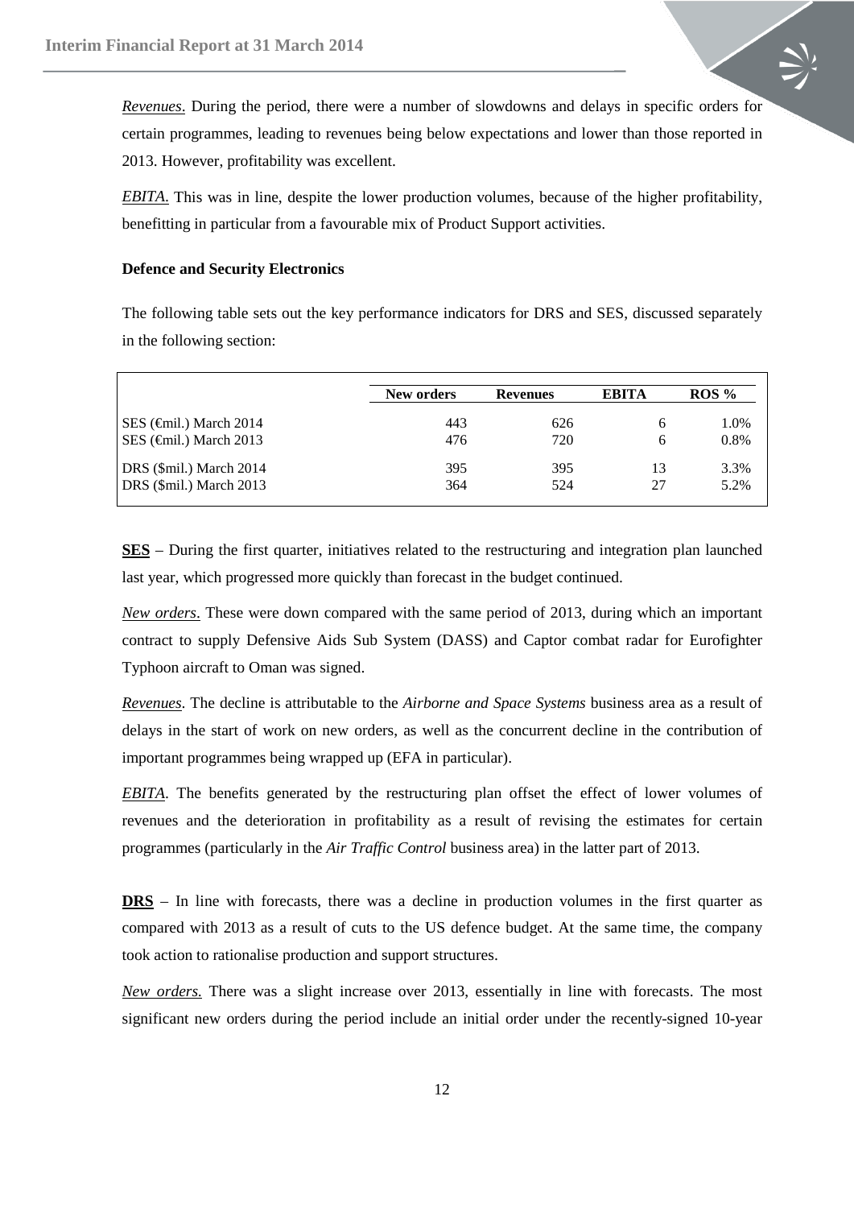*Revenues*. During the period, there were a number of slowdowns and delays in specific orders for certain programmes, leading to revenues being below expectations and lower than those reported in 2013. However, profitability was excellent.

*EBITA*. This was in line, despite the lower production volumes, because of the higher profitability, benefitting in particular from a favourable mix of Product Support activities.

**Defence and Security Electronics**

The following table sets out the key performance indicators for DRS and SES, discussed separately in the following section:

| | New orders | Revenues | EBITA | ROS % |
|---|---|---|---|---|
| SES (€mil.) March 2014 | 443 | 626 | 6 | 1.0% |
| SES (€mil.) March 2013 | 476 | 720 | 6 | 0.8% |
| DRS ($mil.) March 2014 | 395 | 395 | 13 | 3.3% |
| DRS ($mil.) March 2013 | 364 | 524 | 27 | 5.2% |

**SES** – During the first quarter, initiatives related to the restructuring and integration plan launched last year, which progressed more quickly than forecast in the budget continued.

*New orders*. These were down compared with the same period of 2013, during which an important contract to supply Defensive Aids Sub System (DASS) and Captor combat radar for Eurofighter Typhoon aircraft to Oman was signed.

*Revenues*. The decline is attributable to the *Airborne and Space Systems* business area as a result of delays in the start of work on new orders, as well as the concurrent decline in the contribution of important programmes being wrapped up (EFA in particular).

*EBITA*. The benefits generated by the restructuring plan offset the effect of lower volumes of revenues and the deterioration in profitability as a result of revising the estimates for certain programmes (particularly in the *Air Traffic Control* business area) in the latter part of 2013.

**DRS** – In line with forecasts, there was a decline in production volumes in the first quarter as compared with 2013 as a result of cuts to the US defence budget. At the same time, the company took action to rationalise production and support structures.

*New orders.* There was a slight increase over 2013, essentially in line with forecasts. The most significant new orders during the period include an initial order under the recently-signed 10-year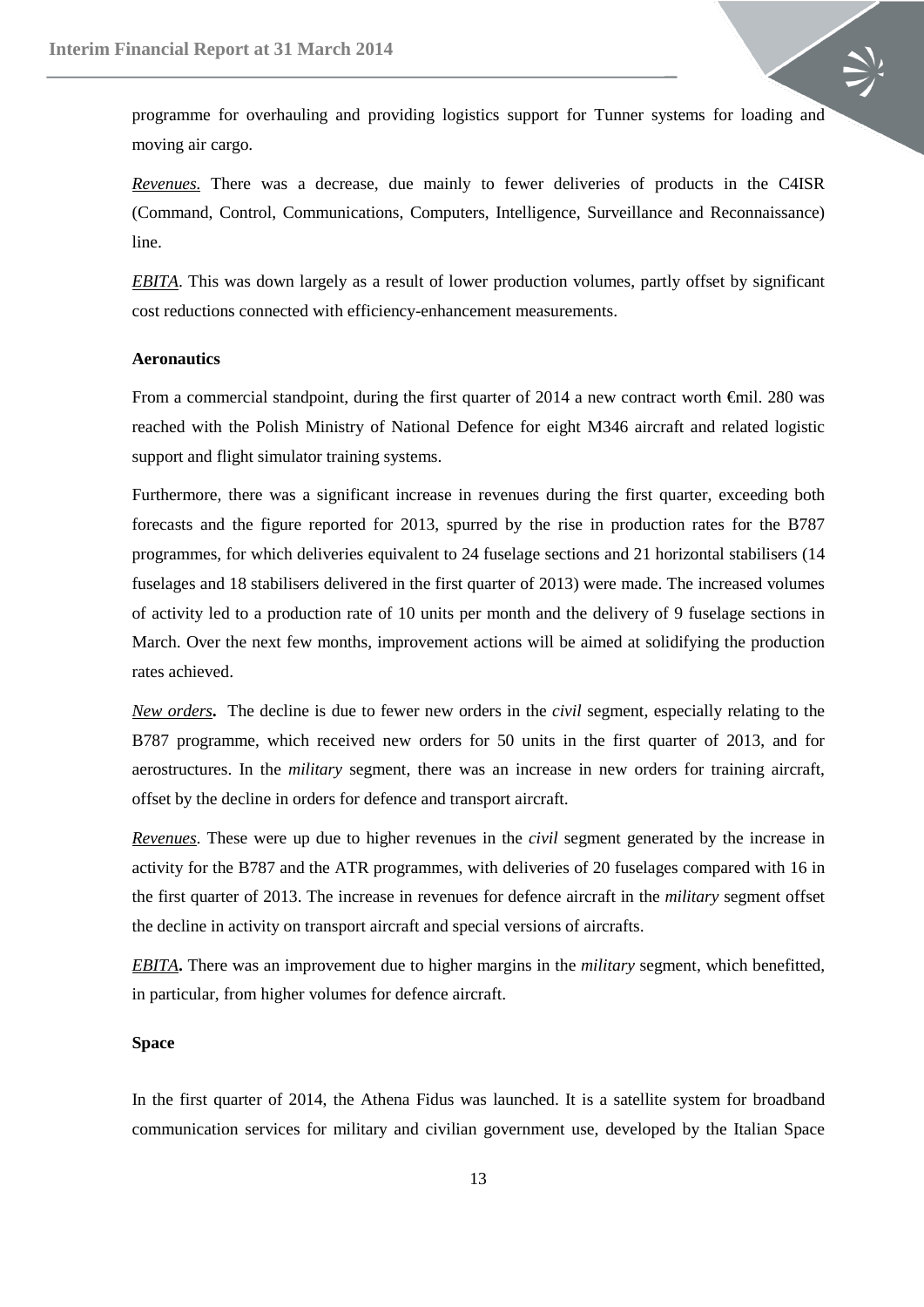programme for overhauling and providing logistics support for Tunner systems for loading and moving air cargo.

*Revenues.* There was a decrease, due mainly to fewer deliveries of products in the C4ISR (Command, Control, Communications, Computers, Intelligence, Surveillance and Reconnaissance) line.

*EBITA*. This was down largely as a result of lower production volumes, partly offset by significant cost reductions connected with efficiency-enhancement measurements.

**Aeronautics**

From a commercial standpoint, during the first quarter of 2014 a new contract worth €mil. 280 was reached with the Polish Ministry of National Defence for eight M346 aircraft and related logistic support and flight simulator training systems.

Furthermore, there was a significant increase in revenues during the first quarter, exceeding both forecasts and the figure reported for 2013, spurred by the rise in production rates for the B787 programmes, for which deliveries equivalent to 24 fuselage sections and 21 horizontal stabilisers (14 fuselages and 18 stabilisers delivered in the first quarter of 2013) were made. The increased volumes of activity led to a production rate of 10 units per month and the delivery of 9 fuselage sections in March. Over the next few months, improvement actions will be aimed at solidifying the production rates achieved.

***New orders*.** The decline is due to fewer new orders in the *civil* segment, especially relating to the B787 programme, which received new orders for 50 units in the first quarter of 2013, and for aerostructures. In the *military* segment, there was an increase in new orders for training aircraft, offset by the decline in orders for defence and transport aircraft.

*Revenues*. These were up due to higher revenues in the *civil* segment generated by the increase in activity for the B787 and the ATR programmes, with deliveries of 20 fuselages compared with 16 in the first quarter of 2013. The increase in revenues for defence aircraft in the *military* segment offset the decline in activity on transport aircraft and special versions of aircrafts.

***EBITA*.** There was an improvement due to higher margins in the *military* segment, which benefitted, in particular, from higher volumes for defence aircraft.

**Space**

In the first quarter of 2014, the Athena Fidus was launched. It is a satellite system for broadband communication services for military and civilian government use, developed by the Italian Space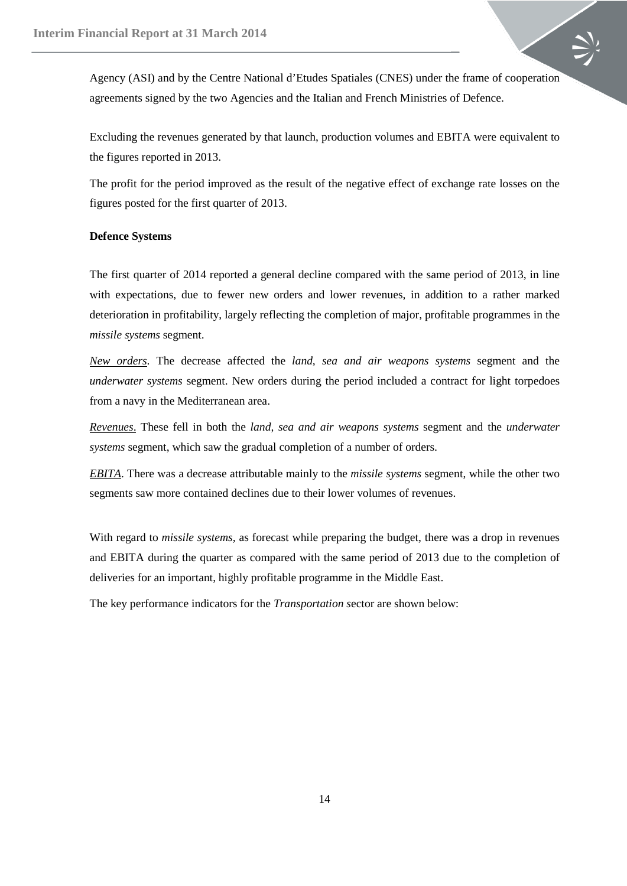Agency (ASI) and by the Centre National d'Etudes Spatiales (CNES) under the frame of cooperation agreements signed by the two Agencies and the Italian and French Ministries of Defence.

Excluding the revenues generated by that launch, production volumes and EBITA were equivalent to the figures reported in 2013.

The profit for the period improved as the result of the negative effect of exchange rate losses on the figures posted for the first quarter of 2013.

**Defence Systems**

The first quarter of 2014 reported a general decline compared with the same period of 2013, in line with expectations, due to fewer new orders and lower revenues, in addition to a rather marked deterioration in profitability, largely reflecting the completion of major, profitable programmes in the *missile systems* segment.

*New orders*. The decrease affected the *land, sea and air weapons systems* segment and the *underwater systems* segment. New orders during the period included a contract for light torpedoes from a navy in the Mediterranean area.

*Revenues*. These fell in both the *land, sea and air weapons systems* segment and the *underwater systems* segment, which saw the gradual completion of a number of orders.

*EBITA*. There was a decrease attributable mainly to the *missile systems* segment, while the other two segments saw more contained declines due to their lower volumes of revenues.

With regard to *missile systems*, as forecast while preparing the budget, there was a drop in revenues and EBITA during the quarter as compared with the same period of 2013 due to the completion of deliveries for an important, highly profitable programme in the Middle East.

The key performance indicators for the *Transportation s*ector are shown below: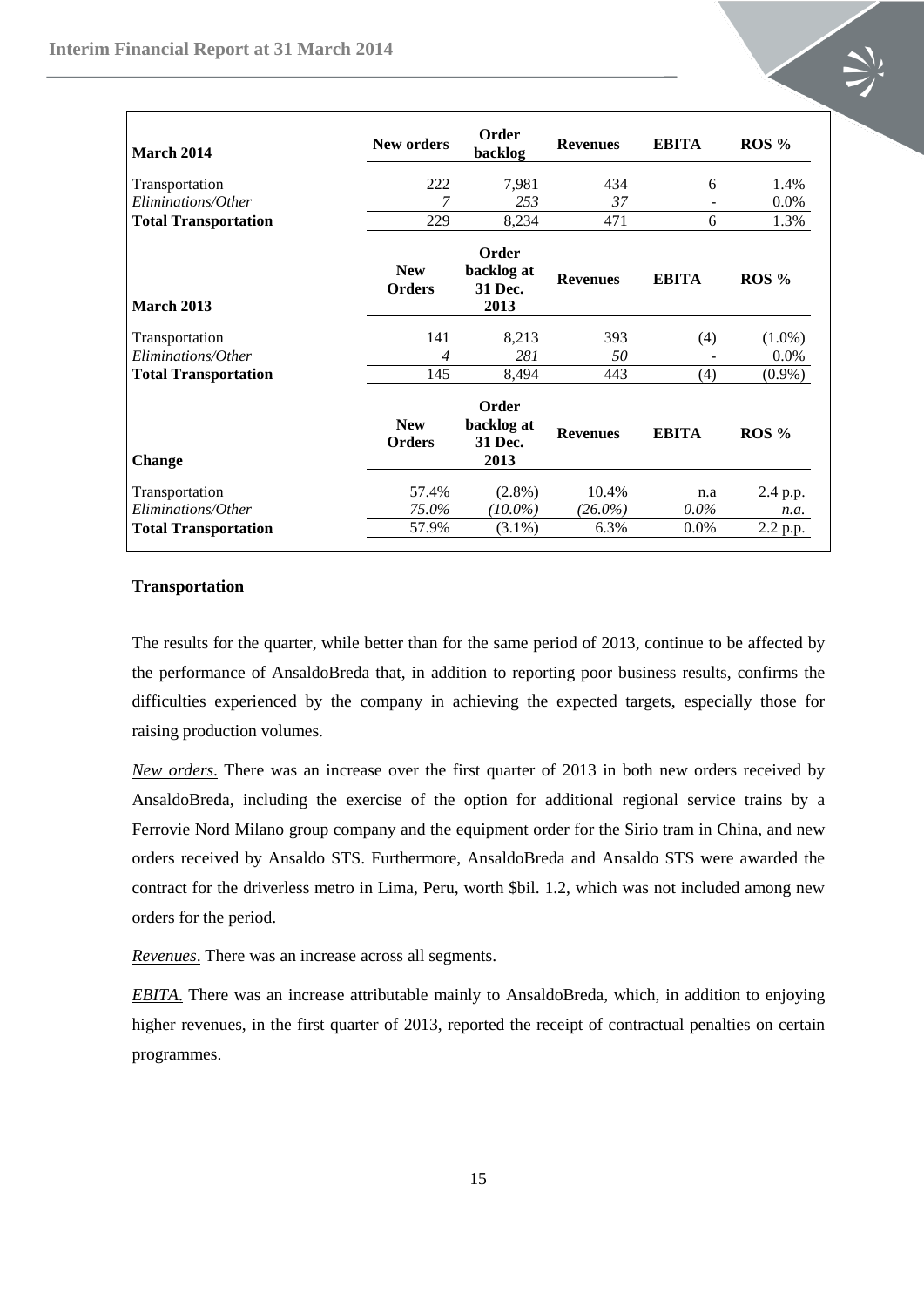| March 2014 | New orders | Order backlog | Revenues | EBITA | ROS % |
|---|---|---|---|---|---|
| Transportation | 222 | 7,981 | 434 | 6 | 1.4% |
| *Eliminations/Other* | *7* | *253* | *37* | - | 0.0% |
| **Total Transportation** | 229 | 8,234 | 471 | 6 | 1.3% |

| March 2013 | New Orders | Order backlog at 31 Dec. 2013 | Revenues | EBITA | ROS % |
|---|---|---|---|---|---|
| Transportation | 141 | 8,213 | 393 | (4) | (1.0%) |
| *Eliminations/Other* | *4* | *281* | *50* | - | 0.0% |
| **Total Transportation** | 145 | 8,494 | 443 | (4) | (0.9%) |

| Change | New Orders | Order backlog at 31 Dec. 2013 | Revenues | EBITA | ROS % |
|---|---|---|---|---|---|
| Transportation | 57.4% | (2.8%) | 10.4% | n.a | 2.4 p.p. |
| *Eliminations/Other* | *75.0%* | *(10.0%)* | *(26.0%)* | *0.0%* | *n.a.* |
| **Total Transportation** | 57.9% | (3.1%) | 6.3% | 0.0% | 2.2 p.p. |

**Transportation**

The results for the quarter, while better than for the same period of 2013, continue to be affected by the performance of AnsaldoBreda that, in addition to reporting poor business results, confirms the difficulties experienced by the company in achieving the expected targets, especially those for raising production volumes.

*New orders*. There was an increase over the first quarter of 2013 in both new orders received by AnsaldoBreda, including the exercise of the option for additional regional service trains by a Ferrovie Nord Milano group company and the equipment order for the Sirio tram in China, and new orders received by Ansaldo STS. Furthermore, AnsaldoBreda and Ansaldo STS were awarded the contract for the driverless metro in Lima, Peru, worth $bil. 1.2, which was not included among new orders for the period.

*Revenues*. There was an increase across all segments.

*EBITA*. There was an increase attributable mainly to AnsaldoBreda, which, in addition to enjoying higher revenues, in the first quarter of 2013, reported the receipt of contractual penalties on certain programmes.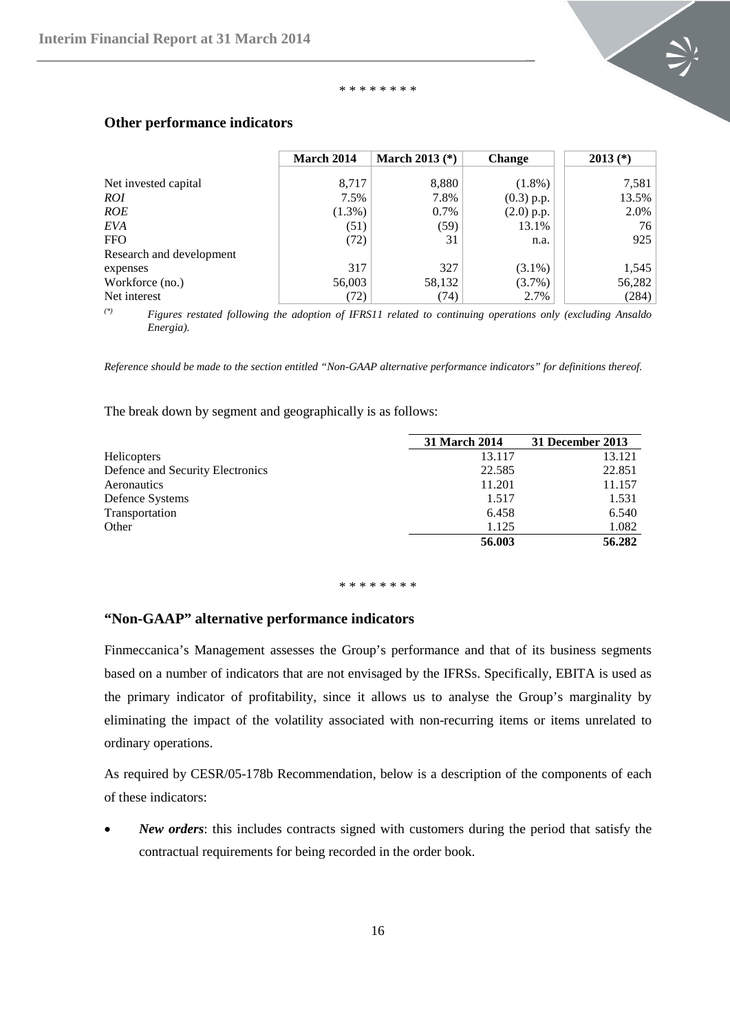\* \* \* \* \* \* \* \*

## Other performance indicators

| | March 2014 | March 2013 (*) | Change | 2013 (*) |
|---|---|---|---|---|
| Net invested capital | 8,717 | 8,880 | (1.8%) | 7,581 |
| *ROI* | 7.5% | 7.8% | (0.3) p.p. | 13.5% |
| *ROE* | (1.3%) | 0.7% | (2.0) p.p. | 2.0% |
| *EVA* | (51) | (59) | 13.1% | 76 |
| FFO | (72) | 31 | n.a. | 925 |
| Research and development expenses | 317 | 327 | (3.1%) | 1,545 |
| Workforce (no.) | 56,003 | 58,132 | (3.7%) | 56,282 |
| Net interest | (72) | (74) | 2.7% | (284) |

(*) *Figures restated following the adoption of IFRS11 related to continuing operations only (excluding Ansaldo Energia).*

*Reference should be made to the section entitled "Non-GAAP alternative performance indicators" for definitions thereof.*

The break down by segment and geographically is as follows:

| | 31 March 2014 | 31 December 2013 |
|---|---|---|
| Helicopters | 13.117 | 13.121 |
| Defence and Security Electronics | 22.585 | 22.851 |
| Aeronautics | 11.201 | 11.157 |
| Defence Systems | 1.517 | 1.531 |
| Transportation | 6.458 | 6.540 |
| Other | 1.125 | 1.082 |
| | **56.003** | **56.282** |

\* \* \* \* \* \* \* \*

## "Non-GAAP" alternative performance indicators

Finmeccanica's Management assesses the Group's performance and that of its business segments based on a number of indicators that are not envisaged by the IFRSs. Specifically, EBITA is used as the primary indicator of profitability, since it allows us to analyse the Group's marginality by eliminating the impact of the volatility associated with non-recurring items or items unrelated to ordinary operations.

As required by CESR/05-178b Recommendation, below is a description of the components of each of these indicators:

- ***New orders***: this includes contracts signed with customers during the period that satisfy the contractual requirements for being recorded in the order book.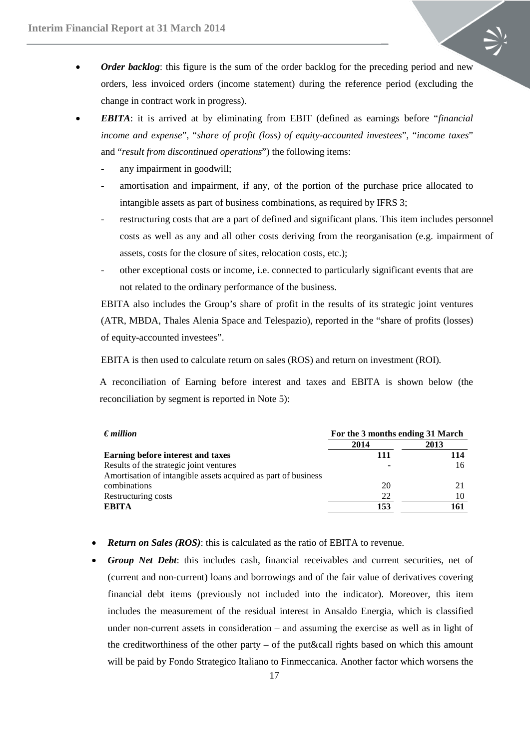- ***Order backlog***: this figure is the sum of the order backlog for the preceding period and new orders, less invoiced orders (income statement) during the reference period (excluding the change in contract work in progress).
- ***EBITA***: it is arrived at by eliminating from EBIT (defined as earnings before "*financial income and expense*", "*share of profit (loss) of equity-accounted investees*", "*income taxes*" and "*result from discontinued operations*") the following items:
  - any impairment in goodwill;
  - amortisation and impairment, if any, of the portion of the purchase price allocated to intangible assets as part of business combinations, as required by IFRS 3;
  - restructuring costs that are a part of defined and significant plans. This item includes personnel costs as well as any and all other costs deriving from the reorganisation (e.g. impairment of assets, costs for the closure of sites, relocation costs, etc.);
  - other exceptional costs or income, i.e. connected to particularly significant events that are not related to the ordinary performance of the business.

  EBITA also includes the Group's share of profit in the results of its strategic joint ventures (ATR, MBDA, Thales Alenia Space and Telespazio), reported in the "share of profits (losses) of equity-accounted investees".

  EBITA is then used to calculate return on sales (ROS) and return on investment (ROI).

  A reconciliation of Earning before interest and taxes and EBITA is shown below (the reconciliation by segment is reported in Note 5):

| ***€ million*** | **For the 3 months ending 31 March** | |
|---|---|---|
| | **2014** | **2013** |
| **Earning before interest and taxes** | **111** | **114** |
| Results of the strategic joint ventures | - | 16 |
| Amortisation of intangible assets acquired as part of business combinations | 20 | 21 |
| Restructuring costs | 22 | 10 |
| **EBITA** | **153** | **161** |

- ***Return on Sales (ROS)***: this is calculated as the ratio of EBITA to revenue.
- ***Group Net Debt***: this includes cash, financial receivables and current securities, net of (current and non-current) loans and borrowings and of the fair value of derivatives covering financial debt items (previously not included into the indicator). Moreover, this item includes the measurement of the residual interest in Ansaldo Energia, which is classified under non-current assets in consideration – and assuming the exercise as well as in light of the creditworthiness of the other party – of the put&call rights based on which this amount will be paid by Fondo Strategico Italiano to Finmeccanica. Another factor which worsens the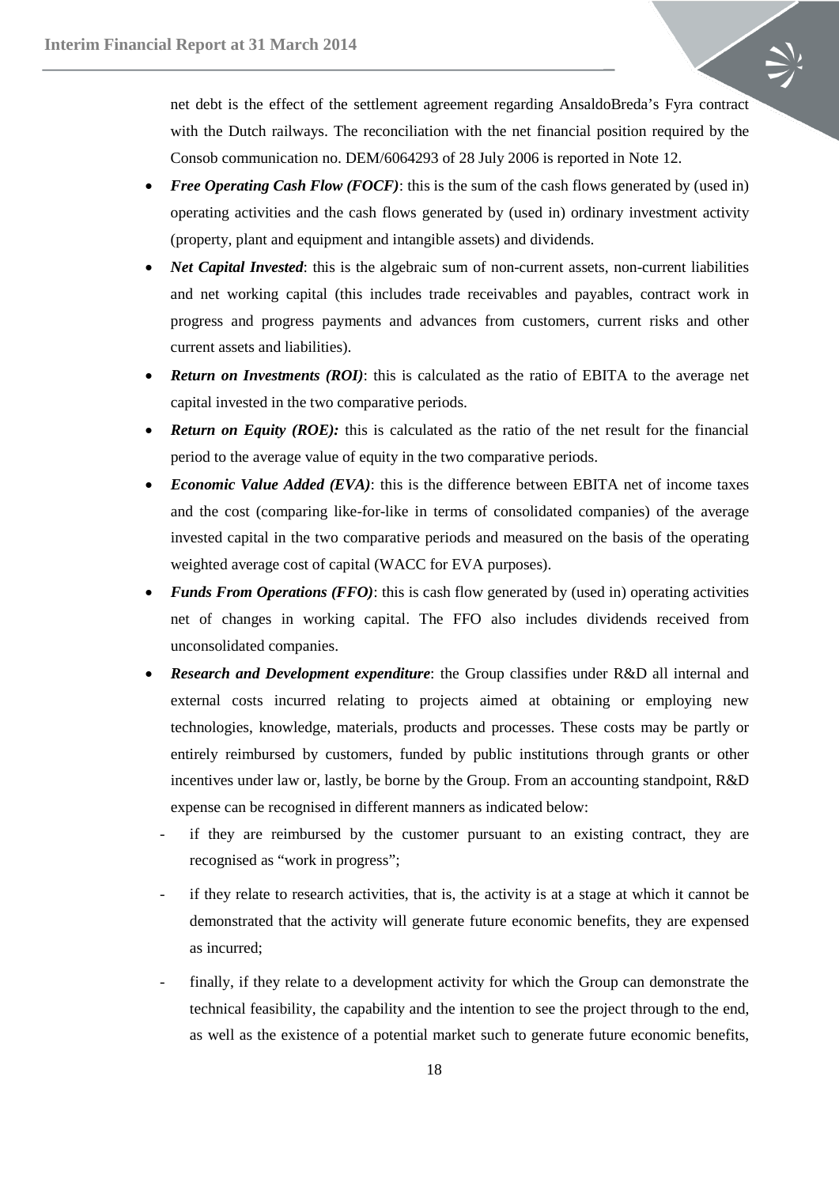net debt is the effect of the settlement agreement regarding AnsaldoBreda's Fyra contract with the Dutch railways. The reconciliation with the net financial position required by the Consob communication no. DEM/6064293 of 28 July 2006 is reported in Note 12.

- ***Free Operating Cash Flow (FOCF)***: this is the sum of the cash flows generated by (used in) operating activities and the cash flows generated by (used in) ordinary investment activity (property, plant and equipment and intangible assets) and dividends.
- ***Net Capital Invested***: this is the algebraic sum of non-current assets, non-current liabilities and net working capital (this includes trade receivables and payables, contract work in progress and progress payments and advances from customers, current risks and other current assets and liabilities).
- ***Return on Investments (ROI)***: this is calculated as the ratio of EBITA to the average net capital invested in the two comparative periods.
- ***Return on Equity (ROE):*** this is calculated as the ratio of the net result for the financial period to the average value of equity in the two comparative periods.
- ***Economic Value Added (EVA)***: this is the difference between EBITA net of income taxes and the cost (comparing like-for-like in terms of consolidated companies) of the average invested capital in the two comparative periods and measured on the basis of the operating weighted average cost of capital (WACC for EVA purposes).
- ***Funds From Operations (FFO)***: this is cash flow generated by (used in) operating activities net of changes in working capital. The FFO also includes dividends received from unconsolidated companies.
- ***Research and Development expenditure***: the Group classifies under R&D all internal and external costs incurred relating to projects aimed at obtaining or employing new technologies, knowledge, materials, products and processes. These costs may be partly or entirely reimbursed by customers, funded by public institutions through grants or other incentives under law or, lastly, be borne by the Group. From an accounting standpoint, R&D expense can be recognised in different manners as indicated below:
  - if they are reimbursed by the customer pursuant to an existing contract, they are recognised as "work in progress";
  - if they relate to research activities, that is, the activity is at a stage at which it cannot be demonstrated that the activity will generate future economic benefits, they are expensed as incurred;
  - finally, if they relate to a development activity for which the Group can demonstrate the technical feasibility, the capability and the intention to see the project through to the end, as well as the existence of a potential market such to generate future economic benefits,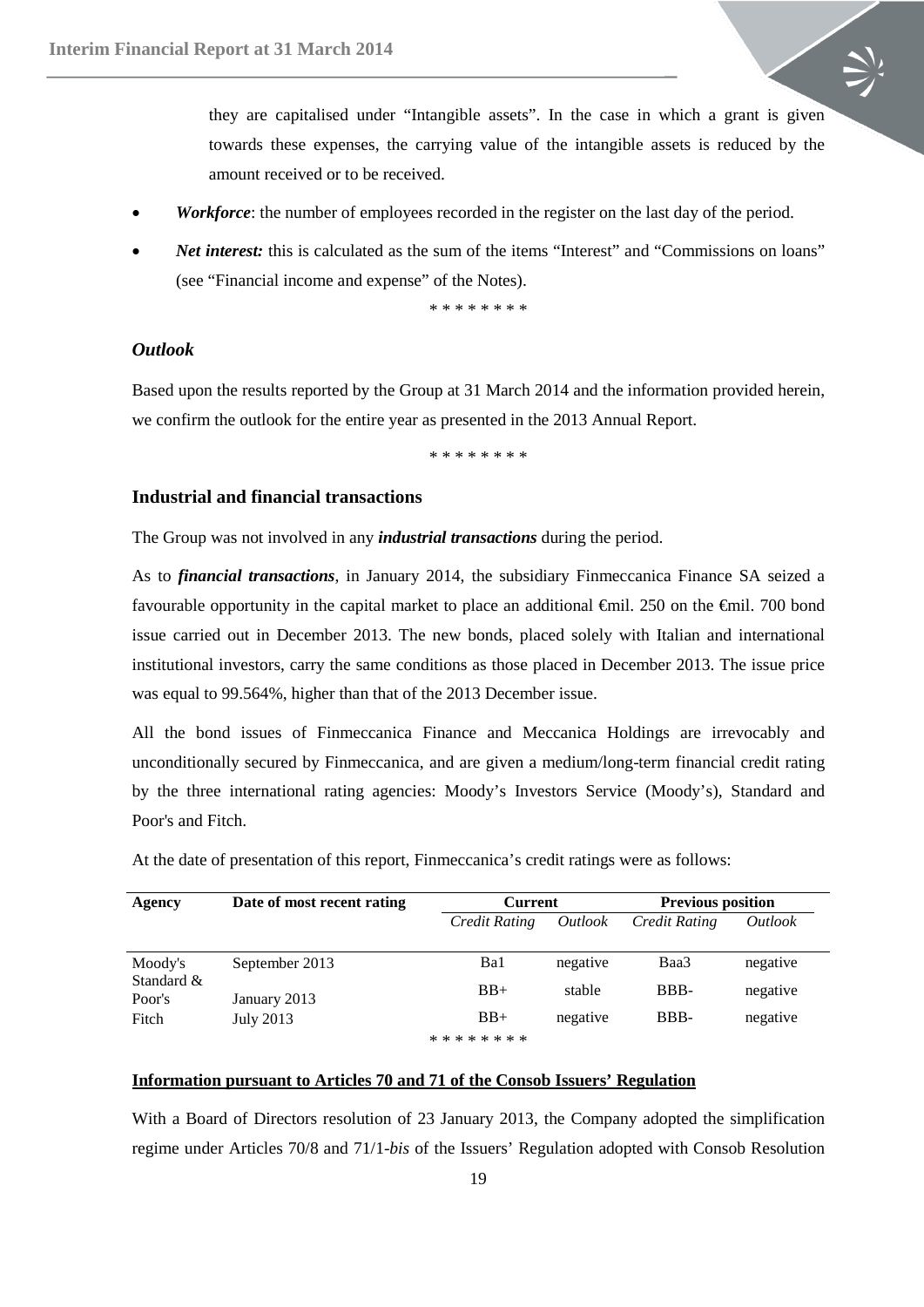they are capitalised under "Intangible assets". In the case in which a grant is given towards these expenses, the carrying value of the intangible assets is reduced by the amount received or to be received.

- ***Workforce***: the number of employees recorded in the register on the last day of the period.
- ***Net interest:*** this is calculated as the sum of the items "Interest" and "Commissions on loans" (see "Financial income and expense" of the Notes).

\* \* \* \* \* \* \* \*

### *Outlook*

Based upon the results reported by the Group at 31 March 2014 and the information provided herein, we confirm the outlook for the entire year as presented in the 2013 Annual Report.

\* \* \* \* \* \* \* \*

## Industrial and financial transactions

The Group was not involved in any ***industrial transactions*** during the period.

As to ***financial transactions***, in January 2014, the subsidiary Finmeccanica Finance SA seized a favourable opportunity in the capital market to place an additional €mil. 250 on the €mil. 700 bond issue carried out in December 2013. The new bonds, placed solely with Italian and international institutional investors, carry the same conditions as those placed in December 2013. The issue price was equal to 99.564%, higher than that of the 2013 December issue.

All the bond issues of Finmeccanica Finance and Meccanica Holdings are irrevocably and unconditionally secured by Finmeccanica, and are given a medium/long-term financial credit rating by the three international rating agencies: Moody's Investors Service (Moody's), Standard and Poor's and Fitch.

At the date of presentation of this report, Finmeccanica's credit ratings were as follows:

| Agency | Date of most recent rating | Current | | Previous position | |
|---|---|---|---|---|---|
| | | *Credit Rating* | *Outlook* | *Credit Rating* | *Outlook* |
| Moody's | September 2013 | Ba1 | negative | Baa3 | negative |
| Standard & Poor's | January 2013 | BB+ | stable | BBB- | negative |
| Fitch | July 2013 | BB+ | negative | BBB- | negative |

\* \* \* \* \* \* \* \*

### Information pursuant to Articles 70 and 71 of the Consob Issuers' Regulation

With a Board of Directors resolution of 23 January 2013, the Company adopted the simplification regime under Articles 70/8 and 71/1-*bis* of the Issuers' Regulation adopted with Consob Resolution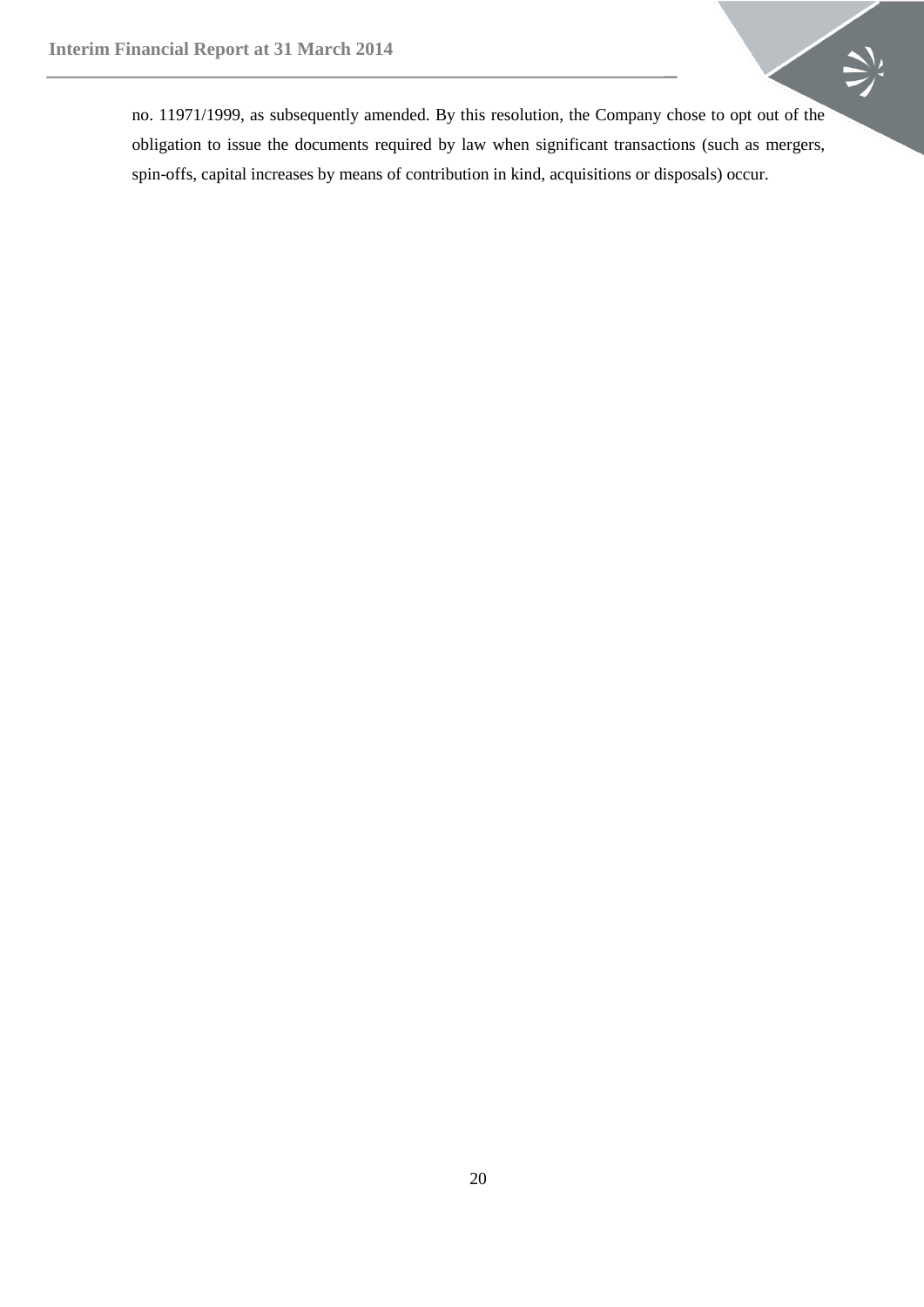no. 11971/1999, as subsequently amended. By this resolution, the Company chose to opt out of the obligation to issue the documents required by law when significant transactions (such as mergers, spin-offs, capital increases by means of contribution in kind, acquisitions or disposals) occur.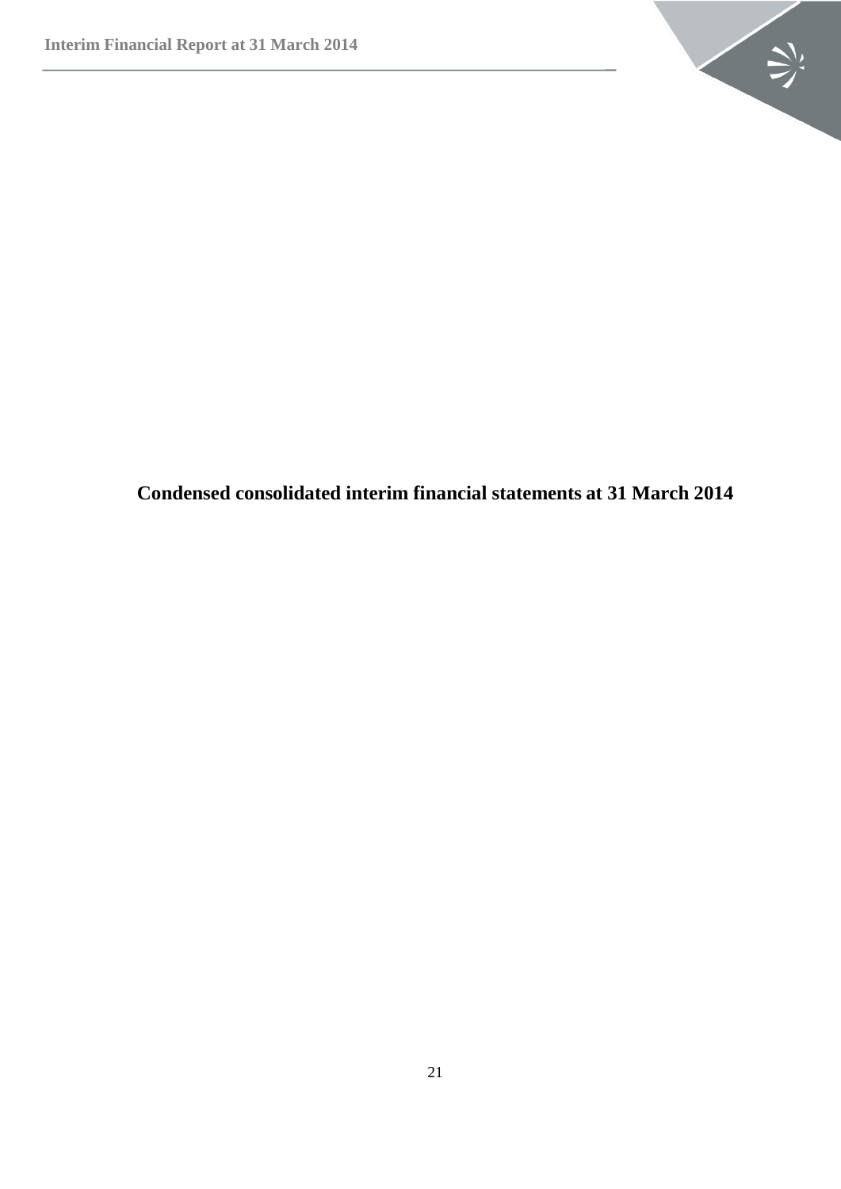# Condensed consolidated interim financial statements at 31 March 2014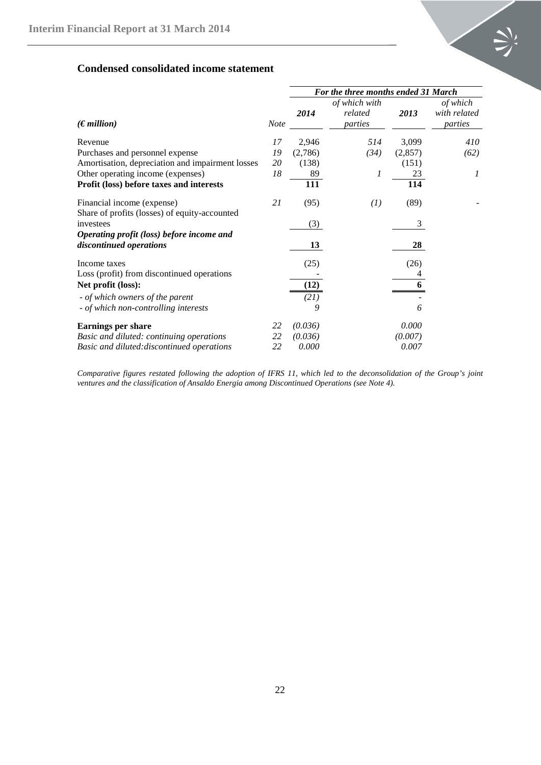## Condensed consolidated income statement

| | | For the three months ended 31 March | | | |
|---|---|---|---|---|---|
| *(€ million)* | *Note* | ***2014*** | *of which with related parties* | ***2013*** | *of which with related parties* |
| Revenue | *17* | 2,946 | *514* | 3,099 | *410* |
| Purchases and personnel expense | *19* | (2,786) | *(34)* | (2,857) | *(62)* |
| Amortisation, depreciation and impairment losses | *20* | (138) | | (151) | |
| Other operating income (expenses) | *18* | 89 | *1* | 23 | *1* |
| **Profit (loss) before taxes and interests** | | **111** | | **114** | |
| Financial income (expense) | *21* | (95) | *(1)* | (89) | - |
| Share of profits (losses) of equity-accounted investees | | (3) | | 3 | |
| ***Operating profit (loss) before income and discontinued operations*** | | **13** | | **28** | |
| Income taxes | | (25) | | (26) | |
| Loss (profit) from discontinued operations | | - | | 4 | |
| **Net profit (loss):** | | **(12)** | | **6** | |
| *- of which owners of the parent* | | *(21)* | | - | |
| *- of which non-controlling interests* | | *9* | | *6* | |
| **Earnings per share** | *22* | *(0.036)* | | *0.000* | |
| *Basic and diluted: continuing operations* | *22* | *(0.036)* | | *(0.007)* | |
| *Basic and diluted:discontinued operations* | *22* | *0.000* | | *0.007* | |

*Comparative figures restated following the adoption of IFRS 11, which led to the deconsolidation of the Group's joint ventures and the classification of Ansaldo Energia among Discontinued Operations (see Note 4).*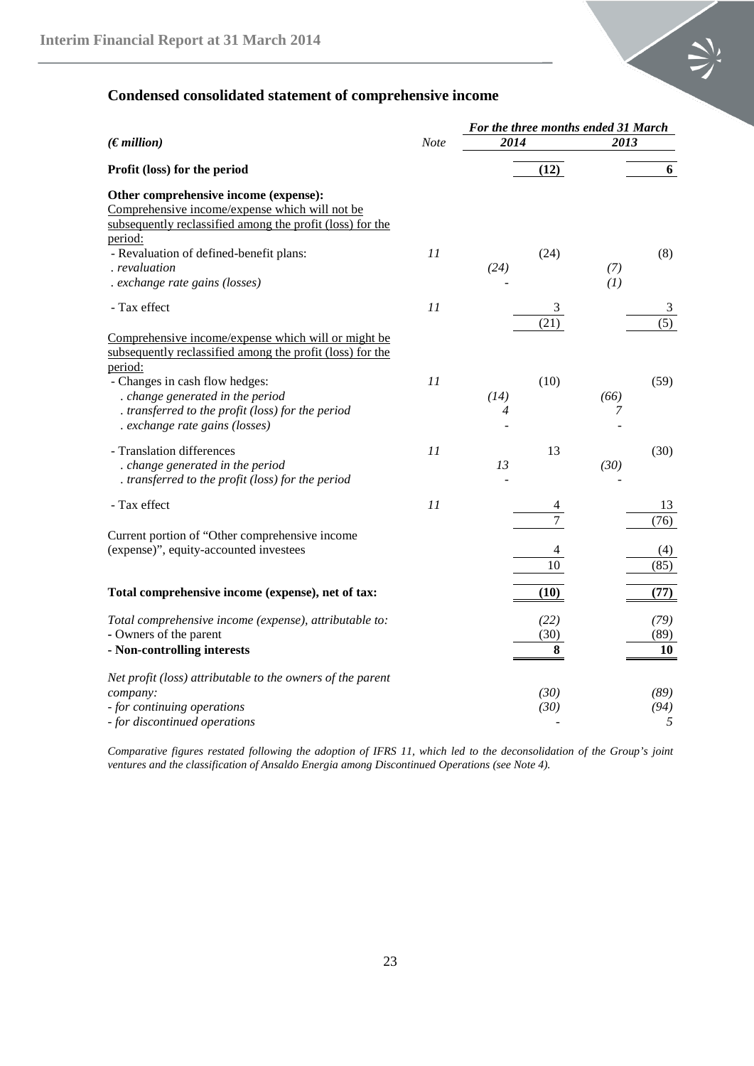## Condensed consolidated statement of comprehensive income

| *(€ million)* | *Note* | *For the three months ended 31 March* | | | |
|---|---|---|---|---|---|
| | | *2014* | | *2013* | |
| **Profit (loss) for the period** | | | **(12)** | | **6** |
| **Other comprehensive income (expense):** | | | | | |
| Comprehensive income/expense which will not be subsequently reclassified among the profit (loss) for the period: | | | | | |
| - Revaluation of defined-benefit plans: | *11* | | (24) | | (8) |
| *. revaluation* | | *(24)* | | *(7)* | |
| *. exchange rate gains (losses)* | | *-* | | *(1)* | |
| - Tax effect | *11* | | 3 | | 3 |
| | | | (21) | | (5) |
| Comprehensive income/expense which will or might be subsequently reclassified among the profit (loss) for the period: | | | | | |
| - Changes in cash flow hedges: | *11* | | (10) | | (59) |
| *. change generated in the period* | | *(14)* | | *(66)* | |
| *. transferred to the profit (loss) for the period* | | *4* | | *7* | |
| *. exchange rate gains (losses)* | | *-* | | *-* | |
| - Translation differences | *11* | | 13 | | (30) |
| *. change generated in the period* | | *13* | | *(30)* | |
| *. transferred to the profit (loss) for the period* | | *-* | | *-* | |
| - Tax effect | *11* | | 4 | | 13 |
| | | | 7 | | (76) |
| Current portion of "Other comprehensive income (expense)", equity-accounted investees | | | 4 | | (4) |
| | | | 10 | | (85) |
| **Total comprehensive income (expense), net of tax:** | | | **(10)** | | **(77)** |
| *Total comprehensive income (expense), attributable to:* | | | *(22)* | | *(79)* |
| - Owners of the parent | | | (30) | | (89) |
| **- Non-controlling interests** | | | **8** | | **10** |
| *Net profit (loss) attributable to the owners of the parent company:* | | | *(30)* | | *(89)* |
| *- for continuing operations* | | | *(30)* | | *(94)* |
| *- for discontinued operations* | | | *-* | | *5* |

*Comparative figures restated following the adoption of IFRS 11, which led to the deconsolidation of the Group's joint ventures and the classification of Ansaldo Energia among Discontinued Operations (see Note 4).*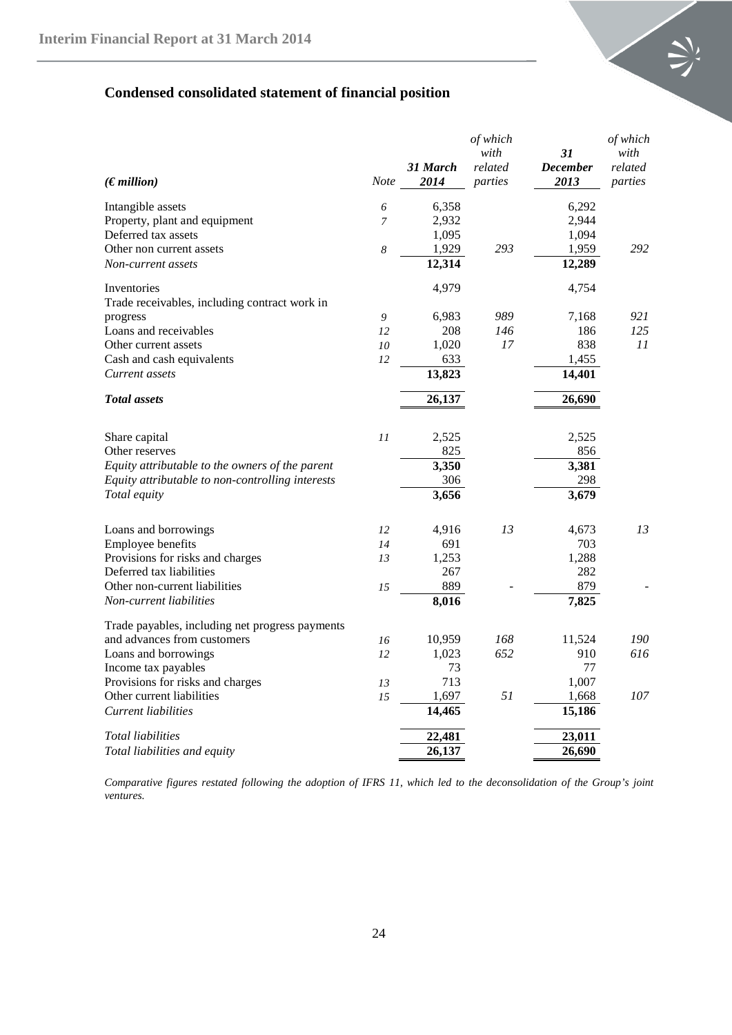## Condensed consolidated statement of financial position

| *(€ million)* | *Note* | ***31 March 2014*** | *of which with related parties* | ***31 December 2013*** | *of which with related parties* |
|---|---|---|---|---|---|
| Intangible assets | *6* | 6,358 | | 6,292 | |
| Property, plant and equipment | *7* | 2,932 | | 2,944 | |
| Deferred tax assets | | 1,095 | | 1,094 | |
| Other non current assets | *8* | 1,929 | *293* | 1,959 | *292* |
| *Non-current assets* | | **12,314** | | **12,289** | |
| Inventories | | 4,979 | | 4,754 | |
| Trade receivables, including contract work in progress | *9* | 6,983 | *989* | 7,168 | *921* |
| Loans and receivables | *12* | 208 | *146* | 186 | *125* |
| Other current assets | *10* | 1,020 | *17* | 838 | *11* |
| Cash and cash equivalents | *12* | 633 | | 1,455 | |
| *Current assets* | | **13,823** | | **14,401** | |
| ***Total assets*** | | **26,137** | | **26,690** | |
| Share capital | *11* | 2,525 | | 2,525 | |
| Other reserves | | 825 | | 856 | |
| *Equity attributable to the owners of the parent* | | **3,350** | | **3,381** | |
| *Equity attributable to non-controlling interests* | | 306 | | 298 | |
| *Total equity* | | **3,656** | | **3,679** | |
| Loans and borrowings | *12* | 4,916 | *13* | 4,673 | *13* |
| Employee benefits | *14* | 691 | | 703 | |
| Provisions for risks and charges | *13* | 1,253 | | 1,288 | |
| Deferred tax liabilities | | 267 | | 282 | |
| Other non-current liabilities | *15* | 889 | - | 879 | - |
| *Non-current liabilities* | | **8,016** | | **7,825** | |
| Trade payables, including net progress payments and advances from customers | *16* | 10,959 | *168* | 11,524 | *190* |
| Loans and borrowings | *12* | 1,023 | *652* | 910 | *616* |
| Income tax payables | | 73 | | 77 | |
| Provisions for risks and charges | *13* | 713 | | 1,007 | |
| Other current liabilities | *15* | 1,697 | *51* | 1,668 | *107* |
| *Current liabilities* | | **14,465** | | **15,186** | |
| *Total liabilities* | | **22,481** | | **23,011** | |
| *Total liabilities and equity* | | **26,137** | | **26,690** | |

*Comparative figures restated following the adoption of IFRS 11, which led to the deconsolidation of the Group's joint ventures.*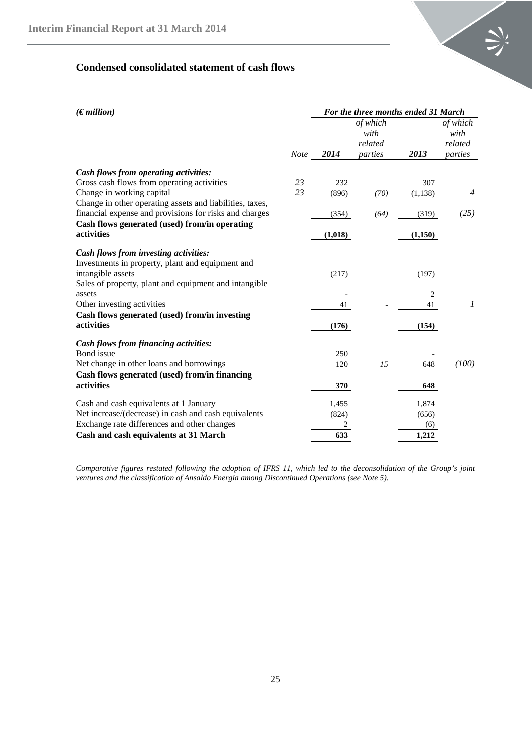## Condensed consolidated statement of cash flows

| *(€ million)* | | *For the three months ended 31 March* | | | |
|---|---|---|---|---|---|
| | *Note* | ***2014*** | *of which with related parties* | ***2013*** | *of which with related parties* |
| ***Cash flows from operating activities:*** | | | | | |
| Gross cash flows from operating activities | *23* | 232 | | 307 | |
| Change in working capital | *23* | (896) | *(70)* | (1,138) | *4* |
| Change in other operating assets and liabilities, taxes, financial expense and provisions for risks and charges | | (354) | *(64)* | (319) | *(25)* |
| **Cash flows generated (used) from/in operating activities** | | **(1,018)** | | **(1,150)** | |
| ***Cash flows from investing activities:*** | | | | | |
| Investments in property, plant and equipment and intangible assets | | (217) | | (197) | |
| Sales of property, plant and equipment and intangible assets | | - | | 2 | |
| Other investing activities | | 41 | - | 41 | *1* |
| **Cash flows generated (used) from/in investing activities** | | **(176)** | | **(154)** | |
| ***Cash flows from financing activities:*** | | | | | |
| Bond issue | | 250 | | - | |
| Net change in other loans and borrowings | | 120 | *15* | 648 | *(100)* |
| **Cash flows generated (used) from/in financing activities** | | **370** | | **648** | |
| Cash and cash equivalents at 1 January | | 1,455 | | 1,874 | |
| Net increase/(decrease) in cash and cash equivalents | | (824) | | (656) | |
| Exchange rate differences and other changes | | 2 | | (6) | |
| **Cash and cash equivalents at 31 March** | | **633** | | **1,212** | |

*Comparative figures restated following the adoption of IFRS 11, which led to the deconsolidation of the Group's joint ventures and the classification of Ansaldo Energia among Discontinued Operations (see Note 5).*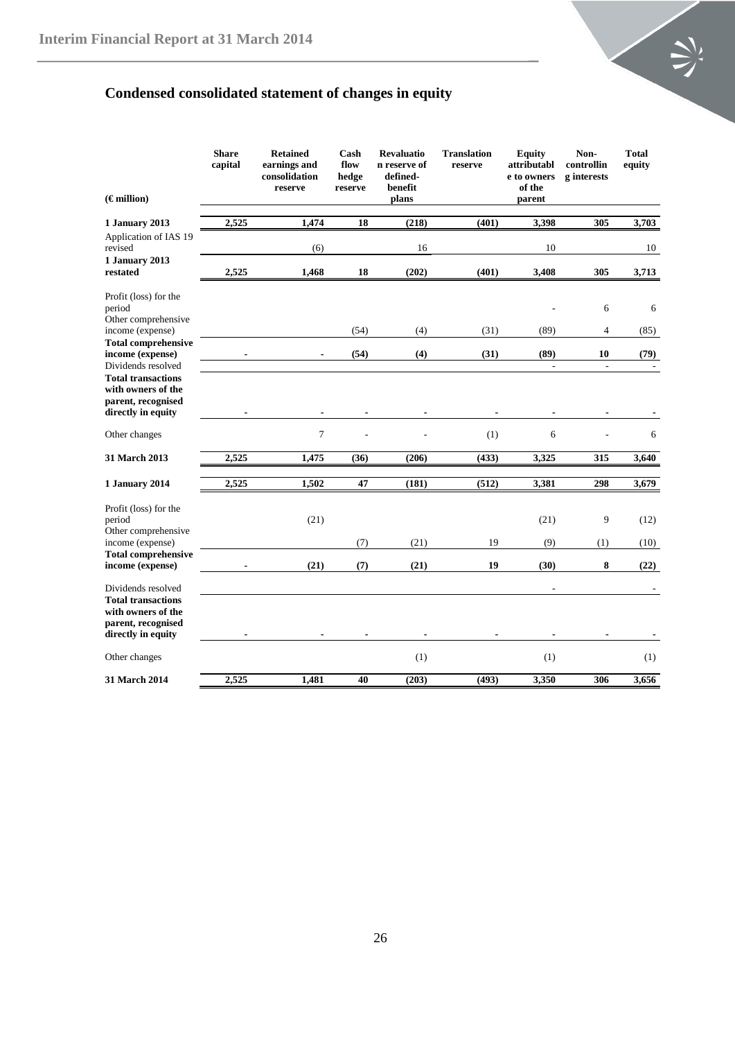## Condensed consolidated statement of changes in equity

| (€ million) | Share capital | Retained earnings and consolidation reserve | Cash flow hedge reserve | Revaluation reserve of defined-benefit plans | Translation reserve | Equity attributable to owners of the parent | Non-controlling interests | Total equity |
|---|---|---|---|---|---|---|---|---|
| **1 January 2013** | **2,525** | **1,474** | **18** | **(218)** | **(401)** | **3,398** | **305** | **3,703** |
| Application of IAS 19 revised | | (6) | | 16 | | 10 | | 10 |
| **1 January 2013 restated** | **2,525** | **1,468** | **18** | **(202)** | **(401)** | **3,408** | **305** | **3,713** |
| Profit (loss) for the period | | | | | | - | 6 | 6 |
| Other comprehensive income (expense) | | | (54) | (4) | (31) | (89) | 4 | (85) |
| **Total comprehensive income (expense)** | **-** | **-** | **(54)** | **(4)** | **(31)** | **(89)** | **10** | **(79)** |
| Dividends resolved | | | | | | - | - | - |
| **Total transactions with owners of the parent, recognised directly in equity** | **-** | **-** | **-** | **-** | **-** | **-** | **-** | **-** |
| Other changes | | 7 | - | - | (1) | 6 | - | 6 |
| **31 March 2013** | **2,525** | **1,475** | **(36)** | **(206)** | **(433)** | **3,325** | **315** | **3,640** |
| **1 January 2014** | **2,525** | **1,502** | **47** | **(181)** | **(512)** | **3,381** | **298** | **3,679** |
| Profit (loss) for the period | | (21) | | | | (21) | 9 | (12) |
| Other comprehensive income (expense) | | | (7) | (21) | 19 | (9) | (1) | (10) |
| **Total comprehensive income (expense)** | **-** | **(21)** | **(7)** | **(21)** | **19** | **(30)** | **8** | **(22)** |
| Dividends resolved | | | | | | - | | - |
| **Total transactions with owners of the parent, recognised directly in equity** | **-** | **-** | **-** | **-** | **-** | **-** | **-** | **-** |
| Other changes | | | | (1) | | (1) | | (1) |
| **31 March 2014** | **2,525** | **1,481** | **40** | **(203)** | **(493)** | **3,350** | **306** | **3,656** |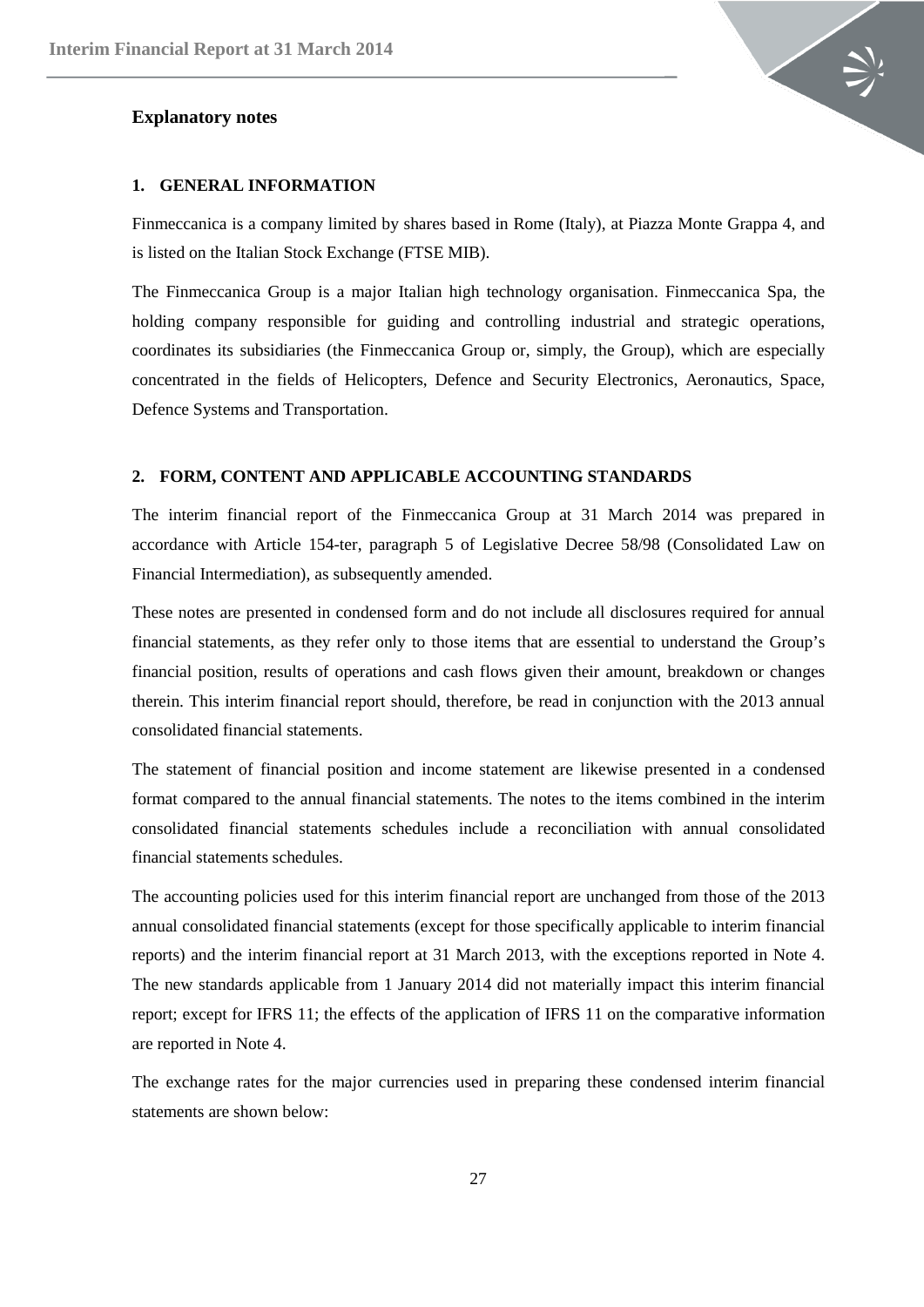## Explanatory notes

### 1. GENERAL INFORMATION

Finmeccanica is a company limited by shares based in Rome (Italy), at Piazza Monte Grappa 4, and is listed on the Italian Stock Exchange (FTSE MIB).

The Finmeccanica Group is a major Italian high technology organisation. Finmeccanica Spa, the holding company responsible for guiding and controlling industrial and strategic operations, coordinates its subsidiaries (the Finmeccanica Group or, simply, the Group), which are especially concentrated in the fields of Helicopters, Defence and Security Electronics, Aeronautics, Space, Defence Systems and Transportation.

### 2. FORM, CONTENT AND APPLICABLE ACCOUNTING STANDARDS

The interim financial report of the Finmeccanica Group at 31 March 2014 was prepared in accordance with Article 154-ter, paragraph 5 of Legislative Decree 58/98 (Consolidated Law on Financial Intermediation), as subsequently amended.

These notes are presented in condensed form and do not include all disclosures required for annual financial statements, as they refer only to those items that are essential to understand the Group's financial position, results of operations and cash flows given their amount, breakdown or changes therein. This interim financial report should, therefore, be read in conjunction with the 2013 annual consolidated financial statements.

The statement of financial position and income statement are likewise presented in a condensed format compared to the annual financial statements. The notes to the items combined in the interim consolidated financial statements schedules include a reconciliation with annual consolidated financial statements schedules.

The accounting policies used for this interim financial report are unchanged from those of the 2013 annual consolidated financial statements (except for those specifically applicable to interim financial reports) and the interim financial report at 31 March 2013, with the exceptions reported in Note 4. The new standards applicable from 1 January 2014 did not materially impact this interim financial report; except for IFRS 11; the effects of the application of IFRS 11 on the comparative information are reported in Note 4.

The exchange rates for the major currencies used in preparing these condensed interim financial statements are shown below: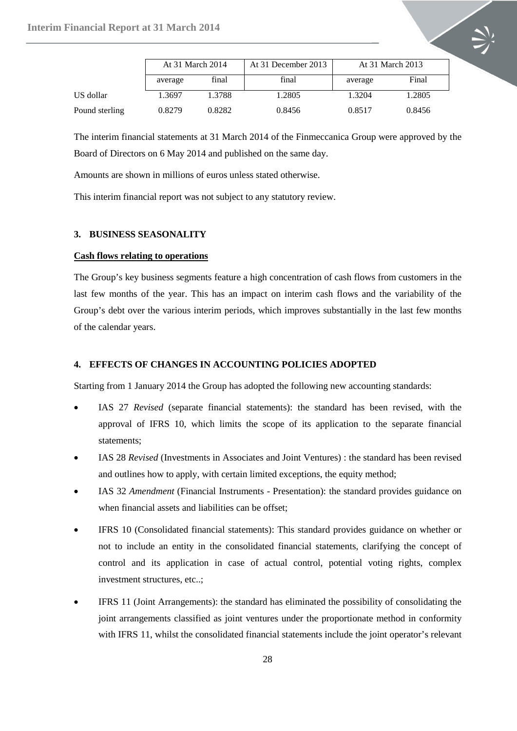| | At 31 March 2014 | | At 31 December 2013 | At 31 March 2013 | |
|---|---|---|---|---|---|
| | average | final | final | average | Final |
| US dollar | 1.3697 | 1.3788 | 1.2805 | 1.3204 | 1.2805 |
| Pound sterling | 0.8279 | 0.8282 | 0.8456 | 0.8517 | 0.8456 |

The interim financial statements at 31 March 2014 of the Finmeccanica Group were approved by the Board of Directors on 6 May 2014 and published on the same day.

Amounts are shown in millions of euros unless stated otherwise.

This interim financial report was not subject to any statutory review.

### 3. BUSINESS SEASONALITY

**Cash flows relating to operations**

The Group's key business segments feature a high concentration of cash flows from customers in the last few months of the year. This has an impact on interim cash flows and the variability of the Group's debt over the various interim periods, which improves substantially in the last few months of the calendar years.

### 4. EFFECTS OF CHANGES IN ACCOUNTING POLICIES ADOPTED

Starting from 1 January 2014 the Group has adopted the following new accounting standards:

- IAS 27 *Revised* (separate financial statements): the standard has been revised, with the approval of IFRS 10, which limits the scope of its application to the separate financial statements;
- IAS 28 *Revised* (Investments in Associates and Joint Ventures) : the standard has been revised and outlines how to apply, with certain limited exceptions, the equity method;
- IAS 32 *Amendment* (Financial Instruments - Presentation): the standard provides guidance on when financial assets and liabilities can be offset;
- IFRS 10 (Consolidated financial statements): This standard provides guidance on whether or not to include an entity in the consolidated financial statements, clarifying the concept of control and its application in case of actual control, potential voting rights, complex investment structures, etc..;
- IFRS 11 (Joint Arrangements): the standard has eliminated the possibility of consolidating the joint arrangements classified as joint ventures under the proportionate method in conformity with IFRS 11, whilst the consolidated financial statements include the joint operator's relevant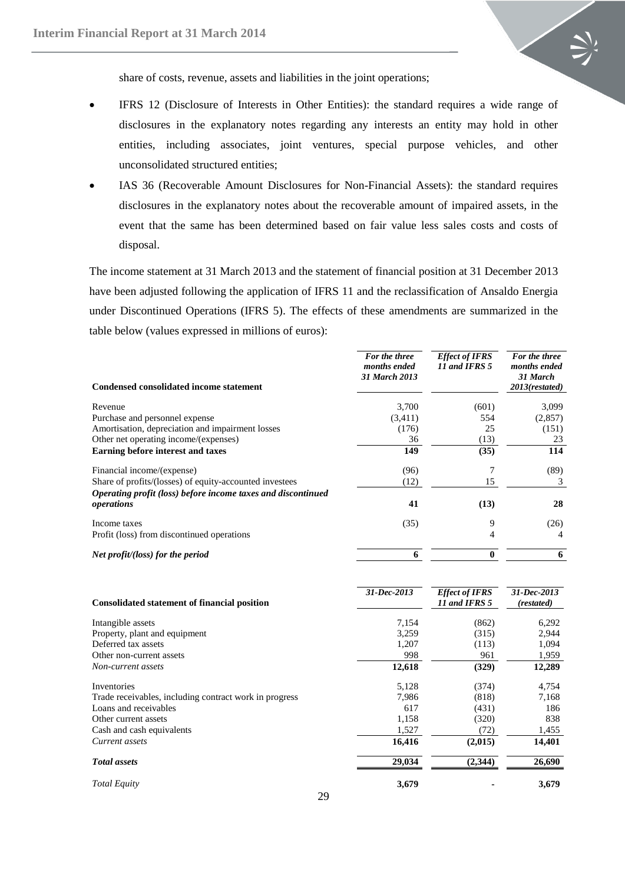share of costs, revenue, assets and liabilities in the joint operations;

- IFRS 12 (Disclosure of Interests in Other Entities): the standard requires a wide range of disclosures in the explanatory notes regarding any interests an entity may hold in other entities, including associates, joint ventures, special purpose vehicles, and other unconsolidated structured entities;
- IAS 36 (Recoverable Amount Disclosures for Non-Financial Assets): the standard requires disclosures in the explanatory notes about the recoverable amount of impaired assets, in the event that the same has been determined based on fair value less sales costs and costs of disposal.

The income statement at 31 March 2013 and the statement of financial position at 31 December 2013 have been adjusted following the application of IFRS 11 and the reclassification of Ansaldo Energia under Discontinued Operations (IFRS 5). The effects of these amendments are summarized in the table below (values expressed in millions of euros):

| **Condensed consolidated income statement** | *For the three months ended 31 March 2013* | *Effect of IFRS 11 and IFRS 5* | *For the three months ended 31 March 2013(restated)* |
|---|---|---|---|
| Revenue | 3,700 | (601) | 3,099 |
| Purchase and personnel expense | (3,411) | 554 | (2,857) |
| Amortisation, depreciation and impairment losses | (176) | 25 | (151) |
| Other net operating income/(expenses) | 36 | (13) | 23 |
| **Earning before interest and taxes** | **149** | **(35)** | **114** |
| Financial income/(expense) | (96) | 7 | (89) |
| Share of profits/(losses) of equity-accounted investees | (12) | 15 | 3 |
| ***Operating profit (loss) before income taxes and discontinued operations*** | **41** | **(13)** | **28** |
| Income taxes | (35) | 9 | (26) |
| Profit (loss) from discontinued operations | | 4 | 4 |
| ***Net profit/(loss) for the period*** | **6** | **0** | **6** |

| **Consolidated statement of financial position** | *31-Dec-2013* | *Effect of IFRS 11 and IFRS 5* | *31-Dec-2013 (restated)* |
|---|---|---|---|
| Intangible assets | 7,154 | (862) | 6,292 |
| Property, plant and equipment | 3,259 | (315) | 2,944 |
| Deferred tax assets | 1,207 | (113) | 1,094 |
| Other non-current assets | 998 | 961 | 1,959 |
| *Non-current assets* | **12,618** | **(329)** | **12,289** |
| Inventories | 5,128 | (374) | 4,754 |
| Trade receivables, including contract work in progress | 7,986 | (818) | 7,168 |
| Loans and receivables | 617 | (431) | 186 |
| Other current assets | 1,158 | (320) | 838 |
| Cash and cash equivalents | 1,527 | (72) | 1,455 |
| *Current assets* | **16,416** | **(2,015)** | **14,401** |
| ***Total assets*** | **29,034** | **(2,344)** | **26,690** |
| *Total Equity* | **3,679** | **-** | **3,679** |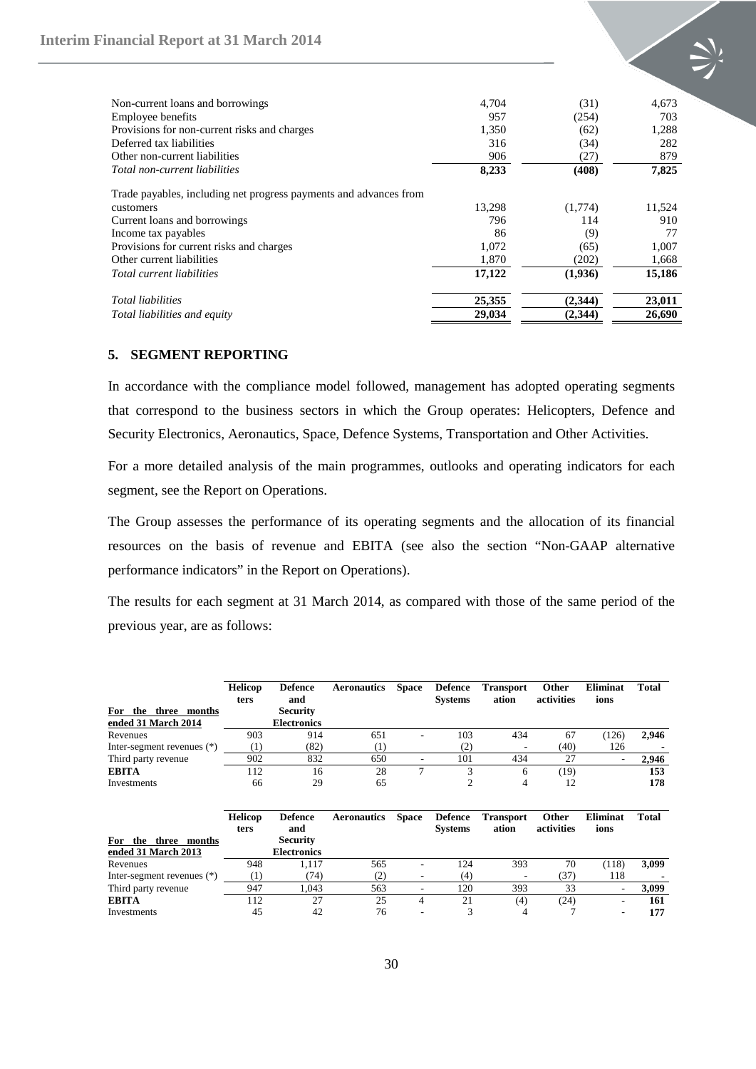| | | | |
|---|---|---|---|
| Non-current loans and borrowings | 4,704 | (31) | 4,673 |
| Employee benefits | 957 | (254) | 703 |
| Provisions for non-current risks and charges | 1,350 | (62) | 1,288 |
| Deferred tax liabilities | 316 | (34) | 282 |
| Other non-current liabilities | 906 | (27) | 879 |
| *Total non-current liabilities* | **8,233** | **(408)** | **7,825** |
| Trade payables, including net progress payments and advances from customers | 13,298 | (1,774) | 11,524 |
| Current loans and borrowings | 796 | 114 | 910 |
| Income tax payables | 86 | (9) | 77 |
| Provisions for current risks and charges | 1,072 | (65) | 1,007 |
| Other current liabilities | 1,870 | (202) | 1,668 |
| *Total current liabilities* | **17,122** | **(1,936)** | **15,186** |
| *Total liabilities* | **25,355** | **(2,344)** | **23,011** |
| *Total liabilities and equity* | **29,034** | **(2,344)** | **26,690** |

## 5. SEGMENT REPORTING

In accordance with the compliance model followed, management has adopted operating segments that correspond to the business sectors in which the Group operates: Helicopters, Defence and Security Electronics, Aeronautics, Space, Defence Systems, Transportation and Other Activities.

For a more detailed analysis of the main programmes, outlooks and operating indicators for each segment, see the Report on Operations.

The Group assesses the performance of its operating segments and the allocation of its financial resources on the basis of revenue and EBITA (see also the section "Non-GAAP alternative performance indicators" in the Report on Operations).

The results for each segment at 31 March 2014, as compared with those of the same period of the previous year, are as follows:

| For the three months ended 31 March 2014 | Helicopters | Defence and Security Electronics | Aeronautics | Space | Defence Systems | Transportation | Other activities | Eliminations | Total |
|---|---|---|---|---|---|---|---|---|---|
| Revenues | 903 | 914 | 651 | - | 103 | 434 | 67 | (126) | **2,946** |
| Inter-segment revenues (*) | (1) | (82) | (1) | | (2) | - | (40) | 126 | - |
| Third party revenue | 902 | 832 | 650 | - | 101 | 434 | 27 | - | **2,946** |
| **EBITA** | 112 | 16 | 28 | 7 | 3 | 6 | (19) | | **153** |
| Investments | 66 | 29 | 65 | | 2 | 4 | 12 | | **178** |

| For the three months ended 31 March 2013 | Helicopters | Defence and Security Electronics | Aeronautics | Space | Defence Systems | Transportation | Other activities | Eliminations | Total |
|---|---|---|---|---|---|---|---|---|---|
| Revenues | 948 | 1,117 | 565 | - | 124 | 393 | 70 | (118) | **3,099** |
| Inter-segment revenues (*) | (1) | (74) | (2) | - | (4) | - | (37) | 118 | - |
| Third party revenue | 947 | 1,043 | 563 | - | 120 | 393 | 33 | - | **3,099** |
| **EBITA** | 112 | 27 | 25 | 4 | 21 | (4) | (24) | - | **161** |
| Investments | 45 | 42 | 76 | - | 3 | 4 | 7 | - | **177** |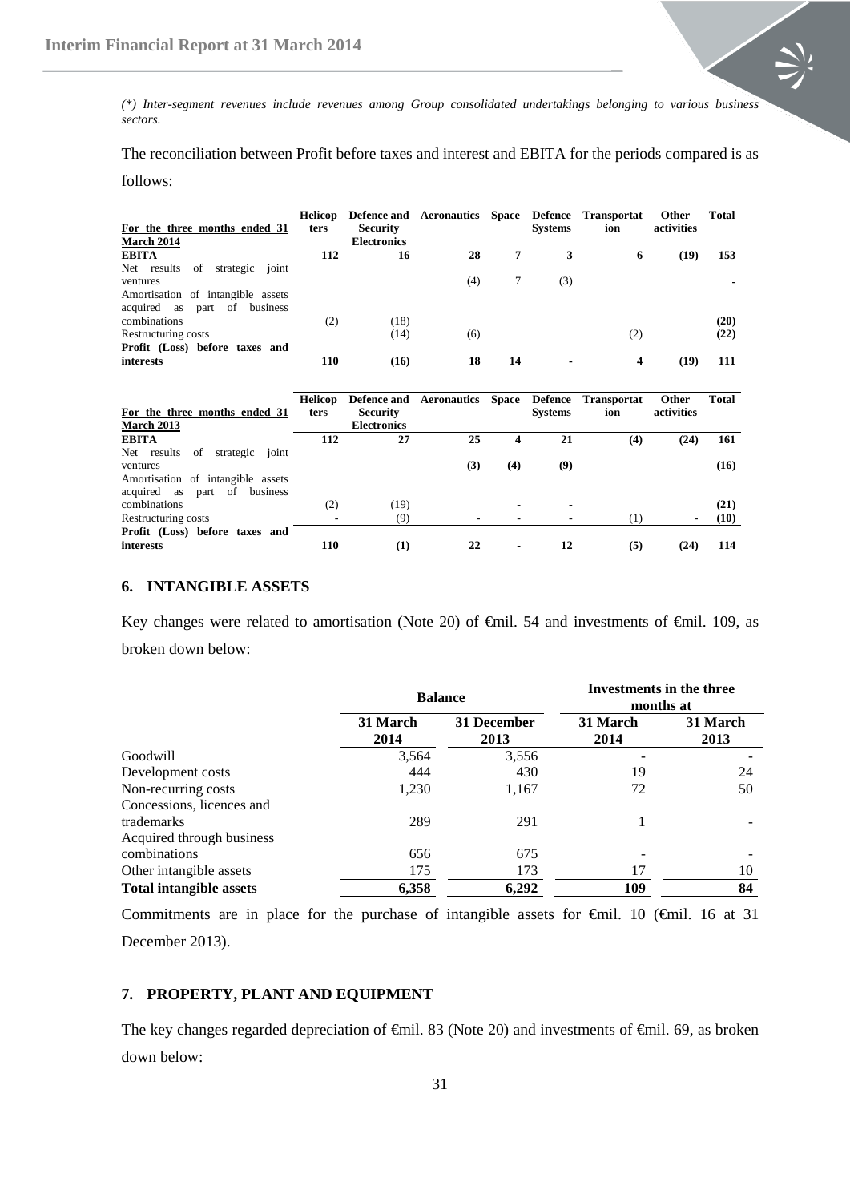*(\*) Inter-segment revenues include revenues among Group consolidated undertakings belonging to various business sectors.*

The reconciliation between Profit before taxes and interest and EBITA for the periods compared is as follows:

| For the three months ended 31 March 2014 | Helicopters | Defence and Security Electronics | Aeronautics | Space | Defence Systems | Transportation | Other activities | Total |
|---|---|---|---|---|---|---|---|---|
| **EBITA** | **112** | **16** | **28** | **7** | **3** | **6** | **(19)** | **153** |
| Net results of strategic joint ventures | | | (4) | 7 | (3) | | | - |
| Amortisation of intangible assets acquired as part of business combinations | (2) | (18) | | | | | | **(20)** |
| Restructuring costs | | (14) | (6) | | | (2) | | **(22)** |
| **Profit (Loss) before taxes and interests** | **110** | **(16)** | **18** | **14** | **-** | **4** | **(19)** | **111** |

| For the three months ended 31 March 2013 | Helicopters | Defence and Security Electronics | Aeronautics | Space | Defence Systems | Transportation | Other activities | Total |
|---|---|---|---|---|---|---|---|---|
| **EBITA** | **112** | **27** | **25** | **4** | **21** | **(4)** | **(24)** | **161** |
| Net results of strategic joint ventures | | | **(3)** | **(4)** | **(9)** | | | **(16)** |
| Amortisation of intangible assets acquired as part of business combinations | (2) | (19) | | - | - | | | **(21)** |
| Restructuring costs | - | (9) | - | - | - | (1) | - | **(10)** |
| **Profit (Loss) before taxes and interests** | **110** | **(1)** | **22** | **-** | **12** | **(5)** | **(24)** | **114** |

## 6. INTANGIBLE ASSETS

Key changes were related to amortisation (Note 20) of €mil. 54 and investments of €mil. 109, as broken down below:

| | Balance | | Investments in the three months at | |
|---|---|---|---|---|
| | 31 March 2014 | 31 December 2013 | 31 March 2014 | 31 March 2013 |
| Goodwill | 3,564 | 3,556 | - | - |
| Development costs | 444 | 430 | 19 | 24 |
| Non-recurring costs | 1,230 | 1,167 | 72 | 50 |
| Concessions, licences and trademarks | 289 | 291 | 1 | - |
| Acquired through business combinations | 656 | 675 | - | - |
| Other intangible assets | 175 | 173 | 17 | 10 |
| **Total intangible assets** | **6,358** | **6,292** | **109** | **84** |

Commitments are in place for the purchase of intangible assets for €mil. 10 (€mil. 16 at 31 December 2013).

## 7. PROPERTY, PLANT AND EQUIPMENT

The key changes regarded depreciation of €mil. 83 (Note 20) and investments of €mil. 69, as broken down below: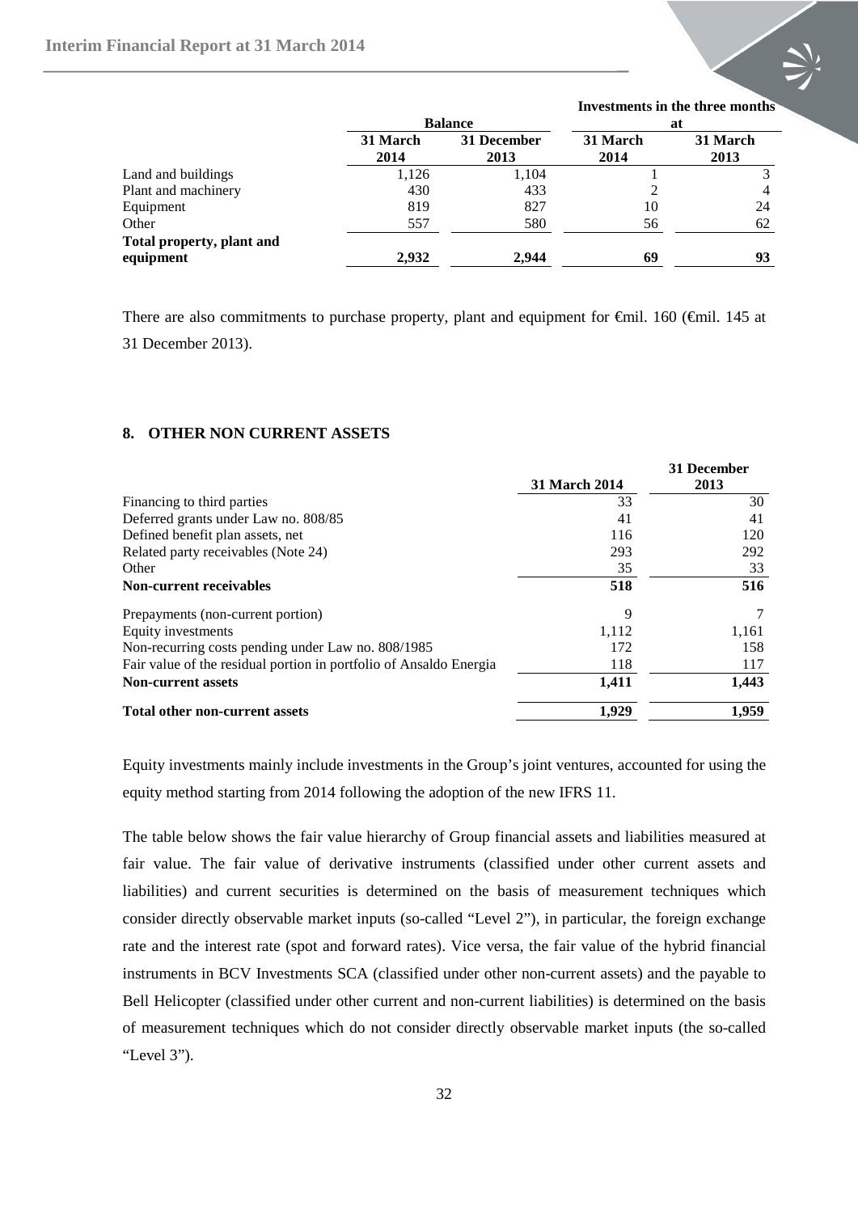| | Balance | | Investments in the three months at | |
|---|---|---|---|---|
| | 31 March 2014 | 31 December 2013 | 31 March 2014 | 31 March 2013 |
| Land and buildings | 1,126 | 1,104 | 1 | 3 |
| Plant and machinery | 430 | 433 | 2 | 4 |
| Equipment | 819 | 827 | 10 | 24 |
| Other | 557 | 580 | 56 | 62 |
| **Total property, plant and equipment** | **2,932** | **2,944** | **69** | **93** |

There are also commitments to purchase property, plant and equipment for €mil. 160 (€mil. 145 at 31 December 2013).

## 8. OTHER NON CURRENT ASSETS

| | 31 March 2014 | 31 December 2013 |
|---|---|---|
| Financing to third parties | 33 | 30 |
| Deferred grants under Law no. 808/85 | 41 | 41 |
| Defined benefit plan assets, net | 116 | 120 |
| Related party receivables (Note 24) | 293 | 292 |
| Other | 35 | 33 |
| **Non-current receivables** | **518** | **516** |
| Prepayments (non-current portion) | 9 | 7 |
| Equity investments | 1,112 | 1,161 |
| Non-recurring costs pending under Law no. 808/1985 | 172 | 158 |
| Fair value of the residual portion in portfolio of Ansaldo Energia | 118 | 117 |
| **Non-current assets** | **1,411** | **1,443** |
| **Total other non-current assets** | **1,929** | **1,959** |

Equity investments mainly include investments in the Group's joint ventures, accounted for using the equity method starting from 2014 following the adoption of the new IFRS 11.

The table below shows the fair value hierarchy of Group financial assets and liabilities measured at fair value. The fair value of derivative instruments (classified under other current assets and liabilities) and current securities is determined on the basis of measurement techniques which consider directly observable market inputs (so-called "Level 2"), in particular, the foreign exchange rate and the interest rate (spot and forward rates). Vice versa, the fair value of the hybrid financial instruments in BCV Investments SCA (classified under other non-current assets) and the payable to Bell Helicopter (classified under other current and non-current liabilities) is determined on the basis of measurement techniques which do not consider directly observable market inputs (the so-called "Level 3").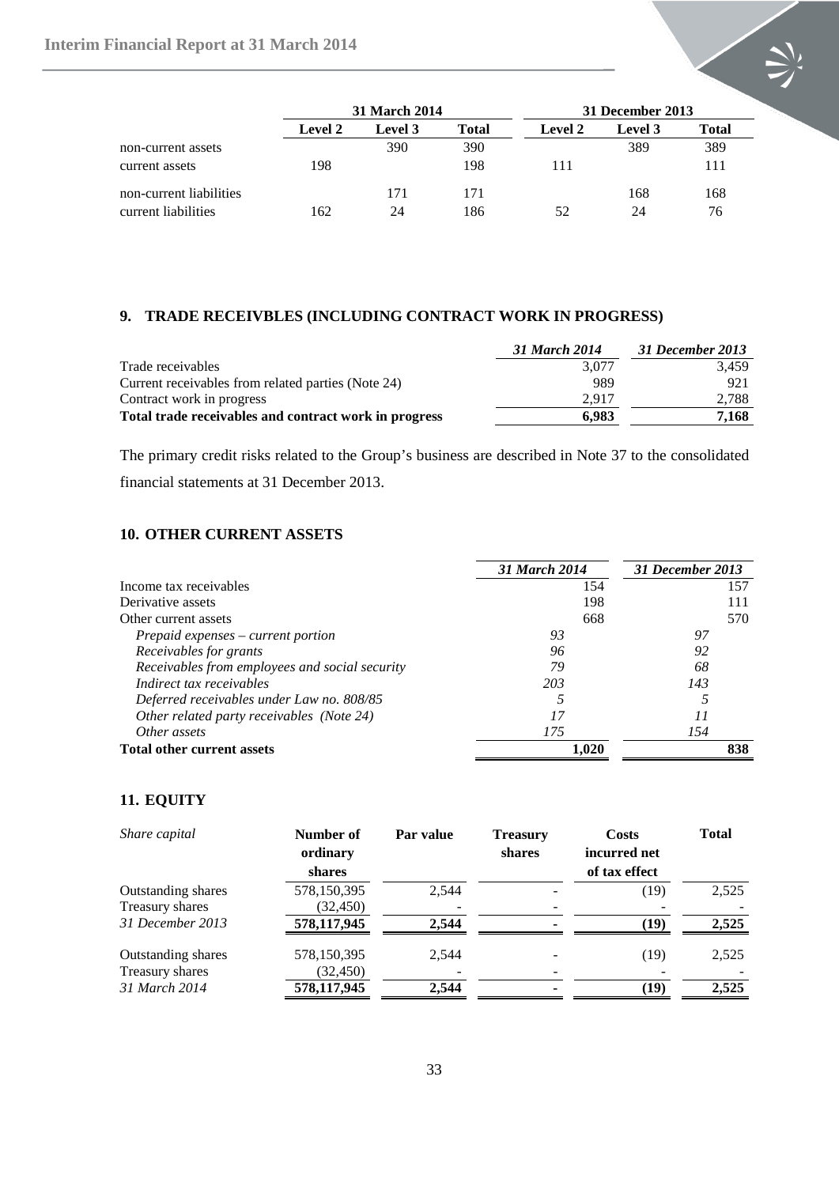| | 31 March 2014 | | | 31 December 2013 | | |
|---|---|---|---|---|---|---|
| | Level 2 | Level 3 | Total | Level 2 | Level 3 | Total |
| non-current assets | | 390 | 390 | | 389 | 389 |
| current assets | 198 | | 198 | 111 | | 111 |
| non-current liabilities | | 171 | 171 | | 168 | 168 |
| current liabilities | 162 | 24 | 186 | 52 | 24 | 76 |

## 9. TRADE RECEIVBLES (INCLUDING CONTRACT WORK IN PROGRESS)

| | *31 March 2014* | *31 December 2013* |
|---|---|---|
| Trade receivables | 3,077 | 3,459 |
| Current receivables from related parties (Note 24) | 989 | 921 |
| Contract work in progress | 2,917 | 2,788 |
| **Total trade receivables and contract work in progress** | **6,983** | **7,168** |

The primary credit risks related to the Group's business are described in Note 37 to the consolidated financial statements at 31 December 2013.

## 10. OTHER CURRENT ASSETS

| | *31 March 2014* | | *31 December 2013* | |
|---|---|---|---|---|
| Income tax receivables | | 154 | | 157 |
| Derivative assets | | 198 | | 111 |
| Other current assets | | 668 | | 570 |
| *Prepaid expenses – current portion* | *93* | | *97* | |
| *Receivables for grants* | *96* | | *92* | |
| *Receivables from employees and social security* | *79* | | *68* | |
| *Indirect tax receivables* | *203* | | *143* | |
| *Deferred receivables under Law no. 808/85* | *5* | | *5* | |
| *Other related party receivables (Note 24)* | *17* | | *11* | |
| *Other assets* | *175* | | *154* | |
| **Total other current assets** | | **1,020** | | **838** |

## 11. EQUITY

| *Share capital* | Number of ordinary shares | Par value | Treasury shares | Costs incurred net of tax effect | Total |
|---|---|---|---|---|---|
| Outstanding shares | 578,150,395 | 2,544 | - | (19) | 2,525 |
| Treasury shares | (32,450) | - | - | - | - |
| *31 December 2013* | **578,117,945** | **2,544** | **-** | **(19)** | **2,525** |
| Outstanding shares | 578,150,395 | 2,544 | - | (19) | 2,525 |
| Treasury shares | (32,450) | - | - | - | - |
| *31 March 2014* | **578,117,945** | **2,544** | **-** | **(19)** | **2,525** |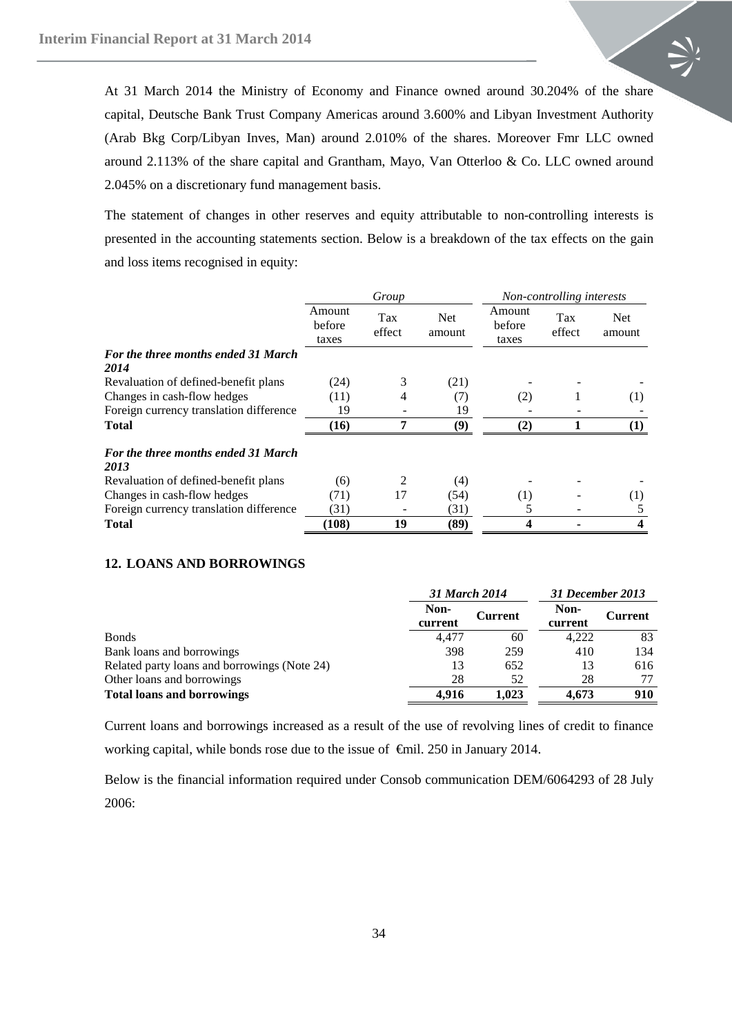At 31 March 2014 the Ministry of Economy and Finance owned around 30.204% of the share capital, Deutsche Bank Trust Company Americas around 3.600% and Libyan Investment Authority (Arab Bkg Corp/Libyan Inves, Man) around 2.010% of the shares. Moreover Fmr LLC owned around 2.113% of the share capital and Grantham, Mayo, Van Otterloo & Co. LLC owned around 2.045% on a discretionary fund management basis.

The statement of changes in other reserves and equity attributable to non-controlling interests is presented in the accounting statements section. Below is a breakdown of the tax effects on the gain and loss items recognised in equity:

| | *Group* | | | *Non-controlling interests* | | |
|---|---|---|---|---|---|---|
| | Amount before taxes | Tax effect | Net amount | Amount before taxes | Tax effect | Net amount |
| ***For the three months ended 31 March 2014*** | | | | | | |
| Revaluation of defined-benefit plans | (24) | 3 | (21) | - | - | - |
| Changes in cash-flow hedges | (11) | 4 | (7) | (2) | 1 | (1) |
| Foreign currency translation difference | 19 | - | 19 | - | - | - |
| **Total** | **(16)** | **7** | **(9)** | **(2)** | **1** | **(1)** |
| ***For the three months ended 31 March 2013*** | | | | | | |
| Revaluation of defined-benefit plans | (6) | 2 | (4) | - | - | - |
| Changes in cash-flow hedges | (71) | 17 | (54) | (1) | - | (1) |
| Foreign currency translation difference | (31) | - | (31) | 5 | - | 5 |
| **Total** | **(108)** | **19** | **(89)** | **4** | **-** | **4** |

## 12. LOANS AND BORROWINGS

| | *31 March 2014* | | *31 December 2013* | |
|---|---|---|---|---|
| | **Non-current** | **Current** | **Non-current** | **Current** |
| Bonds | 4,477 | 60 | 4,222 | 83 |
| Bank loans and borrowings | 398 | 259 | 410 | 134 |
| Related party loans and borrowings (Note 24) | 13 | 652 | 13 | 616 |
| Other loans and borrowings | 28 | 52 | 28 | 77 |
| **Total loans and borrowings** | **4,916** | **1,023** | **4,673** | **910** |

Current loans and borrowings increased as a result of the use of revolving lines of credit to finance working capital, while bonds rose due to the issue of €mil. 250 in January 2014.

Below is the financial information required under Consob communication DEM/6064293 of 28 July 2006: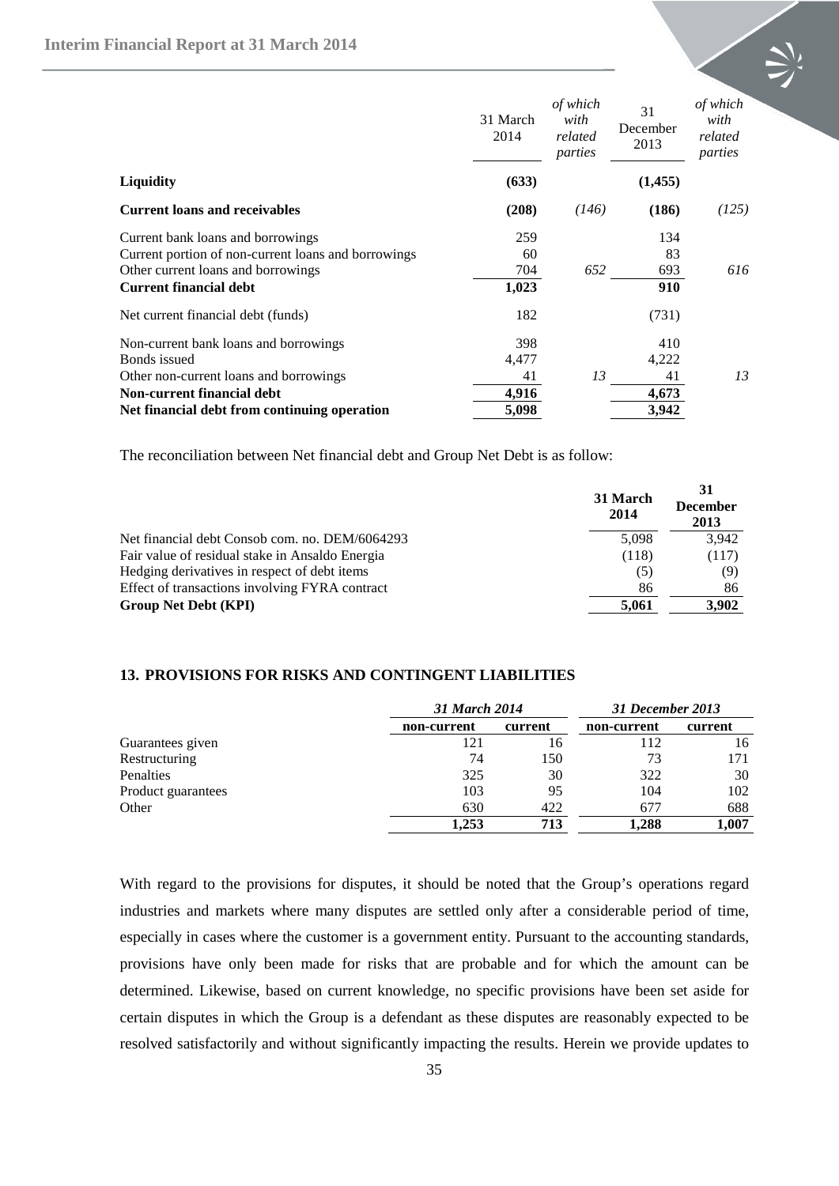| | 31 March 2014 | *of which with related parties* | 31 December 2013 | *of which with related parties* |
|---|---|---|---|---|
| **Liquidity** | **(633)** | | **(1,455)** | |
| **Current loans and receivables** | **(208)** | *(146)* | **(186)** | *(125)* |
| Current bank loans and borrowings | 259 | | 134 | |
| Current portion of non-current loans and borrowings | 60 | | 83 | |
| Other current loans and borrowings | 704 | *652* | 693 | *616* |
| **Current financial debt** | **1,023** | | **910** | |
| Net current financial debt (funds) | 182 | | (731) | |
| Non-current bank loans and borrowings | 398 | | 410 | |
| Bonds issued | 4,477 | | 4,222 | |
| Other non-current loans and borrowings | 41 | *13* | 41 | *13* |
| **Non-current financial debt** | **4,916** | | **4,673** | |
| **Net financial debt from continuing operation** | **5,098** | | **3,942** | |

The reconciliation between Net financial debt and Group Net Debt is as follow:

| | **31 March 2014** | **31 December 2013** |
|---|---|---|
| Net financial debt Consob com. no. DEM/6064293 | 5,098 | 3,942 |
| Fair value of residual stake in Ansaldo Energia | (118) | (117) |
| Hedging derivatives in respect of debt items | (5) | (9) |
| Effect of transactions involving FYRA contract | 86 | 86 |
| **Group Net Debt (KPI)** | **5,061** | **3,902** |

## 13. PROVISIONS FOR RISKS AND CONTINGENT LIABILITIES

| | *31 March 2014* | | *31 December 2013* | |
|---|---|---|---|---|
| | **non-current** | **current** | **non-current** | **current** |
| Guarantees given | 121 | 16 | 112 | 16 |
| Restructuring | 74 | 150 | 73 | 171 |
| Penalties | 325 | 30 | 322 | 30 |
| Product guarantees | 103 | 95 | 104 | 102 |
| Other | 630 | 422 | 677 | 688 |
| | **1,253** | **713** | **1,288** | **1,007** |

With regard to the provisions for disputes, it should be noted that the Group's operations regard industries and markets where many disputes are settled only after a considerable period of time, especially in cases where the customer is a government entity. Pursuant to the accounting standards, provisions have only been made for risks that are probable and for which the amount can be determined. Likewise, based on current knowledge, no specific provisions have been set aside for certain disputes in which the Group is a defendant as these disputes are reasonably expected to be resolved satisfactorily and without significantly impacting the results. Herein we provide updates to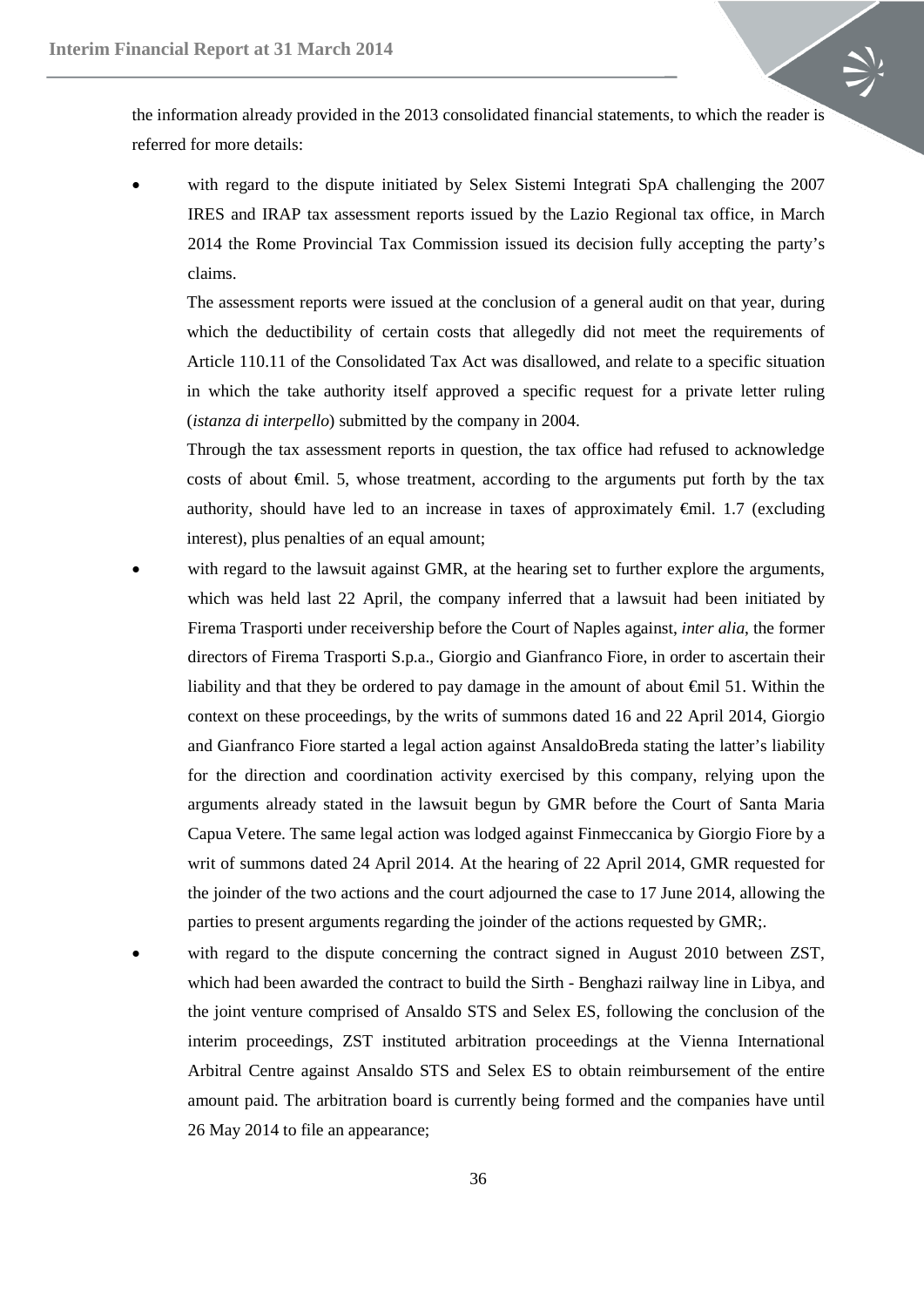the information already provided in the 2013 consolidated financial statements, to which the reader is referred for more details:

- with regard to the dispute initiated by Selex Sistemi Integrati SpA challenging the 2007 IRES and IRAP tax assessment reports issued by the Lazio Regional tax office, in March 2014 the Rome Provincial Tax Commission issued its decision fully accepting the party's claims.

  The assessment reports were issued at the conclusion of a general audit on that year, during which the deductibility of certain costs that allegedly did not meet the requirements of Article 110.11 of the Consolidated Tax Act was disallowed, and relate to a specific situation in which the take authority itself approved a specific request for a private letter ruling (*istanza di interpello*) submitted by the company in 2004.

  Through the tax assessment reports in question, the tax office had refused to acknowledge costs of about €mil. 5, whose treatment, according to the arguments put forth by the tax authority, should have led to an increase in taxes of approximately €mil. 1.7 (excluding interest), plus penalties of an equal amount;

- with regard to the lawsuit against GMR, at the hearing set to further explore the arguments, which was held last 22 April, the company inferred that a lawsuit had been initiated by Firema Trasporti under receivership before the Court of Naples against, *inter alia*, the former directors of Firema Trasporti S.p.a., Giorgio and Gianfranco Fiore, in order to ascertain their liability and that they be ordered to pay damage in the amount of about €mil 51. Within the context on these proceedings, by the writs of summons dated 16 and 22 April 2014, Giorgio and Gianfranco Fiore started a legal action against AnsaldoBreda stating the latter's liability for the direction and coordination activity exercised by this company, relying upon the arguments already stated in the lawsuit begun by GMR before the Court of Santa Maria Capua Vetere. The same legal action was lodged against Finmeccanica by Giorgio Fiore by a writ of summons dated 24 April 2014. At the hearing of 22 April 2014, GMR requested for the joinder of the two actions and the court adjourned the case to 17 June 2014, allowing the parties to present arguments regarding the joinder of the actions requested by GMR;.

- with regard to the dispute concerning the contract signed in August 2010 between ZST, which had been awarded the contract to build the Sirth - Benghazi railway line in Libya, and the joint venture comprised of Ansaldo STS and Selex ES, following the conclusion of the interim proceedings, ZST instituted arbitration proceedings at the Vienna International Arbitral Centre against Ansaldo STS and Selex ES to obtain reimbursement of the entire amount paid. The arbitration board is currently being formed and the companies have until 26 May 2014 to file an appearance;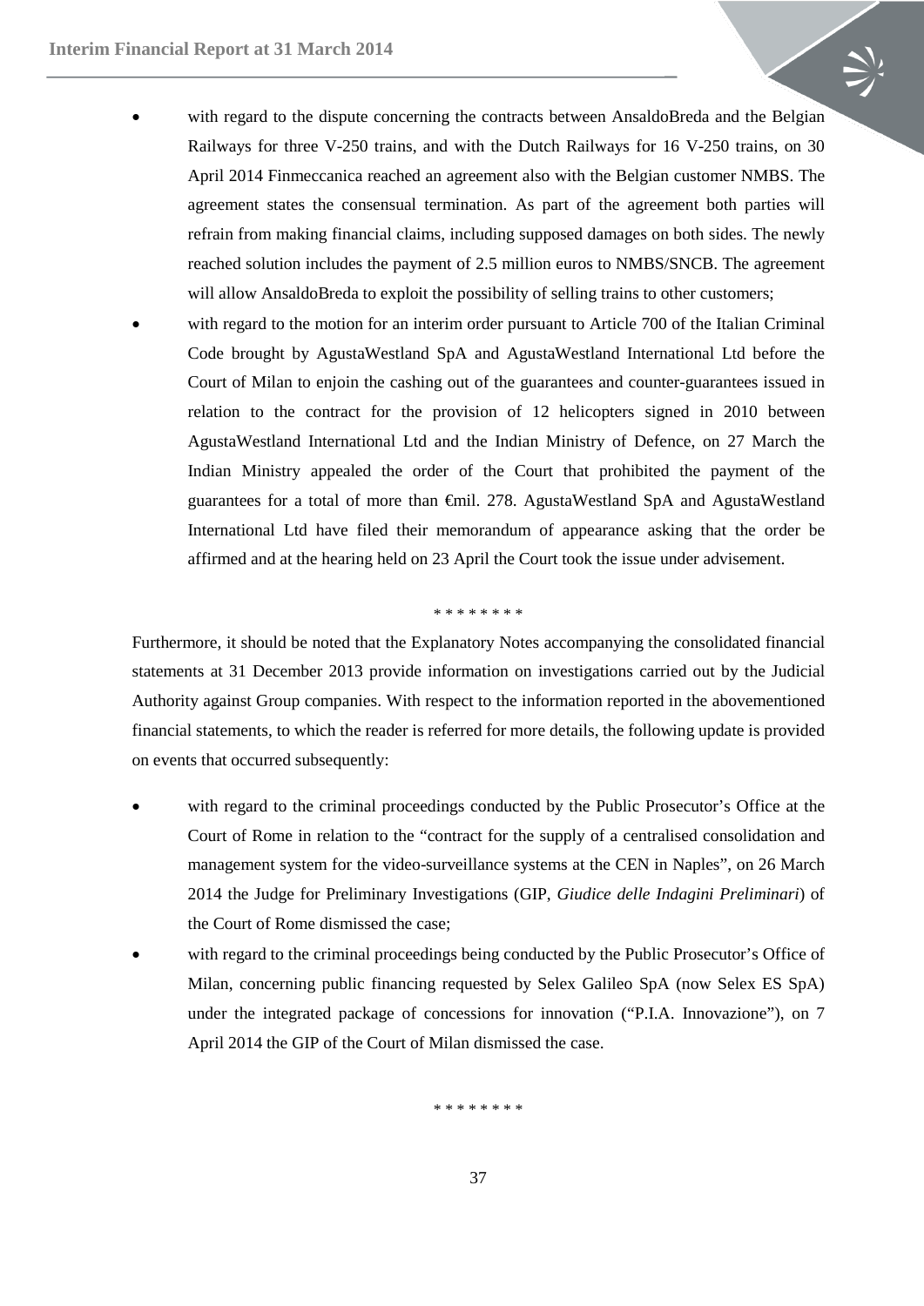- with regard to the dispute concerning the contracts between AnsaldoBreda and the Belgian Railways for three V-250 trains, and with the Dutch Railways for 16 V-250 trains, on 30 April 2014 Finmeccanica reached an agreement also with the Belgian customer NMBS. The agreement states the consensual termination. As part of the agreement both parties will refrain from making financial claims, including supposed damages on both sides. The newly reached solution includes the payment of 2.5 million euros to NMBS/SNCB. The agreement will allow AnsaldoBreda to exploit the possibility of selling trains to other customers;
- with regard to the motion for an interim order pursuant to Article 700 of the Italian Criminal Code brought by AgustaWestland SpA and AgustaWestland International Ltd before the Court of Milan to enjoin the cashing out of the guarantees and counter-guarantees issued in relation to the contract for the provision of 12 helicopters signed in 2010 between AgustaWestland International Ltd and the Indian Ministry of Defence, on 27 March the Indian Ministry appealed the order of the Court that prohibited the payment of the guarantees for a total of more than €mil. 278. AgustaWestland SpA and AgustaWestland International Ltd have filed their memorandum of appearance asking that the order be affirmed and at the hearing held on 23 April the Court took the issue under advisement.

\* \* \* \* \* \* \* \*

Furthermore, it should be noted that the Explanatory Notes accompanying the consolidated financial statements at 31 December 2013 provide information on investigations carried out by the Judicial Authority against Group companies. With respect to the information reported in the abovementioned financial statements, to which the reader is referred for more details, the following update is provided on events that occurred subsequently:

- with regard to the criminal proceedings conducted by the Public Prosecutor's Office at the Court of Rome in relation to the "contract for the supply of a centralised consolidation and management system for the video-surveillance systems at the CEN in Naples", on 26 March 2014 the Judge for Preliminary Investigations (GIP, *Giudice delle Indagini Preliminari*) of the Court of Rome dismissed the case;
- with regard to the criminal proceedings being conducted by the Public Prosecutor's Office of Milan, concerning public financing requested by Selex Galileo SpA (now Selex ES SpA) under the integrated package of concessions for innovation ("P.I.A. Innovazione"), on 7 April 2014 the GIP of the Court of Milan dismissed the case.

\* \* \* \* \* \* \* \*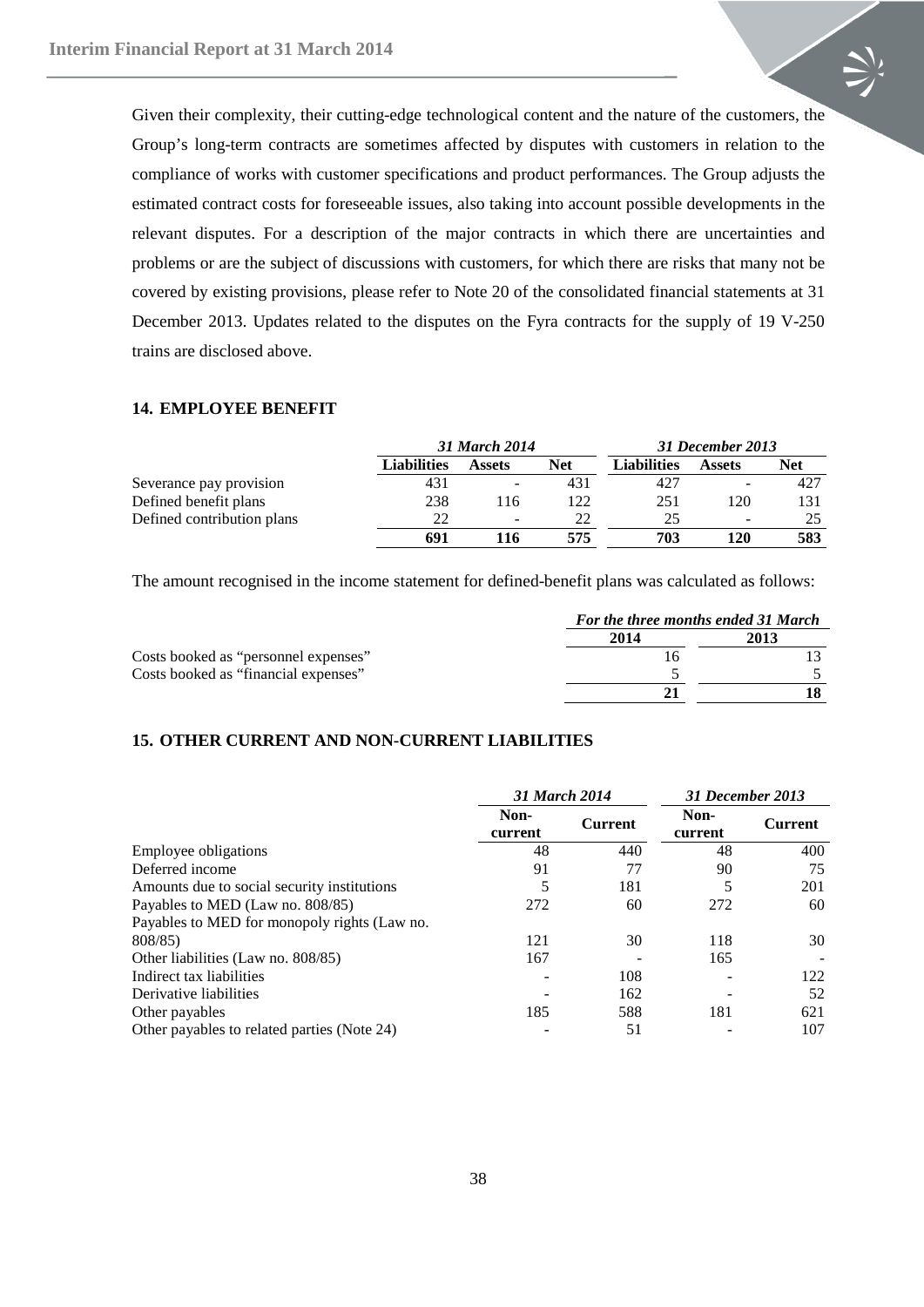Given their complexity, their cutting-edge technological content and the nature of the customers, the Group's long-term contracts are sometimes affected by disputes with customers in relation to the compliance of works with customer specifications and product performances. The Group adjusts the estimated contract costs for foreseeable issues, also taking into account possible developments in the relevant disputes. For a description of the major contracts in which there are uncertainties and problems or are the subject of discussions with customers, for which there are risks that many not be covered by existing provisions, please refer to Note 20 of the consolidated financial statements at 31 December 2013. Updates related to the disputes on the Fyra contracts for the supply of 19 V-250 trains are disclosed above.

## 14. EMPLOYEE BENEFIT

| | *31 March 2014* | | | *31 December 2013* | | |
|---|---|---|---|---|---|---|
| | **Liabilities** | **Assets** | **Net** | **Liabilities** | **Assets** | **Net** |
| Severance pay provision | 431 | - | 431 | 427 | - | 427 |
| Defined benefit plans | 238 | 116 | 122 | 251 | 120 | 131 |
| Defined contribution plans | 22 | - | 22 | 25 | - | 25 |
| | **691** | **116** | **575** | **703** | **120** | **583** |

The amount recognised in the income statement for defined-benefit plans was calculated as follows:

| | *For the three months ended 31 March* | |
|---|---|---|
| | **2014** | **2013** |
| Costs booked as "personnel expenses" | 16 | 13 |
| Costs booked as "financial expenses" | 5 | 5 |
| | **21** | **18** |

## 15. OTHER CURRENT AND NON-CURRENT LIABILITIES

| | *31 March 2014* | | *31 December 2013* | |
|---|---|---|---|---|
| | **Non-current** | **Current** | **Non-current** | **Current** |
| Employee obligations | 48 | 440 | 48 | 400 |
| Deferred income | 91 | 77 | 90 | 75 |
| Amounts due to social security institutions | 5 | 181 | 5 | 201 |
| Payables to MED (Law no. 808/85) | 272 | 60 | 272 | 60 |
| Payables to MED for monopoly rights (Law no. 808/85) | 121 | 30 | 118 | 30 |
| Other liabilities (Law no. 808/85) | 167 | - | 165 | - |
| Indirect tax liabilities | - | 108 | - | 122 |
| Derivative liabilities | - | 162 | - | 52 |
| Other payables | 185 | 588 | 181 | 621 |
| Other payables to related parties (Note 24) | - | 51 | - | 107 |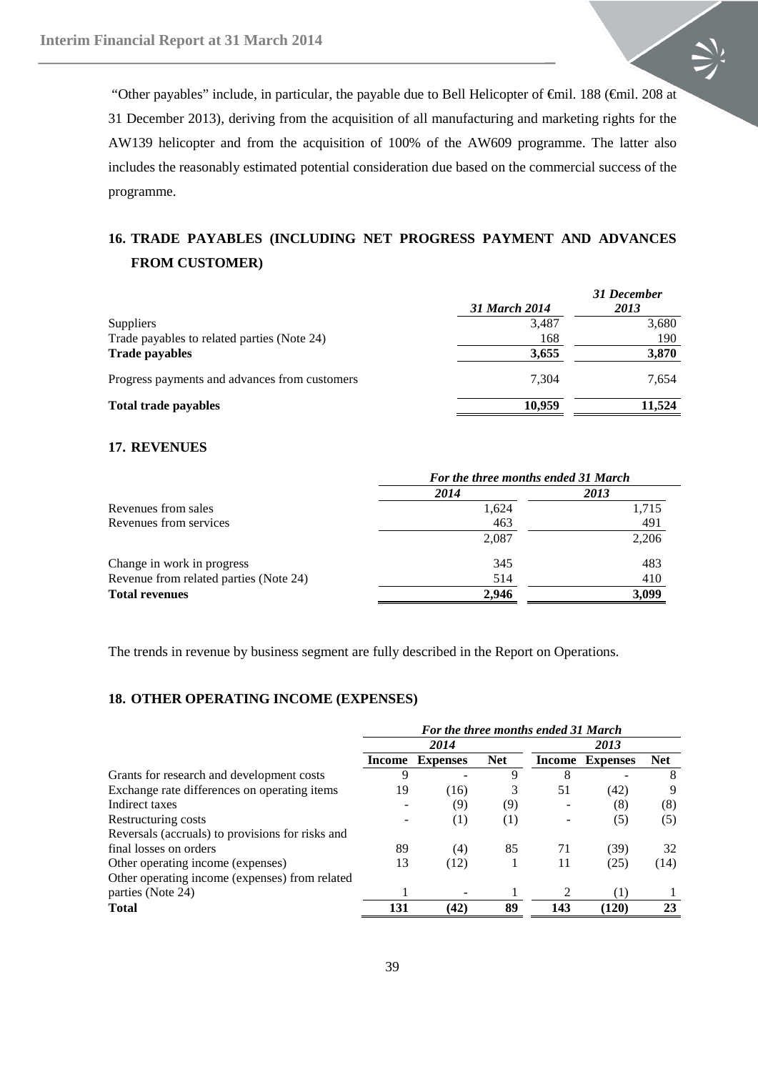"Other payables" include, in particular, the payable due to Bell Helicopter of €mil. 188 (€mil. 208 at 31 December 2013), deriving from the acquisition of all manufacturing and marketing rights for the AW139 helicopter and from the acquisition of 100% of the AW609 programme. The latter also includes the reasonably estimated potential consideration due based on the commercial success of the programme.

## 16. TRADE PAYABLES (INCLUDING NET PROGRESS PAYMENT AND ADVANCES FROM CUSTOMER)

| | *31 March 2014* | *31 December 2013* |
|---|---|---|
| Suppliers | 3,487 | 3,680 |
| Trade payables to related parties (Note 24) | 168 | 190 |
| **Trade payables** | **3,655** | **3,870** |
| Progress payments and advances from customers | 7,304 | 7,654 |
| **Total trade payables** | **10,959** | **11,524** |

## 17. REVENUES

| | *For the three months ended 31 March* | |
|---|---|---|
| | *2014* | *2013* |
| Revenues from sales | 1,624 | 1,715 |
| Revenues from services | 463 | 491 |
| | 2,087 | 2,206 |
| Change in work in progress | 345 | 483 |
| Revenue from related parties (Note 24) | 514 | 410 |
| **Total revenues** | **2,946** | **3,099** |

The trends in revenue by business segment are fully described in the Report on Operations.

## 18. OTHER OPERATING INCOME (EXPENSES)

| | *For the three months ended 31 March* | | | | | |
|---|---|---|---|---|---|---|
| | *2014* | | | *2013* | | |
| | **Income** | **Expenses** | **Net** | **Income** | **Expenses** | **Net** |
| Grants for research and development costs | 9 | - | 9 | 8 | - | 8 |
| Exchange rate differences on operating items | 19 | (16) | 3 | 51 | (42) | 9 |
| Indirect taxes | - | (9) | (9) | - | (8) | (8) |
| Restructuring costs | - | (1) | (1) | - | (5) | (5) |
| Reversals (accruals) to provisions for risks and final losses on orders | 89 | (4) | 85 | 71 | (39) | 32 |
| Other operating income (expenses) | 13 | (12) | 1 | 11 | (25) | (14) |
| Other operating income (expenses) from related parties (Note 24) | 1 | - | 1 | 2 | (1) | 1 |
| **Total** | **131** | **(42)** | **89** | **143** | **(120)** | **23** |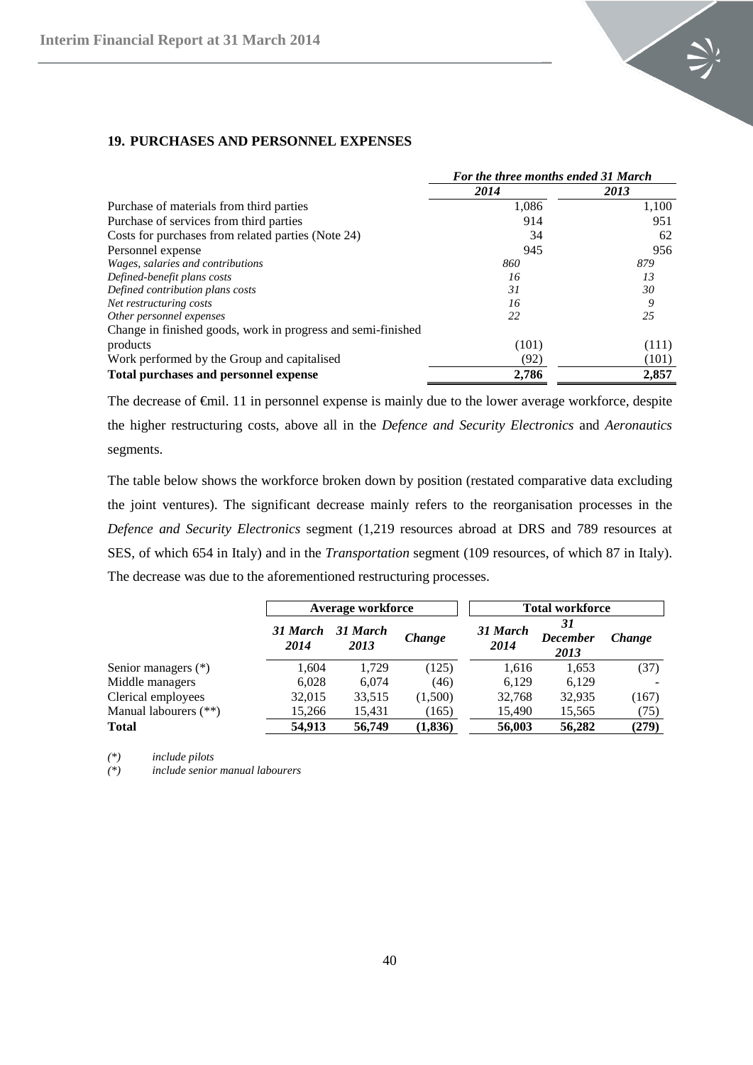## 19. PURCHASES AND PERSONNEL EXPENSES

| | *For the three months ended 31 March* | |
|---|---|---|
| | ***2014*** | ***2013*** |
| Purchase of materials from third parties | 1,086 | 1,100 |
| Purchase of services from third parties | 914 | 951 |
| Costs for purchases from related parties (Note 24) | 34 | 62 |
| Personnel expense | 945 | 956 |
| *Wages, salaries and contributions* | *860* | *879* |
| *Defined-benefit plans costs* | *16* | *13* |
| *Defined contribution plans costs* | *31* | *30* |
| *Net restructuring costs* | *16* | *9* |
| *Other personnel expenses* | *22* | *25* |
| Change in finished goods, work in progress and semi-finished products | (101) | (111) |
| Work performed by the Group and capitalised | (92) | (101) |
| **Total purchases and personnel expense** | **2,786** | **2,857** |

The decrease of €mil. 11 in personnel expense is mainly due to the lower average workforce, despite the higher restructuring costs, above all in the *Defence and Security Electronics* and *Aeronautics* segments.

The table below shows the workforce broken down by position (restated comparative data excluding the joint ventures). The significant decrease mainly refers to the reorganisation processes in the *Defence and Security Electronics* segment (1,219 resources abroad at DRS and 789 resources at SES, of which 654 in Italy) and in the *Transportation* segment (109 resources, of which 87 in Italy). The decrease was due to the aforementioned restructuring processes.

| | **Average workforce** | | | **Total workforce** | | |
|---|---|---|---|---|---|---|
| | ***31 March 2014*** | ***31 March 2013*** | ***Change*** | ***31 March 2014*** | ***31 December 2013*** | ***Change*** |
| Senior managers (*) | 1,604 | 1,729 | (125) | 1,616 | 1,653 | (37) |
| Middle managers | 6,028 | 6,074 | (46) | 6,129 | 6,129 | - |
| Clerical employees | 32,015 | 33,515 | (1,500) | 32,768 | 32,935 | (167) |
| Manual labourers (**) | 15,266 | 15,431 | (165) | 15,490 | 15,565 | (75) |
| **Total** | **54,913** | **56,749** | **(1,836)** | **56,003** | **56,282** | **(279)** |

*(*) include pilots*

*(*) include senior manual labourers*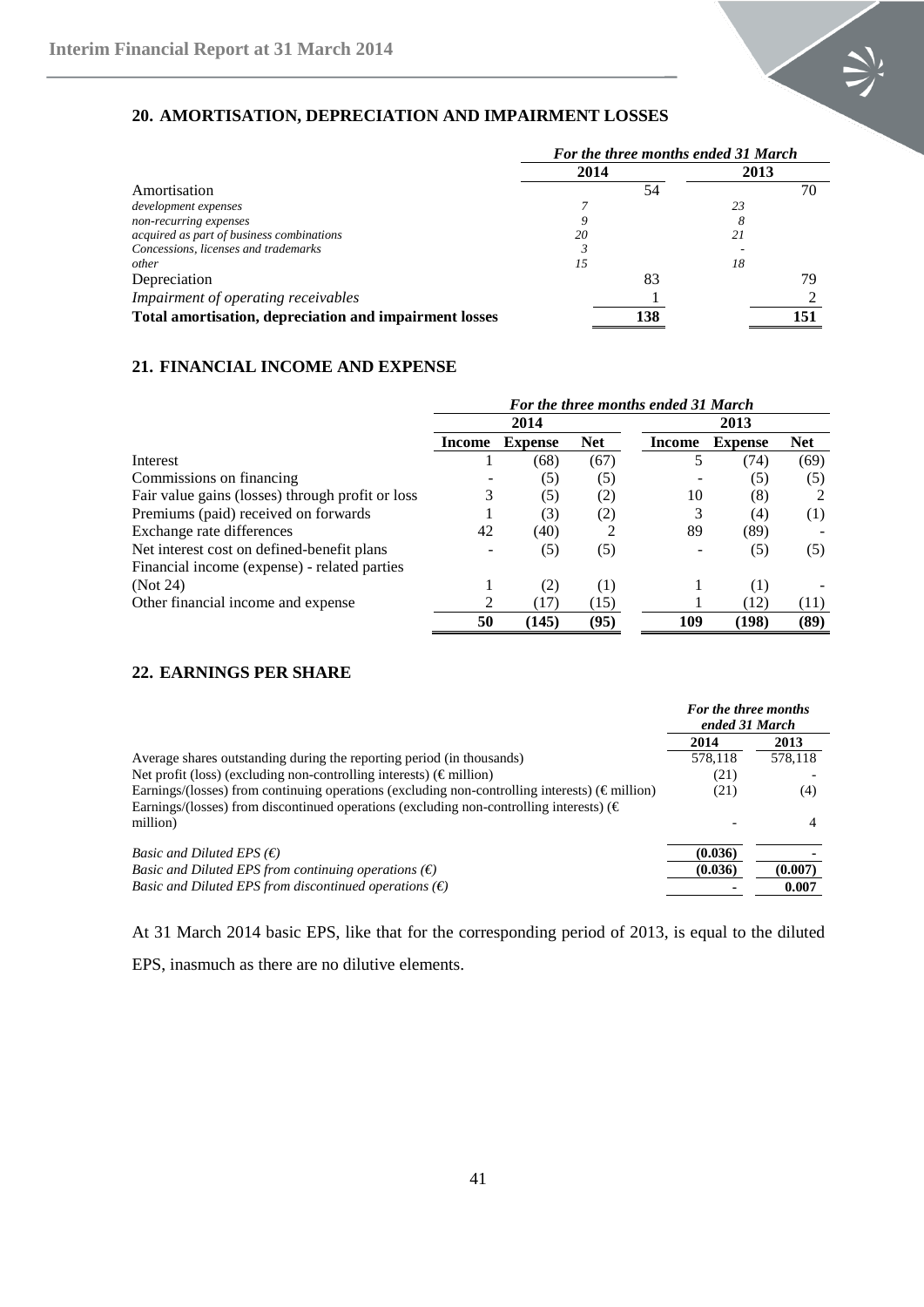## 20. AMORTISATION, DEPRECIATION AND IMPAIRMENT LOSSES

| | *For the three months ended 31 March* | | | |
|---|---|---|---|---|
| | **2014** | | **2013** | |
| Amortisation | | 54 | | 70 |
| *development expenses* | *7* | | *23* | |
| *non-recurring expenses* | *9* | | *8* | |
| *acquired as part of business combinations* | *20* | | *21* | |
| *Concessions, licenses and trademarks* | *3* | | *-* | |
| *other* | *15* | | *18* | |
| Depreciation | | 83 | | 79 |
| *Impairment of operating receivables* | | 1 | | 2 |
| **Total amortisation, depreciation and impairment losses** | | **138** | | **151** |

## 21. FINANCIAL INCOME AND EXPENSE

| | *For the three months ended 31 March* | | | | | |
|---|---|---|---|---|---|---|
| | **2014** | | | **2013** | | |
| | **Income** | **Expense** | **Net** | **Income** | **Expense** | **Net** |
| Interest | 1 | (68) | (67) | 5 | (74) | (69) |
| Commissions on financing | - | (5) | (5) | - | (5) | (5) |
| Fair value gains (losses) through profit or loss | 3 | (5) | (2) | 10 | (8) | 2 |
| Premiums (paid) received on forwards | 1 | (3) | (2) | 3 | (4) | (1) |
| Exchange rate differences | 42 | (40) | 2 | 89 | (89) | - |
| Net interest cost on defined-benefit plans | - | (5) | (5) | - | (5) | (5) |
| Financial income (expense) - related parties (Not 24) | 1 | (2) | (1) | 1 | (1) | - |
| Other financial income and expense | 2 | (17) | (15) | 1 | (12) | (11) |
| | **50** | **(145)** | **(95)** | **109** | **(198)** | **(89)** |

## 22. EARNINGS PER SHARE

| | *For the three months ended 31 March* | |
|---|---|---|
| | **2014** | **2013** |
| Average shares outstanding during the reporting period (in thousands) | 578,118 | 578,118 |
| Net profit (loss) (excluding non-controlling interests) (€ million) | (21) | - |
| Earnings/(losses) from continuing operations (excluding non-controlling interests) (€ million) | (21) | (4) |
| Earnings/(losses) from discontinued operations (excluding non-controlling interests) (€ million) | - | 4 |
| *Basic and Diluted EPS (€)* | **(0.036)** | **-** |
| *Basic and Diluted EPS from continuing operations (€)* | **(0.036)** | **(0.007)** |
| *Basic and Diluted EPS from discontinued operations (€)* | **-** | **0.007** |

At 31 March 2014 basic EPS, like that for the corresponding period of 2013, is equal to the diluted EPS, inasmuch as there are no dilutive elements.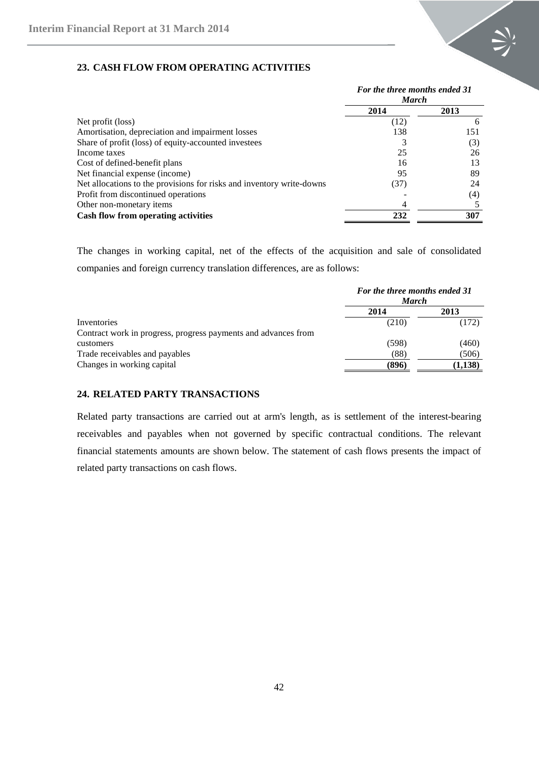## 23. CASH FLOW FROM OPERATING ACTIVITIES

| | *For the three months ended 31 March* | |
|---|---|---|
| | **2014** | **2013** |
| Net profit (loss) | (12) | 6 |
| Amortisation, depreciation and impairment losses | 138 | 151 |
| Share of profit (loss) of equity-accounted investees | 3 | (3) |
| Income taxes | 25 | 26 |
| Cost of defined-benefit plans | 16 | 13 |
| Net financial expense (income) | 95 | 89 |
| Net allocations to the provisions for risks and inventory write-downs | (37) | 24 |
| Profit from discontinued operations | - | (4) |
| Other non-monetary items | 4 | 5 |
| **Cash flow from operating activities** | **232** | **307** |

The changes in working capital, net of the effects of the acquisition and sale of consolidated companies and foreign currency translation differences, are as follows:

| | *For the three months ended 31 March* | |
|---|---|---|
| | **2014** | **2013** |
| Inventories | (210) | (172) |
| Contract work in progress, progress payments and advances from customers | (598) | (460) |
| Trade receivables and payables | (88) | (506) |
| Changes in working capital | **(896)** | **(1,138)** |

## 24. RELATED PARTY TRANSACTIONS

Related party transactions are carried out at arm's length, as is settlement of the interest-bearing receivables and payables when not governed by specific contractual conditions. The relevant financial statements amounts are shown below. The statement of cash flows presents the impact of related party transactions on cash flows.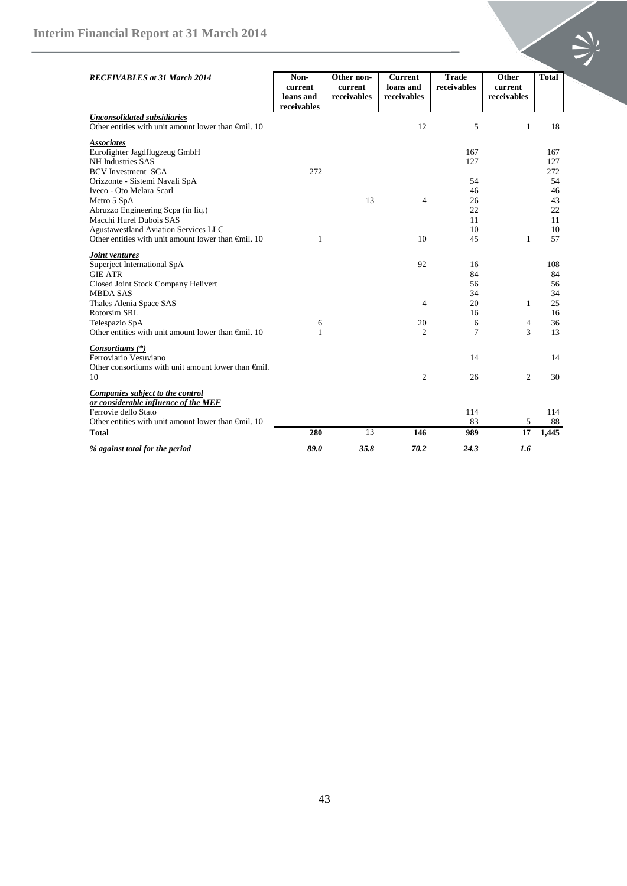| *RECEIVABLES at 31 March 2014* | Non-current loans and receivables | Other non-current receivables | Current loans and receivables | Trade receivables | Other current receivables | Total |
|---|---|---|---|---|---|---|
| ***Unconsolidated subsidiaries*** | | | | | | |
| Other entities with unit amount lower than €mil. 10 | | | 12 | 5 | 1 | 18 |
| ***Associates*** | | | | | | |
| Eurofighter Jagdflugzeug GmbH | | | | 167 | | 167 |
| NH Industries SAS | | | | 127 | | 127 |
| BCV Investment SCA | 272 | | | | | 272 |
| Orizzonte - Sistemi Navali SpA | | | | 54 | | 54 |
| Iveco - Oto Melara Scarl | | | | 46 | | 46 |
| Metro 5 SpA | | 13 | 4 | 26 | | 43 |
| Abruzzo Engineering Scpa (in liq.) | | | | 22 | | 22 |
| Macchi Hurel Dubois SAS | | | | 11 | | 11 |
| Agustawestland Aviation Services LLC | | | | 10 | | 10 |
| Other entities with unit amount lower than €mil. 10 | 1 | | 10 | 45 | 1 | 57 |
| ***Joint ventures*** | | | | | | |
| Superject International SpA | | | 92 | 16 | | 108 |
| GIE ATR | | | | 84 | | 84 |
| Closed Joint Stock Company Helivert | | | | 56 | | 56 |
| MBDA SAS | | | | 34 | | 34 |
| Thales Alenia Space SAS | | | 4 | 20 | 1 | 25 |
| Rotorsim SRL | | | | 16 | | 16 |
| Telespazio SpA | 6 | | 20 | 6 | 4 | 36 |
| Other entities with unit amount lower than €mil. 10 | 1 | | 2 | 7 | 3 | 13 |
| ***Consortiums (\*)*** | | | | | | |
| Ferroviario Vesuviano | | | | 14 | | 14 |
| Other consortiums with unit amount lower than €mil. 10 | | | 2 | 26 | 2 | 30 |
| ***Companies subject to the control or considerable influence of the MEF*** | | | | | | |
| Ferrovie dello Stato | | | | 114 | | 114 |
| Other entities with unit amount lower than €mil. 10 | | | | 83 | 5 | 88 |
| **Total** | **280** | 13 | **146** | **989** | **17** | **1,445** |
| ***% against total for the period*** | ***89.0*** | ***35.8*** | ***70.2*** | ***24.3*** | ***1.6*** | |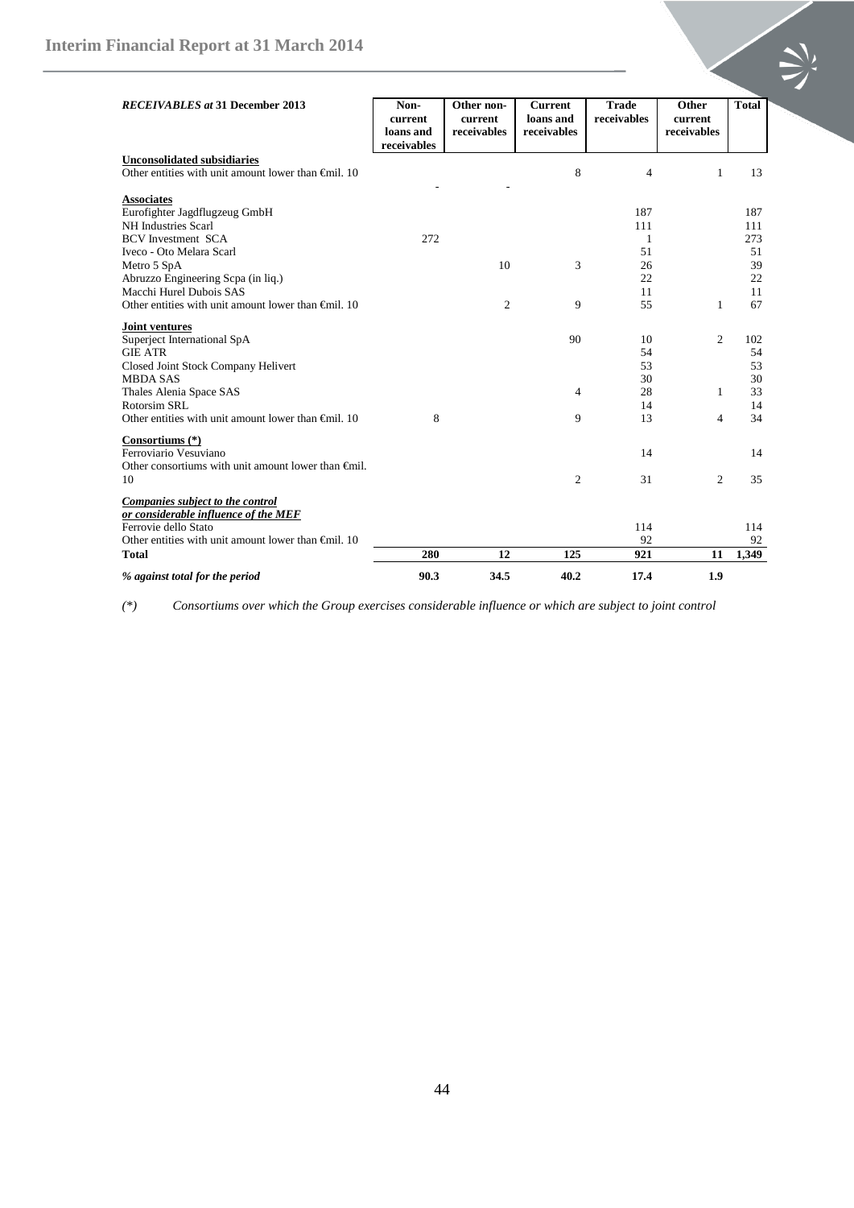| *RECEIVABLES at* **31 December 2013** | **Non-current loans and receivables** | **Other non-current receivables** | **Current loans and receivables** | **Trade receivables** | **Other current receivables** | **Total** |
|---|---|---|---|---|---|---|
| **Unconsolidated subsidiaries** | | | | | | |
| Other entities with unit amount lower than €mil. 10 | - | - | 8 | 4 | 1 | 13 |
| **Associates** | | | | | | |
| Eurofighter Jagdflugzeug GmbH | | | | 187 | | 187 |
| NH Industries Scarl | | | | 111 | | 111 |
| BCV Investment SCA | 272 | | | 1 | | 273 |
| Iveco - Oto Melara Scarl | | | | 51 | | 51 |
| Metro 5 SpA | | 10 | 3 | 26 | | 39 |
| Abruzzo Engineering Scpa (in liq.) | | | | 22 | | 22 |
| Macchi Hurel Dubois SAS | | | | 11 | | 11 |
| Other entities with unit amount lower than €mil. 10 | | 2 | 9 | 55 | 1 | 67 |
| **Joint ventures** | | | | | | |
| Superject International SpA | | | 90 | 10 | 2 | 102 |
| GIE ATR | | | | 54 | | 54 |
| Closed Joint Stock Company Helivert | | | | 53 | | 53 |
| MBDA SAS | | | | 30 | | 30 |
| Thales Alenia Space SAS | | | 4 | 28 | 1 | 33 |
| Rotorsim SRL | | | | 14 | | 14 |
| Other entities with unit amount lower than €mil. 10 | 8 | | 9 | 13 | 4 | 34 |
| **Consortiums (\*)** | | | | | | |
| Ferroviario Vesuviano | | | | 14 | | 14 |
| Other consortiums with unit amount lower than €mil. 10 | | | 2 | 31 | 2 | 35 |
| ***Companies subject to the control or considerable influence of the MEF*** | | | | | | |
| Ferrovie dello Stato | | | | 114 | | 114 |
| Other entities with unit amount lower than €mil. 10 | | | | 92 | | 92 |
| **Total** | **280** | **12** | **125** | **921** | **11** | **1,349** |
| ***% against total for the period*** | **90.3** | **34.5** | **40.2** | **17.4** | **1.9** | |

*(\*) Consortiums over which the Group exercises considerable influence or which are subject to joint control*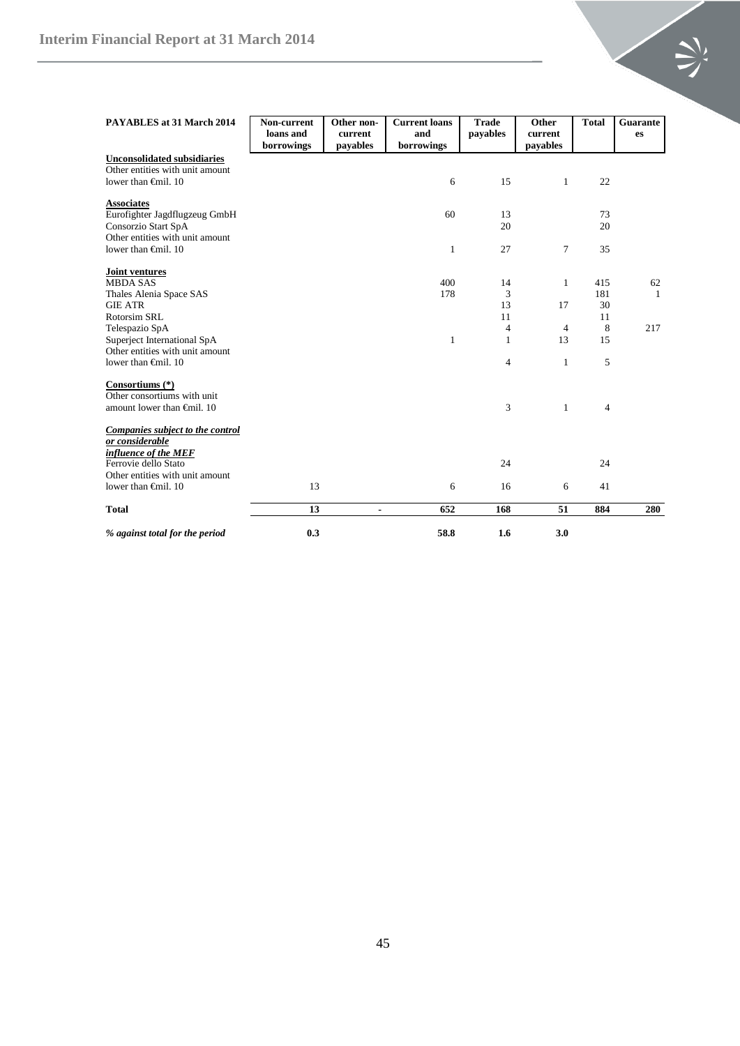| PAYABLES at 31 March 2014 | Non-current loans and borrowings | Other non-current payables | Current loans and borrowings | Trade payables | Other current payables | Total | Guarantees |
|---|---|---|---|---|---|---|---|
| **Unconsolidated subsidiaries** | | | | | | | |
| Other entities with unit amount lower than €mil. 10 | | | 6 | 15 | 1 | 22 | |
| **Associates** | | | | | | | |
| Eurofighter Jagdflugzeug GmbH | | | 60 | 13 | | 73 | |
| Consorzio Start SpA | | | | 20 | | 20 | |
| Other entities with unit amount lower than €mil. 10 | | | 1 | 27 | 7 | 35 | |
| **Joint ventures** | | | | | | | |
| MBDA SAS | | | 400 | 14 | 1 | 415 | 62 |
| Thales Alenia Space SAS | | | 178 | 3 | | 181 | 1 |
| GIE ATR | | | | 13 | 17 | 30 | |
| Rotorsim SRL | | | | 11 | | 11 | |
| Telespazio SpA | | | | 4 | 4 | 8 | 217 |
| Superject International SpA | | | 1 | 1 | 13 | 15 | |
| Other entities with unit amount lower than €mil. 10 | | | | 4 | 1 | 5 | |
| **Consortiums (*)** | | | | | | | |
| Other consortiums with unit amount lower than €mil. 10 | | | | 3 | 1 | 4 | |
| ***Companies subject to the control or considerable influence of the MEF*** | | | | | | | |
| Ferrovie dello Stato | | | | 24 | | 24 | |
| Other entities with unit amount lower than €mil. 10 | 13 | | 6 | 16 | 6 | 41 | |
| **Total** | **13** | **-** | **652** | **168** | **51** | **884** | **280** |
| ***% against total for the period*** | **0.3** | | **58.8** | **1.6** | **3.0** | | |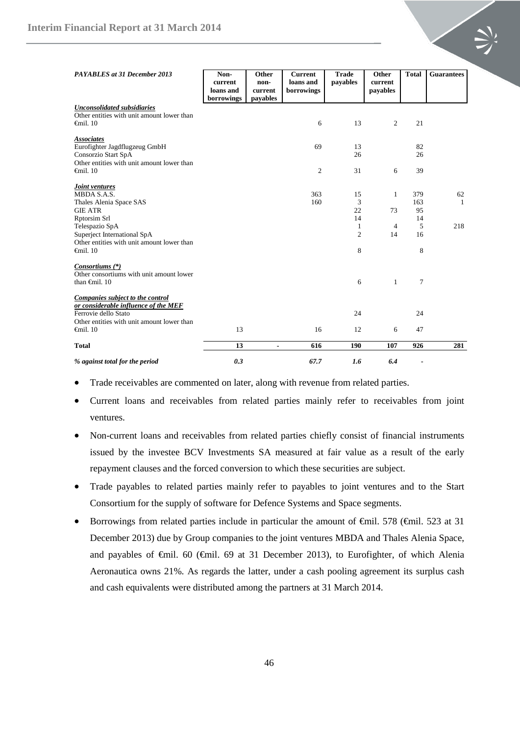| *PAYABLES at 31 December 2013* | Non-current loans and borrowings | Other non-current payables | Current loans and borrowings | Trade payables | Other current payables | Total | Guarantees |
|---|---|---|---|---|---|---|---|
| ***Unconsolidated subsidiaries*** | | | | | | | |
| Other entities with unit amount lower than €mil. 10 | | | 6 | 13 | 2 | 21 | |
| ***Associates*** | | | | | | | |
| Eurofighter Jagdflugzeug GmbH | | | 69 | 13 | | 82 | |
| Consorzio Start SpA | | | | 26 | | 26 | |
| Other entities with unit amount lower than €mil. 10 | | | 2 | 31 | 6 | 39 | |
| ***Joint ventures*** | | | | | | | |
| MBDA S.A.S. | | | 363 | 15 | 1 | 379 | 62 |
| Thales Alenia Space SAS | | | 160 | 3 | | 163 | 1 |
| GIE ATR | | | | 22 | 73 | 95 | |
| Rptorsim Srl | | | | 14 | | 14 | |
| Telespazio SpA | | | | 1 | 4 | 5 | 218 |
| Superject International SpA | | | | 2 | 14 | 16 | |
| Other entities with unit amount lower than €mil. 10 | | | | 8 | | 8 | |
| ***Consortiums (\*)*** | | | | | | | |
| Other consortiums with unit amount lower than €mil. 10 | | | | 6 | 1 | 7 | |
| ***Companies subject to the control or considerable influence of the MEF*** | | | | | | | |
| Ferrovie dello Stato | | | | 24 | | 24 | |
| Other entities with unit amount lower than €mil. 10 | 13 | | 16 | 12 | 6 | 47 | |
| **Total** | **13** | **-** | **616** | **190** | **107** | **926** | **281** |
| ***% against total for the period*** | ***0.3*** | | ***67.7*** | ***1.6*** | ***6.4*** | - | |

- Trade receivables are commented on later, along with revenue from related parties.
- Current loans and receivables from related parties mainly refer to receivables from joint ventures.
- Non-current loans and receivables from related parties chiefly consist of financial instruments issued by the investee BCV Investments SA measured at fair value as a result of the early repayment clauses and the forced conversion to which these securities are subject.
- Trade payables to related parties mainly refer to payables to joint ventures and to the Start Consortium for the supply of software for Defence Systems and Space segments.
- Borrowings from related parties include in particular the amount of €mil. 578 (€mil. 523 at 31 December 2013) due by Group companies to the joint ventures MBDA and Thales Alenia Space, and payables of €mil. 60 (€mil. 69 at 31 December 2013), to Eurofighter, of which Alenia Aeronautica owns 21%. As regards the latter, under a cash pooling agreement its surplus cash and cash equivalents were distributed among the partners at 31 March 2014.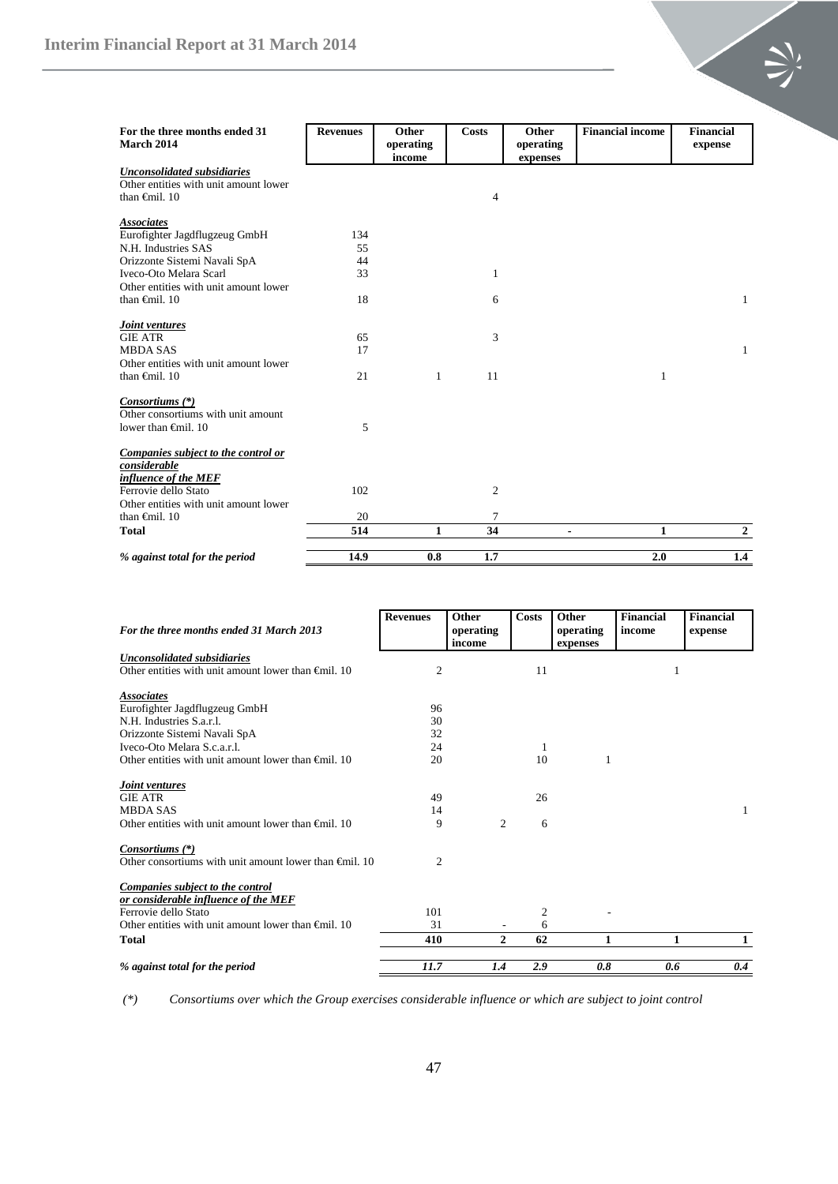| For the three months ended 31 March 2014 | Revenues | Other operating income | Costs | Other operating expenses | Financial income | Financial expense |
|---|---|---|---|---|---|---|
| ***Unconsolidated subsidiaries*** | | | | | | |
| Other entities with unit amount lower than €mil. 10 | | | 4 | | | |
| ***Associates*** | | | | | | |
| Eurofighter Jagdflugzeug GmbH | 134 | | | | | |
| N.H. Industries SAS | 55 | | | | | |
| Orizzonte Sistemi Navali SpA | 44 | | | | | |
| Iveco-Oto Melara Scarl | 33 | | 1 | | | |
| Other entities with unit amount lower than €mil. 10 | 18 | | 6 | | | 1 |
| ***Joint ventures*** | | | | | | |
| GIE ATR | 65 | | 3 | | | |
| MBDA SAS | 17 | | | | | 1 |
| Other entities with unit amount lower than €mil. 10 | 21 | 1 | 11 | | 1 | |
| ***Consortiums (\*)*** | | | | | | |
| Other consortiums with unit amount lower than €mil. 10 | 5 | | | | | |
| ***Companies subject to the control or considerable influence of the MEF*** | | | | | | |
| Ferrovie dello Stato | 102 | | 2 | | | |
| Other entities with unit amount lower than €mil. 10 | 20 | | 7 | | | |
| **Total** | **514** | **1** | **34** | **-** | **1** | **2** |
| ***% against total for the period*** | **14.9** | **0.8** | **1.7** | | **2.0** | **1.4** |

| *For the three months ended 31 March 2013* | Revenues | Other operating income | Costs | Other operating expenses | Financial income | Financial expense |
|---|---|---|---|---|---|---|
| ***Unconsolidated subsidiaries*** | | | | | | |
| Other entities with unit amount lower than €mil. 10 | 2 | | 11 | | 1 | |
| ***Associates*** | | | | | | |
| Eurofighter Jagdflugzeug GmbH | 96 | | | | | |
| N.H. Industries S.a.r.l. | 30 | | | | | |
| Orizzonte Sistemi Navali SpA | 32 | | | | | |
| Iveco-Oto Melara S.c.a.r.l. | 24 | | 1 | | | |
| Other entities with unit amount lower than €mil. 10 | 20 | | 10 | 1 | | |
| ***Joint ventures*** | | | | | | |
| GIE ATR | 49 | | 26 | | | |
| MBDA SAS | 14 | | | | | 1 |
| Other entities with unit amount lower than €mil. 10 | 9 | 2 | 6 | | | |
| ***Consortiums (\*)*** | | | | | | |
| Other consortiums with unit amount lower than €mil. 10 | 2 | | | | | |
| ***Companies subject to the control or considerable influence of the MEF*** | | | | | | |
| Ferrovie dello Stato | 101 | | 2 | - | | |
| Other entities with unit amount lower than €mil. 10 | 31 | - | 6 | | | |
| **Total** | **410** | **2** | **62** | **1** | **1** | **1** |
| ***% against total for the period*** | ***11.7*** | ***1.4*** | ***2.9*** | ***0.8*** | ***0.6*** | ***0.4*** |

*(\*) Consortiums over which the Group exercises considerable influence or which are subject to joint control*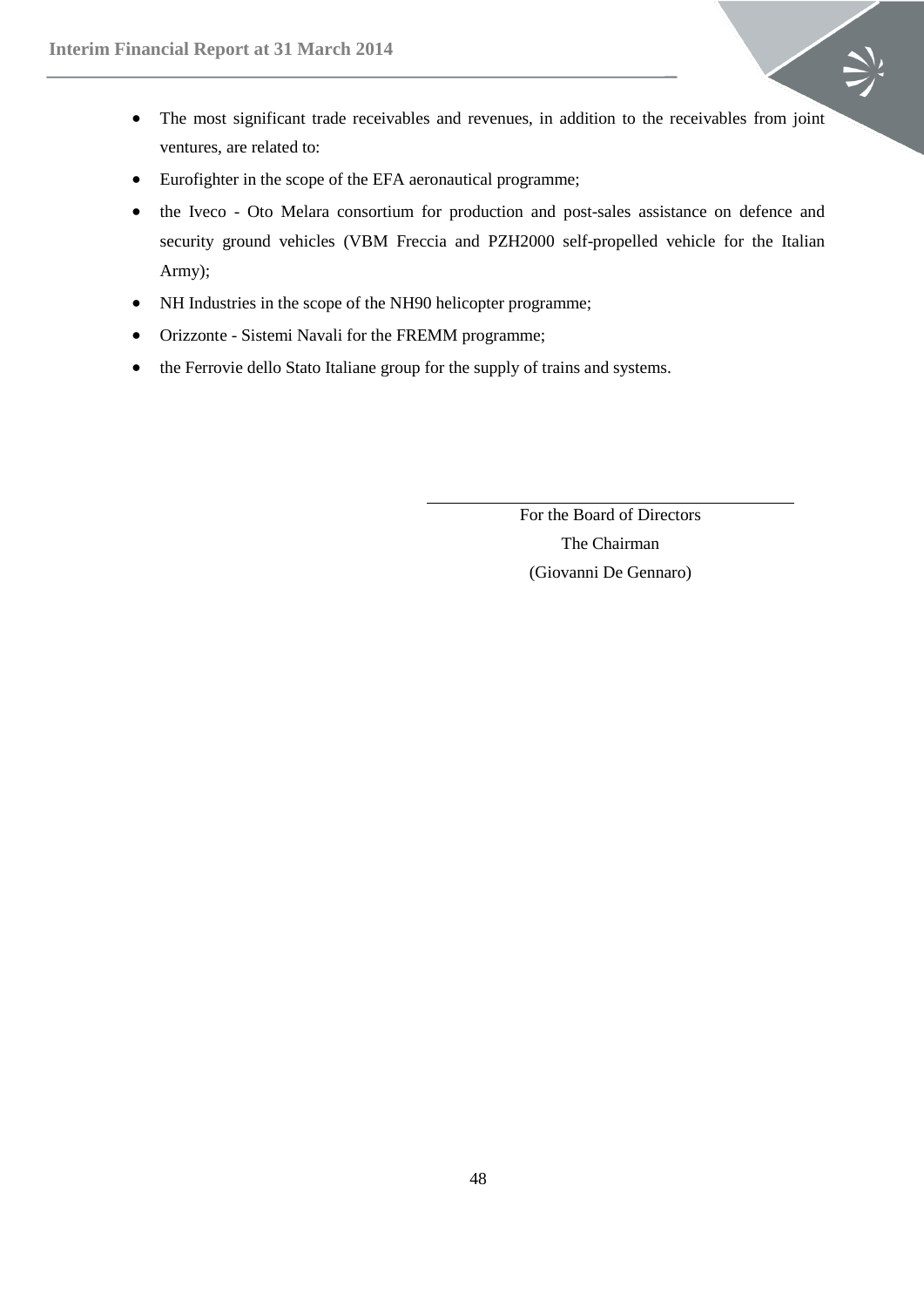- The most significant trade receivables and revenues, in addition to the receivables from joint ventures, are related to:
- Eurofighter in the scope of the EFA aeronautical programme;
- the Iveco - Oto Melara consortium for production and post-sales assistance on defence and security ground vehicles (VBM Freccia and PZH2000 self-propelled vehicle for the Italian Army);
- NH Industries in the scope of the NH90 helicopter programme;
- Orizzonte - Sistemi Navali for the FREMM programme;
- the Ferrovie dello Stato Italiane group for the supply of trains and systems.

For the Board of Directors

The Chairman

(Giovanni De Gennaro)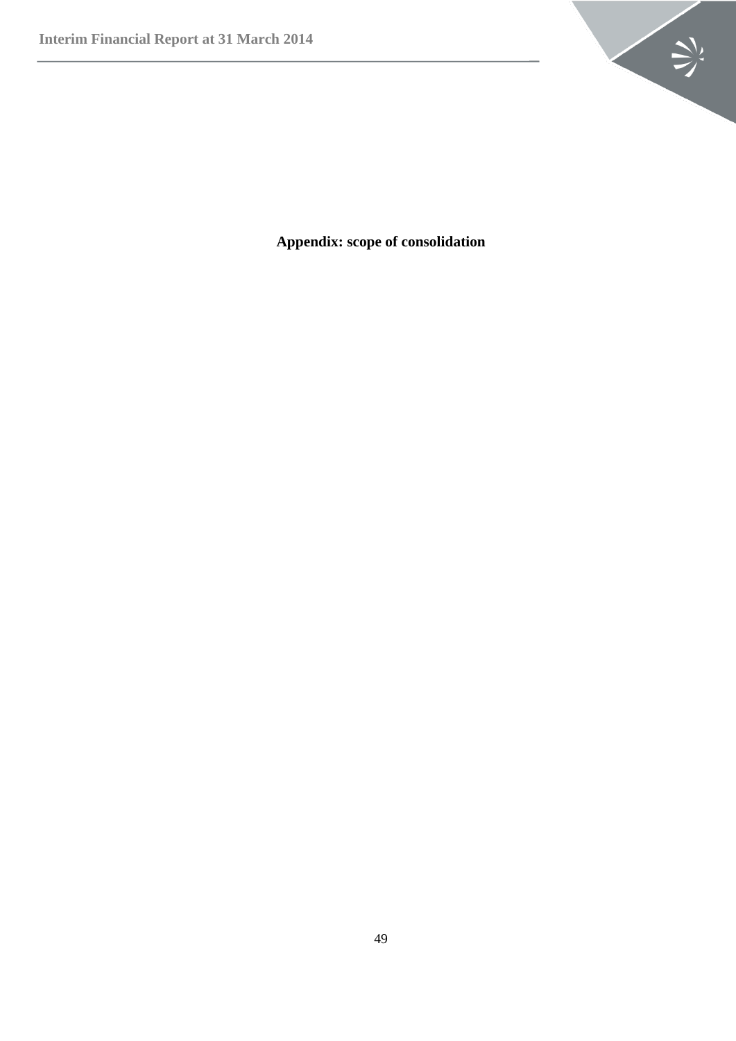**Appendix: scope of consolidation**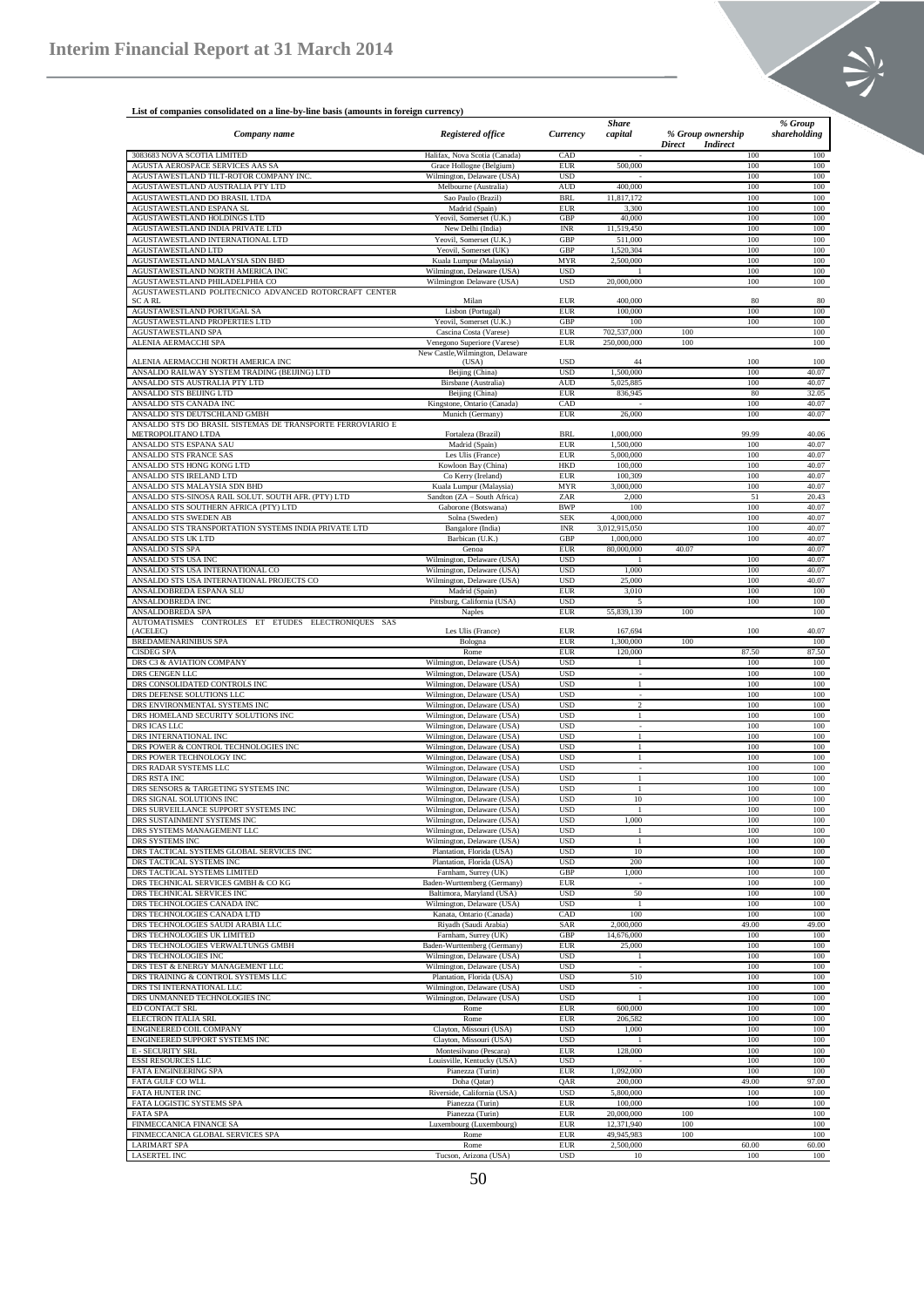**List of companies consolidated on a line-by-line basis (amounts in foreign currency)**

| Company name | Registered office | Currency | Share capital | % Group ownership | | % Group shareholding |
|---|---|---|---|---|---|---|
| | | | | Direct | Indirect | |
| 3083683 NOVA SCOTIA LIMITED | Halifax, Nova Scotia (Canada) | CAD | - | | 100 | 100 |
| AGUSTA AEROSPACE SERVICES AAS SA | Grace Hollogne (Belgium) | EUR | 500,000 | | 100 | 100 |
| AGUSTAWESTLAND TILT-ROTOR COMPANY INC. | Wilmington, Delaware (USA) | USD | - | | 100 | 100 |
| AGUSTAWESTLAND AUSTRALIA PTY LTD | Melbourne (Australia) | AUD | 400,000 | | 100 | 100 |
| AGUSTAWESTLAND DO BRASIL LTDA | Sao Paulo (Brazil) | BRL | 11,817,172 | | 100 | 100 |
| AGUSTAWESTLAND ESPANA SL | Madrid (Spain) | EUR | 3,300 | | 100 | 100 |
| AGUSTAWESTLAND HOLDINGS LTD | Yeovil, Somerset (U.K.) | GBP | 40,000 | | 100 | 100 |
| AGUSTAWESTLAND INDIA PRIVATE LTD | New Delhi (India) | INR | 11,519,450 | | 100 | 100 |
| AGUSTAWESTLAND INTERNATIONAL LTD | Yeovil, Somerset (U.K.) | GBP | 511,000 | | 100 | 100 |
| AGUSTAWESTLAND LTD | Yeovil, Somerset (UK) | GBP | 1,520,304 | | 100 | 100 |
| AGUSTAWESTLAND MALAYSIA SDN BHD | Kuala Lumpur (Malaysia) | MYR | 2,500,000 | | 100 | 100 |
| AGUSTAWESTLAND NORTH AMERICA INC | Wilmington, Delaware (USA) | USD | 1 | | 100 | 100 |
| AGUSTAWESTLAND PHILADELPHIA CO | Wilmington Delaware (USA) | USD | 20,000,000 | | 100 | 100 |
| AGUSTAWESTLAND POLITECNICO ADVANCED ROTORCRAFT CENTER SC A RL | Milan | EUR | 400,000 | | 80 | 80 |
| AGUSTAWESTLAND PORTUGAL SA | Lisbon (Portugal) | EUR | 100,000 | | 100 | 100 |
| AGUSTAWESTLAND PROPERTIES LTD | Yeovil, Somerset (U.K.) | GBP | 100 | | 100 | 100 |
| AGUSTAWESTLAND SPA | Cascina Costa (Varese) | EUR | 702,537,000 | 100 | | 100 |
| ALENIA AERMACCHI SPA | Venegono Superiore (Varese) | EUR | 250,000,000 | 100 | | 100 |
| ALENIA AERMACCHI NORTH AMERICA INC | New Castle,Wilmington, Delaware (USA) | USD | 44 | | 100 | 100 |
| ANSALDO RAILWAY SYSTEM TRADING (BEIJING) LTD | Beijing (China) | USD | 1,500,000 | | 100 | 40.07 |
| ANSALDO STS AUSTRALIA PTY LTD | Birsbane (Australia) | AUD | 5,025,885 | | 100 | 40.07 |
| ANSALDO STS BEIJING LTD | Beijing (China) | EUR | 836,945 | | 80 | 32.05 |
| ANSALDO STS CANADA INC | Kingstone, Ontario (Canada) | CAD | - | | 100 | 40.07 |
| ANSALDO STS DEUTSCHLAND GMBH | Munich (Germany) | EUR | 26,000 | | 100 | 40.07 |
| ANSALDO STS DO BRASIL SISTEMAS DE TRANSPORTE FERROVIARIO E METROPOLITANO LTDA | Fortaleza (Brazil) | BRL | 1,000,000 | | 99.99 | 40.06 |
| ANSALDO STS ESPANA SAU | Madrid (Spain) | EUR | 1,500,000 | | 100 | 40.07 |
| ANSALDO STS FRANCE SAS | Les Ulis (France) | EUR | 5,000,000 | | 100 | 40.07 |
| ANSALDO STS HONG KONG LTD | Kowloon Bay (China) | HKD | 100,000 | | 100 | 40.07 |
| ANSALDO STS IRELAND LTD | Co Kerry (Ireland) | EUR | 100,309 | | 100 | 40.07 |
| ANSALDO STS MALAYSIA SDN BHD | Kuala Lumpur (Malaysia) | MYR | 3,000,000 | | 100 | 40.07 |
| ANSALDO STS-SINOSA RAIL SOLUT. SOUTH AFR. (PTY) LTD | Sandton (ZA – South Africa) | ZAR | 2,000 | | 51 | 20.43 |
| ANSALDO STS SOUTHERN AFRICA (PTY) LTD | Gaborone (Botswana) | BWP | 100 | | 100 | 40.07 |
| ANSALDO STS SWEDEN AB | Solna (Sweden) | SEK | 4,000,000 | | 100 | 40.07 |
| ANSALDO STS TRANSPORTATION SYSTEMS INDIA PRIVATE LTD | Bangalore (India) | INR | 3,012,915,050 | | 100 | 40.07 |
| ANSALDO STS UK LTD | Barbican (U.K.) | GBP | 1,000,000 | | 100 | 40.07 |
| ANSALDO STS SPA | Genoa | EUR | 80,000,000 | 40.07 | | 40.07 |
| ANSALDO STS USA INC | Wilmington, Delaware (USA) | USD | 1 | | 100 | 40.07 |
| ANSALDO STS USA INTERNATIONAL CO | Wilmington, Delaware (USA) | USD | 1,000 | | 100 | 40.07 |
| ANSALDO STS USA INTERNATIONAL PROJECTS CO | Wilmington, Delaware (USA) | USD | 25,000 | | 100 | 40.07 |
| ANSALDOBREDA ESPAÑA SLU | Madrid (Spain) | EUR | 3,010 | | 100 | 100 |
| ANSALDOBREDA INC | Pittsburg, California (USA) | USD | 5 | | 100 | 100 |
| ANSALDOBREDA SPA | Naples | EUR | 55,839,139 | 100 | | 100 |
| AUTOMATISMES CONTROLES ET ETUDES ELECTRONIQUES SAS (ACELEC) | Les Ulis (France) | EUR | 167,694 | | 100 | 40.07 |
| BREDAMENARINIBUS SPA | Bologna | EUR | 1,300,000 | 100 | | 100 |
| CISDEG SPA | Rome | EUR | 120,000 | | 87.50 | 87.50 |
| DRS C3 & AVIATION COMPANY | Wilmington, Delaware (USA) | USD | 1 | | 100 | 100 |
| DRS CENGEN LLC | Wilmington, Delaware (USA) | USD | - | | 100 | 100 |
| DRS CONSOLIDATED CONTROLS INC | Wilmington, Delaware (USA) | USD | 1 | | 100 | 100 |
| DRS DEFENSE SOLUTIONS LLC | Wilmington, Delaware (USA) | USD | - | | 100 | 100 |
| DRS ENVIRONMENTAL SYSTEMS INC | Wilmington, Delaware (USA) | USD | 2 | | 100 | 100 |
| DRS HOMELAND SECURITY SOLUTIONS INC | Wilmington, Delaware (USA) | USD | 1 | | 100 | 100 |
| DRS ICAS LLC | Wilmington, Delaware (USA) | USD | - | | 100 | 100 |
| DRS INTERNATIONAL INC | Wilmington, Delaware (USA) | USD | 1 | | 100 | 100 |
| DRS POWER & CONTROL TECHNOLOGIES INC | Wilmington, Delaware (USA) | USD | 1 | | 100 | 100 |
| DRS POWER TECHNOLOGY INC | Wilmington, Delaware (USA) | USD | 1 | | 100 | 100 |
| DRS RADAR SYSTEMS LLC | Wilmington, Delaware (USA) | USD | - | | 100 | 100 |
| DRS RSTA INC | Wilmington, Delaware (USA) | USD | 1 | | 100 | 100 |
| DRS SENSORS & TARGETING SYSTEMS INC | Wilmington, Delaware (USA) | USD | 1 | | 100 | 100 |
| DRS SIGNAL SOLUTIONS INC | Wilmington, Delaware (USA) | USD | 10 | | 100 | 100 |
| DRS SURVEILLANCE SUPPORT SYSTEMS INC | Wilmington, Delaware (USA) | USD | 1 | | 100 | 100 |
| DRS SUSTAINMENT SYSTEMS INC | Wilmington, Delaware (USA) | USD | 1,000 | | 100 | 100 |
| DRS SYSTEMS MANAGEMENT LLC | Wilmington, Delaware (USA) | USD | 1 | | 100 | 100 |
| DRS SYSTEMS INC | Wilmington, Delaware (USA) | USD | 1 | | 100 | 100 |
| DRS TACTICAL SYSTEMS GLOBAL SERVICES INC | Plantation, Florida (USA) | USD | 10 | | 100 | 100 |
| DRS TACTICAL SYSTEMS INC | Plantation, Florida (USA) | USD | 200 | | 100 | 100 |
| DRS TACTICAL SYSTEMS LIMITED | Farnham, Surrey (UK) | GBP | 1,000 | | 100 | 100 |
| DRS TECHNICAL SERVICES GMBH & CO KG | Baden-Wurttemberg (Germany) | EUR | - | | 100 | 100 |
| DRS TECHNICAL SERVICES INC | Baltimora, Maryland (USA) | USD | 50 | | 100 | 100 |
| DRS TECHNOLOGIES CANADA INC | Wilmington, Delaware (USA) | USD | 1 | | 100 | 100 |
| DRS TECHNOLOGIES CANADA LTD | Kanata, Ontario (Canada) | CAD | 100 | | 100 | 100 |
| DRS TECHNOLOGIES SAUDI ARABIA LLC | Riyadh (Saudi Arabia) | SAR | 2,000,000 | | 49.00 | 49.00 |
| DRS TECHNOLOGIES UK LIMITED | Farnham, Surrey (UK) | GBP | 14,676,000 | | 100 | 100 |
| DRS TECHNOLOGIES VERWALTUNGS GMBH | Baden-Wurttemberg (Germany) | EUR | 25,000 | | 100 | 100 |
| DRS TECHNOLOGIES INC | Wilmington, Delaware (USA) | USD | 1 | | 100 | 100 |
| DRS TEST & ENERGY MANAGEMENT LLC | Wilmington, Delaware (USA) | USD | - | | 100 | 100 |
| DRS TRAINING & CONTROL SYSTEMS LLC | Plantation, Florida (USA) | USD | 510 | | 100 | 100 |
| DRS TSI INTERNATIONAL LLC | Wilmington, Delaware (USA) | USD | - | | 100 | 100 |
| DRS UNMANNED TECHNOLOGIES INC | Wilmington, Delaware (USA) | USD | 1 | | 100 | 100 |
| ED CONTACT SRL | Rome | EUR | 600,000 | | 100 | 100 |
| ELECTRON ITALIA SRL | Rome | EUR | 206,582 | | 100 | 100 |
| ENGINEERED COIL COMPANY | Clayton, Missouri (USA) | USD | 1,000 | | 100 | 100 |
| ENGINEERED SUPPORT SYSTEMS INC | Clayton, Missouri (USA) | USD | 1 | | 100 | 100 |
| E - SECURITY SRL | Montesilvano (Pescara) | EUR | 128,000 | | 100 | 100 |
| ESSI RESOURCES LLC | Louisville, Kentucky (USA) | USD | - | | 100 | 100 |
| FATA ENGINEERING SPA | Pianezza (Turin) | EUR | 1,092,000 | | 100 | 100 |
| FATA GULF CO WLL | Doha (Qatar) | QAR | 200,000 | | 49.00 | 97.00 |
| FATA HUNTER INC | Riverside, California (USA) | USD | 5,800,000 | | 100 | 100 |
| FATA LOGISTIC SYSTEMS SPA | Pianezza (Turin) | EUR | 100,000 | | 100 | 100 |
| FATA SPA | Pianezza (Turin) | EUR | 20,000,000 | 100 | | 100 |
| FINMECCANICA FINANCE SA | Luxembourg (Luxembourg) | EUR | 12,371,940 | 100 | | 100 |
| FINMECCANICA GLOBAL SERVICES SPA | Rome | EUR | 49,945,983 | 100 | | 100 |
| LARIMART SPA | Rome | EUR | 2,500,000 | | 60.00 | 60.00 |
| LASERTEL INC | Tucson, Arizona (USA) | USD | 10 | | 100 | 100 |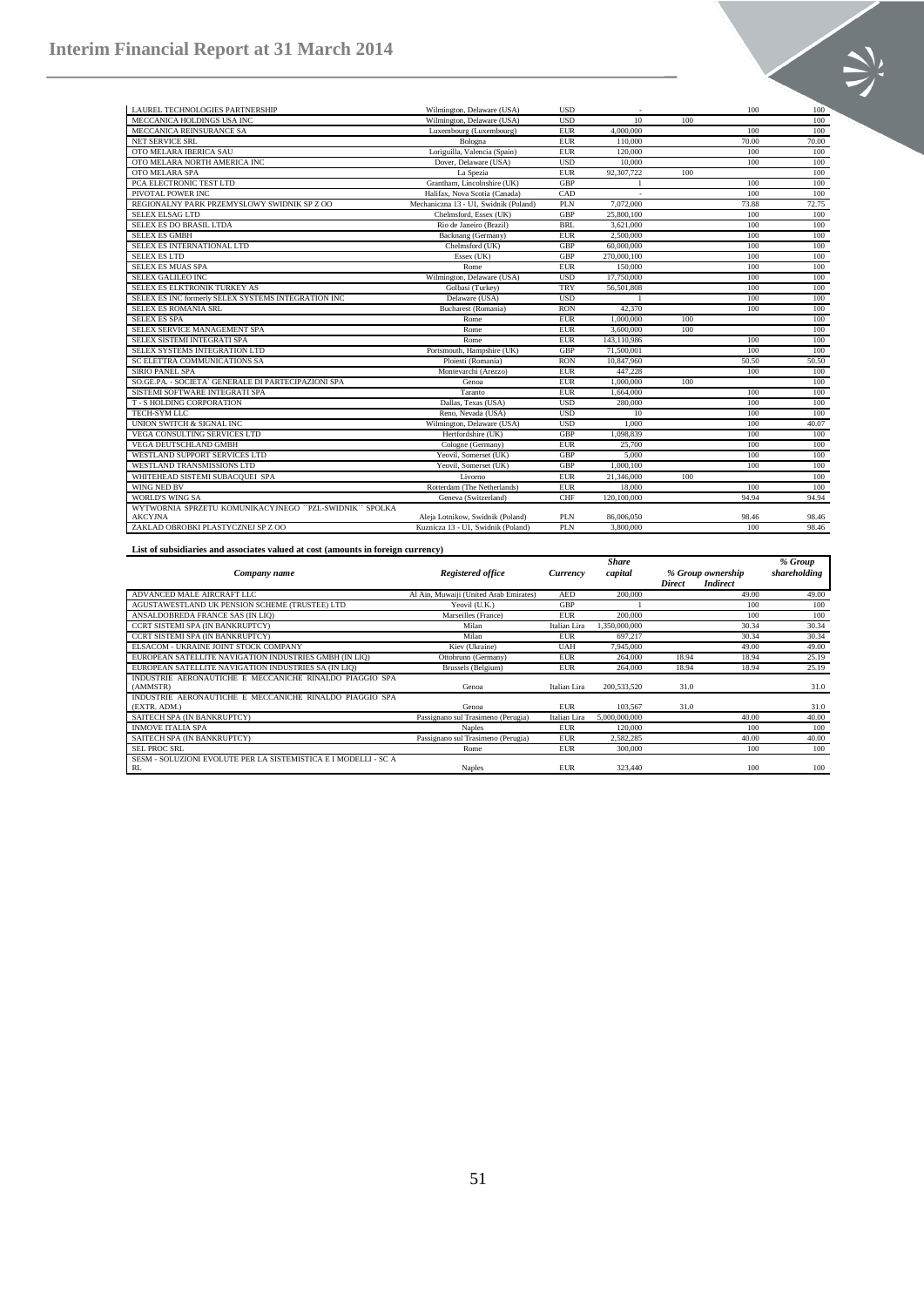| | | | | | | |
|---|---|---|---|---|---|---|
| LAUREL TECHNOLOGIES PARTNERSHIP | Wilmington, Delaware (USA) | USD | - | | 100 | 100 |
| MECCANICA HOLDINGS USA INC | Wilmington, Delaware (USA) | USD | 10 | 100 | | 100 |
| MECCANICA REINSURANCE SA | Luxembourg (Luxembourg) | EUR | 4,000,000 | | 100 | 100 |
| NET SERVICE SRL | Bologna | EUR | 110,000 | | 70.00 | 70.00 |
| OTO MELARA IBERICA SAU | Loriguilla, Valencia (Spain) | EUR | 120,000 | | 100 | 100 |
| OTO MELARA NORTH AMERICA INC | Dover, Delaware (USA) | USD | 10,000 | | 100 | 100 |
| OTO MELARA SPA | La Spezia | EUR | 92,307,722 | 100 | | 100 |
| PCA ELECTRONIC TEST LTD | Grantham, Lincolnshire (UK) | GBP | 1 | | 100 | 100 |
| PIVOTAL POWER INC | Halifax, Nova Scotia (Canada) | CAD | - | | 100 | 100 |
| REGIONALNY PARK PRZEMYSLOWY SWIDNIK SP Z OO | Mechaniczna 13 - U1, Swidnik (Poland) | PLN | 7,072,000 | | 73.88 | 72.75 |
| SELEX ELSAG LTD | Chelmsford, Essex (UK) | GBP | 25,800,100 | | 100 | 100 |
| SELEX ES DO BRASIL LTDA | Rio de Janeiro (Brazil) | BRL | 3,621,000 | | 100 | 100 |
| SELEX ES GMBH | Backnang (Germany) | EUR | 2,500,000 | | 100 | 100 |
| SELEX ES INTERNATIONAL LTD | Chelmsford (UK) | GBP | 60,000,000 | | 100 | 100 |
| SELEX ES LTD | Essex (UK) | GBP | 270,000,100 | | 100 | 100 |
| SELEX ES MUAS SPA | Rome | EUR | 150,000 | | 100 | 100 |
| SELEX GALILEO INC | Wilmington, Delaware (USA) | USD | 17,750,000 | | 100 | 100 |
| SELEX ES ELKTRONIK TURKEY AS | Golbasi (Turkey) | TRY | 56,501,808 | | 100 | 100 |
| SELEX ES INC formerly SELEX SYSTEMS INTEGRATION INC | Delaware (USA) | USD | 1 | | 100 | 100 |
| SELEX ES ROMANIA SRL | Bucharest (Romania) | RON | 42,370 | | 100 | 100 |
| SELEX ES SPA | Rome | EUR | 1,000,000 | 100 | | 100 |
| SELEX SERVICE MANAGEMENT SPA | Rome | EUR | 3,600,000 | 100 | | 100 |
| SELEX SISTEMI INTEGRATI SPA | Rome | EUR | 143,110,986 | | 100 | 100 |
| SELEX SYSTEMS INTEGRATION LTD | Portsmouth, Hampshire (UK) | GBP | 71,500,001 | | 100 | 100 |
| SC ELETTRA COMMUNICATIONS SA | Ploiesti (Romania) | RON | 10,847,960 | | 50.50 | 50.50 |
| SIRIO PANEL SPA | Montevarchi (Arezzo) | EUR | 447,228 | | 100 | 100 |
| SO.GE.PA. - SOCIETA` GENERALE DI PARTECIPAZIONI SPA | Genoa | EUR | 1,000,000 | 100 | | 100 |
| SISTEMI SOFTWARE INTEGRATI SPA | Taranto | EUR | 1,664,000 | | 100 | 100 |
| T - S HOLDING CORPORATION | Dallas, Texas (USA) | USD | 280,000 | | 100 | 100 |
| TECH-SYM LLC | Reno, Nevada (USA) | USD | 10 | | 100 | 100 |
| UNION SWITCH & SIGNAL INC | Wilmington, Delaware (USA) | USD | 1,000 | | 100 | 40.07 |
| VEGA CONSULTING SERVICES LTD | Hertfordshire (UK) | GBP | 1,098,839 | | 100 | 100 |
| VEGA DEUTSCHLAND GMBH | Cologne (Germany) | EUR | 25,700 | | 100 | 100 |
| WESTLAND SUPPORT SERVICES LTD | Yeovil, Somerset (UK) | GBP | 5,000 | | 100 | 100 |
| WESTLAND TRANSMISSIONS LTD | Yeovil, Somerset (UK) | GBP | 1,000,100 | | 100 | 100 |
| WHITEHEAD SISTEMI SUBACQUEI SPA | Livorno | EUR | 21,346,000 | 100 | | 100 |
| WING NED BV | Rotterdam (The Netherlands) | EUR | 18,000 | | 100 | 100 |
| WORLD'S WING SA | Geneva (Switzerland) | CHF | 120,100,000 | | 94.94 | 94.94 |
| WYTWORNIA SPRZETU KOMUNIKACYJNEGO ``PZL-SWIDNIK`` SPOLKA AKCYJNA | Aleja Lotnikow, Swidnik (Poland) | PLN | 86,006,050 | | 98.46 | 98.46 |
| ZAKLAD OBROBKI PLASTYCZNEJ SP Z OO | Kuznicza 13 - U1, Swidnik (Poland) | PLN | 3,800,000 | | 100 | 98.46 |

**List of subsidiaries and associates valued at cost (amounts in foreign currency)**

| *Company name* | *Registered office* | *Currency* | *Share capital* | *% Group ownership* | | *% Group shareholding* |
|---|---|---|---|---|---|---|
| | | | | *Direct* | *Indirect* | |
| ADVANCED MALE AIRCRAFT LLC | Al Ain, Muwaiji (United Arab Emirates) | AED | 200,000 | | 49.00 | 49.00 |
| AGUSTAWESTLAND UK PENSION SCHEME (TRUSTEE) LTD | Yeovil (U.K.) | GBP | 1 | | 100 | 100 |
| ANSALDOBREDA FRANCE SAS (IN LIQ) | Marseilles (France) | EUR | 200,000 | | 100 | 100 |
| CCRT SISTEMI SPA (IN BANKRUPTCY) | Milan | Italian Lira | 1,350,000,000 | | 30.34 | 30.34 |
| CCRT SISTEMI SPA (IN BANKRUPTCY) | Milan | EUR | 697,217 | | 30.34 | 30.34 |
| ELSACOM - UKRAINE JOINT STOCK COMPANY | Kiev (Ukraine) | UAH | 7,945,000 | | 49.00 | 49.00 |
| EUROPEAN SATELLITE NAVIGATION INDUSTRIES GMBH (IN LIQ) | Ottobrunn (Germany) | EUR | 264,000 | 18.94 | 18.94 | 25.19 |
| EUROPEAN SATELLITE NAVIGATION INDUSTRIES SA (IN LIQ) | Brussels (Belgium) | EUR | 264,000 | 18.94 | 18.94 | 25.19 |
| INDUSTRIE AERONAUTICHE E MECCANICHE RINALDO PIAGGIO SPA (AMMSTR) | Genoa | Italian Lira | 200,533,520 | 31.0 | | 31.0 |
| INDUSTRIE AERONAUTICHE E MECCANICHE RINALDO PIAGGIO SPA (EXTR. ADM.) | Genoa | EUR | 103,567 | 31.0 | | 31.0 |
| SAITECH SPA (IN BANKRUPTCY) | Passignano sul Trasimeno (Perugia) | Italian Lira | 5,000,000,000 | | 40.00 | 40.00 |
| INMOVE ITALIA SPA | Naples | EUR | 120,000 | | 100 | 100 |
| SAITECH SPA (IN BANKRUPTCY) | Passignano sul Trasimeno (Perugia) | EUR | 2,582,285 | | 40.00 | 40.00 |
| SEL PROC SRL | Rome | EUR | 300,000 | | 100 | 100 |
| SESM - SOLUZIONI EVOLUTE PER LA SISTEMISTICA E I MODELLI - SC A RL | Naples | EUR | 323,440 | | 100 | 100 |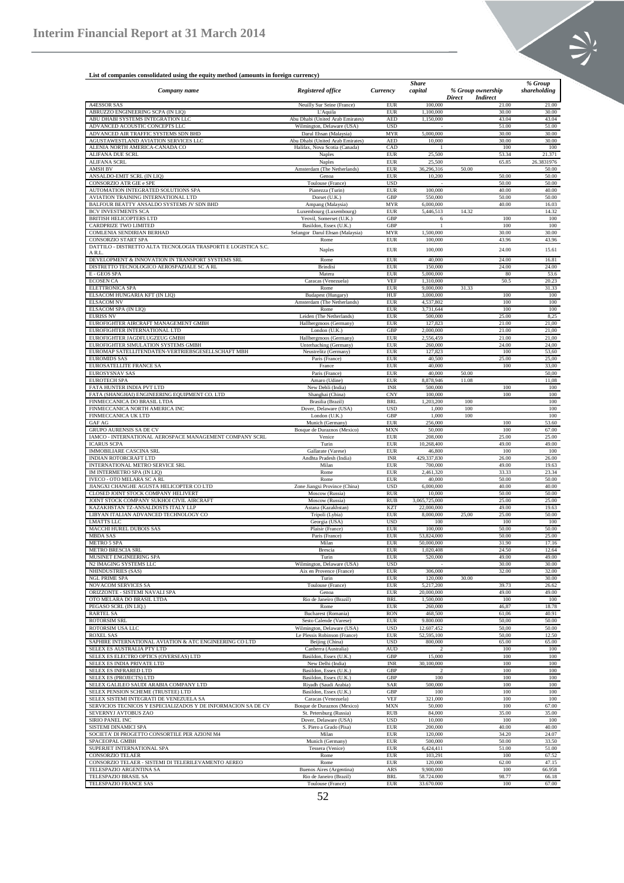**List of companies consolidated using the equity method (amounts in foreign currency)**

| Company name | Registered office | Currency | Share capital | % Group ownership | | % Group shareholding |
|---|---|---|---|---|---|---|
| | | | | Direct | Indirect | |
| A4ESSOR SAS | Neuilly Sur Seine (France) | EUR | 100,000 | | 21.00 | 21.00 |
| ABRUZZO ENGINEERING SCPA (IN LIQ) | L'Aquila | EUR | 1,100,000 | | 30.00 | 30.00 |
| ABU DHABI SYSTEMS INTEGRATION LLC | Abu Dhabi (United Arab Emirates) | AED | 1,150,000 | | 43.04 | 43.04 |
| ADVANCED ACOUSTIC CONCEPTS LLC | Wilmington, Delaware (USA) | USD | - | | 51.00 | 51.00 |
| ADVANCED AIR TRAFFIC SYSTEMS SDN BHD | Darul Ehsan (Malaysia) | MYR | 5,000,000 | | 30.00 | 30.00 |
| AGUSTAWESTLAND AVIATION SERVICES LLC | Abu Dhabi (United Arab Emirates) | AED | 10,000 | | 30.00 | 30.00 |
| ALENIA NORTH AMERICA-CANADA CO | Halifax, Nova Scotia (Canada) | CAD | 1 | | 100 | 100 |
| ALIFANA DUE SCRL | Naples | EUR | 25,500 | | 53.34 | 21.371 |
| ALIFANA SCRL | Naples | EUR | 25,500 | | 65.85 | 26.3831976 |
| AMSH BV | Amsterdam (The Netherlands) | EUR | 36,296,316 | 50.00 | | 50.00 |
| ANSALDO-EMIT SCRL (IN LIQ) | Genoa | EUR | 10,200 | | 50.00 | 50.00 |
| CONSORZIO ATR GIE e SPE | Toulouse (France) | USD | - | | 50.00 | 50.00 |
| AUTOMATION INTEGRATED SOLUTIONS SPA | Pianezza (Turin) | EUR | 100,000 | | 40.00 | 40.00 |
| AVIATION TRAINING INTERNATIONAL LTD | Dorset (U.K.) | GBP | 550,000 | | 50.00 | 50.00 |
| BALFOUR BEATTY ANSALDO SYSTEMS JV SDN BHD | Ampang (Malaysia) | MYR | 6,000,000 | | 40.00 | 16.03 |
| BCV INVESTMENTS SCA | Luxembourg (Luxembourg) | EUR | 5,446,513 | 14.32 | | 14.32 |
| BRITISH HELICOPTERS LTD | Yeovil, Somerset (U.K.) | GBP | 6 | | 100 | 100 |
| CARDPRIZE TWO LIMITED | Basildon, Essex (U.K.) | GBP | 1 | | 100 | 100 |
| COMLENIA SENDIRIAN BERHAD | Selangor Darul Ehsan (Malaysia) | MYR | 1,500,000 | | 30.00 | 30.00 |
| CONSORZIO START SPA | Rome | EUR | 100,000 | | 43.96 | 43.96 |
| DATTILO - DISTRETTO ALTA TECNOLOGIA TRASPORTI E LOGISTICA S.C. A R.L. | Naples | EUR | 100,000 | | 24.00 | 15.61 |
| DEVELOPMENT & INNOVATION IN TRANSPORT SYSTEMS SRL | Rome | EUR | 40,000 | | 24.00 | 16.81 |
| DISTRETTO TECNOLOGICO AEROSPAZIALE SC A RL | Brindisi | EUR | 150,000 | | 24.00 | 24.00 |
| E - GEOS SPA | Matera | EUR | 5,000,000 | | 80 | 53.6 |
| ECOSEN CA | Caracas (Venezuela) | VEF | 1,310,000 | | 50.5 | 20.23 |
| ELETTRONICA SPA | Rome | EUR | 9,000,000 | 31.33 | | 31.33 |
| ELSACOM HUNGARIA KFT (IN LIQ) | Budapest (Hungary) | HUF | 3,000,000 | | 100 | 100 |
| ELSACOM NV | Amsterdam (The Netherlands) | EUR | 4,537,802 | | 100 | 100 |
| ELSACOM SPA (IN LIQ) | Rome | EUR | 3,731,644 | | 100 | 100 |
| EURISS NV | Leiden (The Netherlands) | EUR | 500,000 | | 25.00 | 8,25 |
| EUROFIGHTER AIRCRAFT MANAGEMENT GMBH | Hallbergmoos (Germany) | EUR | 127,823 | | 21.00 | 21,00 |
| EUROFIGHTER INTERNATIONAL LTD | London (U.K.) | GBP | 2,000,000 | | 21.00 | 21,00 |
| EUROFIGHTER JAGDFLUGZEUG GMBH | Hallbergmoos (Germany) | EUR | 2,556,459 | | 21.00 | 21,00 |
| EUROFIGHTER SIMULATION SYSTEMS GMBH | Unterhaching (Germany) | EUR | 260,000 | | 24.00 | 24,00 |
| EUROMAP SATELLITENDATEN-VERTRIEBSGESELLSCHAFT MBH | Neustrelitz (Germany) | EUR | 127,823 | | 100 | 53,60 |
| EUROMIDS SAS | Paris (France) | EUR | 40,500 | | 25.00 | 25,00 |
| EUROSATELLITE FRANCE SA | France | EUR | 40,000 | | 100 | 33,00 |
| EUROSYSNAV SAS | Paris (France) | EUR | 40,000 | 50.00 | | 50,00 |
| EUROTECH SPA | Amaro (Udine) | EUR | 8,878,946 | 11.08 | | 11,08 |
| FATA HUNTER INDIA PVT LTD | New Dehli (India) | INR | 500,000 | | 100 | 100 |
| FATA (SHANGHAI) ENGINEERING EQUIPMENT CO. LTD | Shanghai (China) | CNY | 100,000 | | 100 | 100 |
| FINMECCANICA DO BRASIL LTDA | Brasilia (Brazil) | BRL | 1,203,200 | 100 | | 100 |
| FINMECCANICA NORTH AMERICA INC | Dover, Delaware (USA) | USD | 1,000 | 100 | | 100 |
| FINMECCANICA UK LTD | London (U.K.) | GBP | 1,000 | 100 | | 100 |
| GAF AG | Munich (Germany) | EUR | 256,000 | | 100 | 53.60 |
| GRUPO AURENSIS SA DE CV | Bosque de Duraznos (Mexico) | MXN | 50,000 | | 100 | 67.00 |
| IAMCO - INTERNATIONAL AEROSPACE MANAGEMENT COMPANY SCRL | Venice | EUR | 208,000 | | 25.00 | 25.00 |
| ICARUS SCPA | Turin | EUR | 10,268,400 | | 49.00 | 49.00 |
| IMMOBILIARE CASCINA SRL | Gallarate (Varese) | EUR | 46,800 | | 100 | 100 |
| INDIAN ROTORCRAFT LTD | Andhra Pradesh (India) | INR | 429,337,830 | | 26.00 | 26.00 |
| INTERNATIONAL METRO SERVICE SRL | Milan | EUR | 700,000 | | 49.00 | 19.63 |
| IM INTERMETRO SPA (IN LIQ) | Rome | EUR | 2,461,320 | | 33.33 | 23.34 |
| IVECO - OTO MELARA SC A RL | Rome | EUR | 40,000 | | 50.00 | 50.00 |
| JIANGXI CHANGHE AGUSTA HELICOPTER CO LTD | Zone Jiangxi Province (China) | USD | 6,000,000 | | 40.00 | 40.00 |
| CLOSED JOINT STOCK COMPANY HELIVERT | Moscow (Russia) | RUR | 10,000 | | 50.00 | 50.00 |
| JOINT STOCK COMPANY SUKHOI CIVIL AIRCRAFT | Moscow (Russia) | RUB | 3,065,725,000 | | 25.00 | 25.00 |
| KAZAKHSTAN TZ-ANSALDOSTS ITALY LLP | Astana (Kazakhstan) | KZT | 22,000,000 | | 49.00 | 19.63 |
| LIBYAN ITALIAN ADVANCED TECHNOLOGY CO | Tripoli (Lybia) | EUR | 8,000,000 | 25,00 | 25.00 | 50.00 |
| LMATTS LLC | Georgia (USA) | USD | 100 | | 100 | 100 |
| MACCHI HUREL DUBOIS SAS | Plaisir (France) | EUR | 100,000 | | 50.00 | 50.00 |
| MBDA SAS | Paris (France) | EUR | 53,824,000 | | 50.00 | 25.00 |
| METRO 5 SPA | Milan | EUR | 50,000,000 | | 31.90 | 17.16 |
| METRO BRESCIA SRL | Brescia | EUR | 1,020,408 | | 24.50 | 12.64 |
| MUSINET ENGINEERING SPA | Turin | EUR | 520,000 | | 49.00 | 49.00 |
| N2 IMAGING SYSTEMS LLC | Wilmington, Delaware (USA) | USD | - | | 30.00 | 30.00 |
| NHINDUSTRIES (SAS) | Aix en Provence (France) | EUR | 306,000 | | 32.00 | 32.00 |
| NGL PRIME SPA | Turin | EUR | 120,000 | 30.00 | | 30.00 |
| NOVACOM SERVICES SA | Toulouse (France) | EUR | 5,217,200 | | 39.73 | 26.62 |
| ORIZZONTE - SISTEMI NAVALI SPA | Genoa | EUR | 20,000,000 | | 49.00 | 49.00 |
| OTO MELARA DO BRASIL LTDA | Rio de Janeiro (Brazil) | BRL | 1,500,000 | | 100 | 100 |
| PEGASO SCRL (IN LIQ.) | Rome | EUR | 260,000 | | 46,87 | 18.78 |
| RARTEL SA | Bucharest (Romania) | RON | 468,500 | | 61,06 | 40.91 |
| ROTORSIM SRL | Sesto Calende (Varese) | EUR | 9.800.000 | | 50,00 | 50.00 |
| ROTORSIM USA LLC | Wilmington, Delaware (USA) | USD | 12.607.452 | | 50,00 | 50.00 |
| ROXEL SAS | Le Plessis Robinson (France) | EUR | 52,595,100 | | 50,00 | 12.50 |
| SAPHIRE INTERNATIONAL AVIATION & ATC ENGINEERING CO LTD | Beijing (China) | USD | 800,000 | | 65.00 | 65.00 |
| SELEX ES AUSTRALIA PTY LTD | Canberra (Australia) | AUD | 2 | | 100 | 100 |
| SELEX ES ELECTRO OPTICS (OVERSEAS) LTD | Basildon, Essex (U.K.) | GBP | 15,000 | | 100 | 100 |
| SELEX ES INDIA PRIVATE LTD | New Delhi (India) | INR | 30,100,000 | | 100 | 100 |
| SELEX ES INFRARED LTD | Basildon, Essex (U.K.) | GBP | 2 | | 100 | 100 |
| SELEX ES (PROJECTS) LTD | Basildon, Essex (U.K.) | GBP | 100 | | 100 | 100 |
| SELEX GALILEO SAUDI ARABIA COMPANY LTD | Riyadh (Saudi Arabia) | SAR | 500,000 | | 100 | 100 |
| SELEX PENSION SCHEME (TRUSTEE) LTD | Basildon, Essex (U.K.) | GBP | 100 | | 100 | 100 |
| SELEX SISTEMI INTEGRATI DE VENEZUELA SA | Caracas (Venezuela) | VEF | 321,000 | | 100 | 100 |
| SERVICIOS TECNICOS Y ESPECIALIZADOS Y DE INFORMACION SA DE CV | Bosque de Duraznos (Mexico) | MXN | 50,000 | | 100 | 67.00 |
| SEVERNYJ AVTOBUS ZAO | St. Petersburg (Russia) | RUB | 84,000 | | 35.00 | 35.00 |
| SIRIO PANEL INC | Dover, Delaware (USA) | USD | 10,000 | | 100 | 100 |
| SISTEMI DINAMICI SPA | S. Piero a Grado (Pisa) | EUR | 200,000 | | 40.00 | 40.00 |
| SOCIETA' DI PROGETTO CONSORTILE PER AZIONI M4 | Milan | EUR | 120,000 | | 34.20 | 24.07 |
| SPACEOPAL GMBH | Munich (Germany) | EUR | 500,000 | | 50.00 | 33.50 |
| SUPERJET INTERNATIONAL SPA | Tessera (Venice) | EUR | 6,424,411 | | 51.00 | 51.00 |
| CONSORZIO TELAER | Rome | EUR | 103,291 | | 100 | 67.52 |
| CONSORZIO TELAER - SISTEMI DI TELERILEVAMENTO AEREO | Rome | EUR | 120,000 | | 62.00 | 47.15 |
| TELESPAZIO ARGENTINA SA | Buenos Aires (Argentina) | ARS | 9,900,000 | | 100 | 66.958 |
| TELESPAZIO BRASIL SA | Rio de Janeiro (Brazil) | BRL | 58.724.000 | | 98.77 | 66.18 |
| TELESPAZIO FRANCE SAS | Toulouse (France) | EUR | 33.670.000 | | 100 | 67.00 |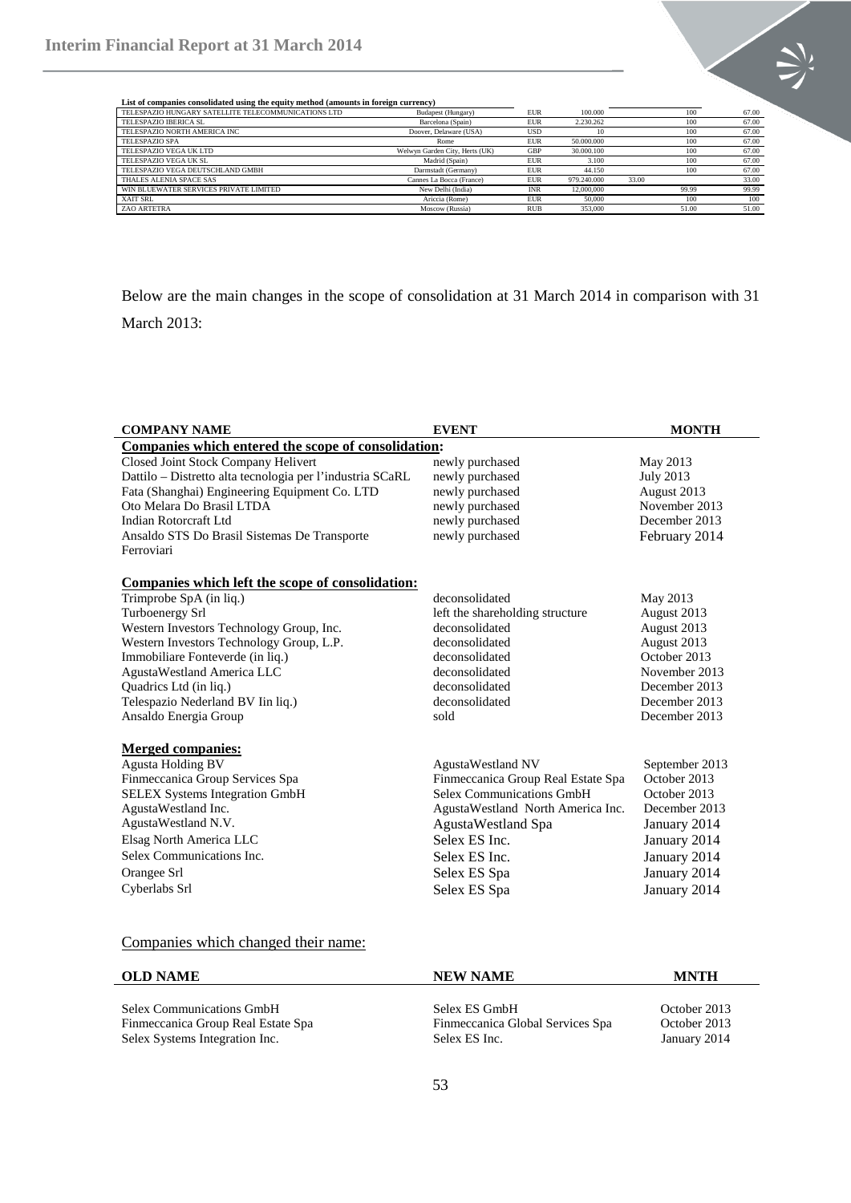**List of companies consolidated using the equity method (amounts in foreign currency)**

| | | | | | | |
|---|---|---|---|---|---|---|
| TELESPAZIO HUNGARY SATELLITE TELECOMMUNICATIONS LTD | Budapest (Hungary) | EUR | 100.000 | | 100 | 67.00 |
| TELESPAZIO IBERICA SL | Barcelona (Spain) | EUR | 2.230.262 | | 100 | 67.00 |
| TELESPAZIO NORTH AMERICA INC | Doover, Delaware (USA) | USD | 10 | | 100 | 67.00 |
| TELESPAZIO SPA | Rome | EUR | 50.000.000 | | 100 | 67.00 |
| TELESPAZIO VEGA UK LTD | Welwyn Garden City, Herts (UK) | GBP | 30.000.100 | | 100 | 67.00 |
| TELESPAZIO VEGA UK SL | Madrid (Spain) | EUR | 3.100 | | 100 | 67.00 |
| TELESPAZIO VEGA DEUTSCHLAND GMBH | Darmstadt (Germany) | EUR | 44.150 | | 100 | 67.00 |
| THALES ALENIA SPACE SAS | Cannes La Bocca (France) | EUR | 979.240.000 | 33.00 | | 33.00 |
| WIN BLUEWATER SERVICES PRIVATE LIMITED | New Delhi (India) | INR | 12,000,000 | | 99.99 | 99.99 |
| XAIT SRL | Ariccia (Rome) | EUR | 50,000 | | 100 | 100 |
| ZAO ARTETRA | Moscow (Russia) | RUB | 353,000 | | 51.00 | 51.00 |

Below are the main changes in the scope of consolidation at 31 March 2014 in comparison with 31 March 2013:

| COMPANY NAME | EVENT | MONTH |
|---|---|---|
| **Companies which entered the scope of consolidation:** | | |
| Closed Joint Stock Company Helivert | newly purchased | May 2013 |
| Dattilo – Distretto alta tecnologia per l'industria SCaRL | newly purchased | July 2013 |
| Fata (Shanghai) Engineering Equipment Co. LTD | newly purchased | August 2013 |
| Oto Melara Do Brasil LTDA | newly purchased | November 2013 |
| Indian Rotorcraft Ltd | newly purchased | December 2013 |
| Ansaldo STS Do Brasil Sistemas De Transporte Ferroviari | newly purchased | February 2014 |
| **Companies which left the scope of consolidation:** | | |
| Trimprobe SpA (in liq.) | deconsolidated | May 2013 |
| Turboenergy Srl | left the shareholding structure | August 2013 |
| Western Investors Technology Group, Inc. | deconsolidated | August 2013 |
| Western Investors Technology Group, L.P. | deconsolidated | August 2013 |
| Immobiliare Fonteverde (in liq.) | deconsolidated | October 2013 |
| AgustaWestland America LLC | deconsolidated | November 2013 |
| Quadrics Ltd (in liq.) | deconsolidated | December 2013 |
| Telespazio Nederland BV Iin liq.) | deconsolidated | December 2013 |
| Ansaldo Energia Group | sold | December 2013 |
| **Merged companies:** | | |
| Agusta Holding BV | AgustaWestland NV | September 2013 |
| Finmeccanica Group Services Spa | Finmeccanica Group Real Estate Spa | October 2013 |
| SELEX Systems Integration GmbH | Selex Communications GmbH | October 2013 |
| AgustaWestland Inc. | AgustaWestland North America Inc. | December 2013 |
| AgustaWestland N.V. | AgustaWestland Spa | January 2014 |
| Elsag North America LLC | Selex ES Inc. | January 2014 |
| Selex Communications Inc. | Selex ES Inc. | January 2014 |
| Orangee Srl | Selex ES Spa | January 2014 |
| Cyberlabs Srl | Selex ES Spa | January 2014 |

Companies which changed their name:

| OLD NAME | NEW NAME | MNTH |
|---|---|---|
| Selex Communications GmbH | Selex ES GmbH | October 2013 |
| Finmeccanica Group Real Estate Spa | Finmeccanica Global Services Spa | October 2013 |
| Selex Systems Integration Inc. | Selex ES Inc. | January 2014 |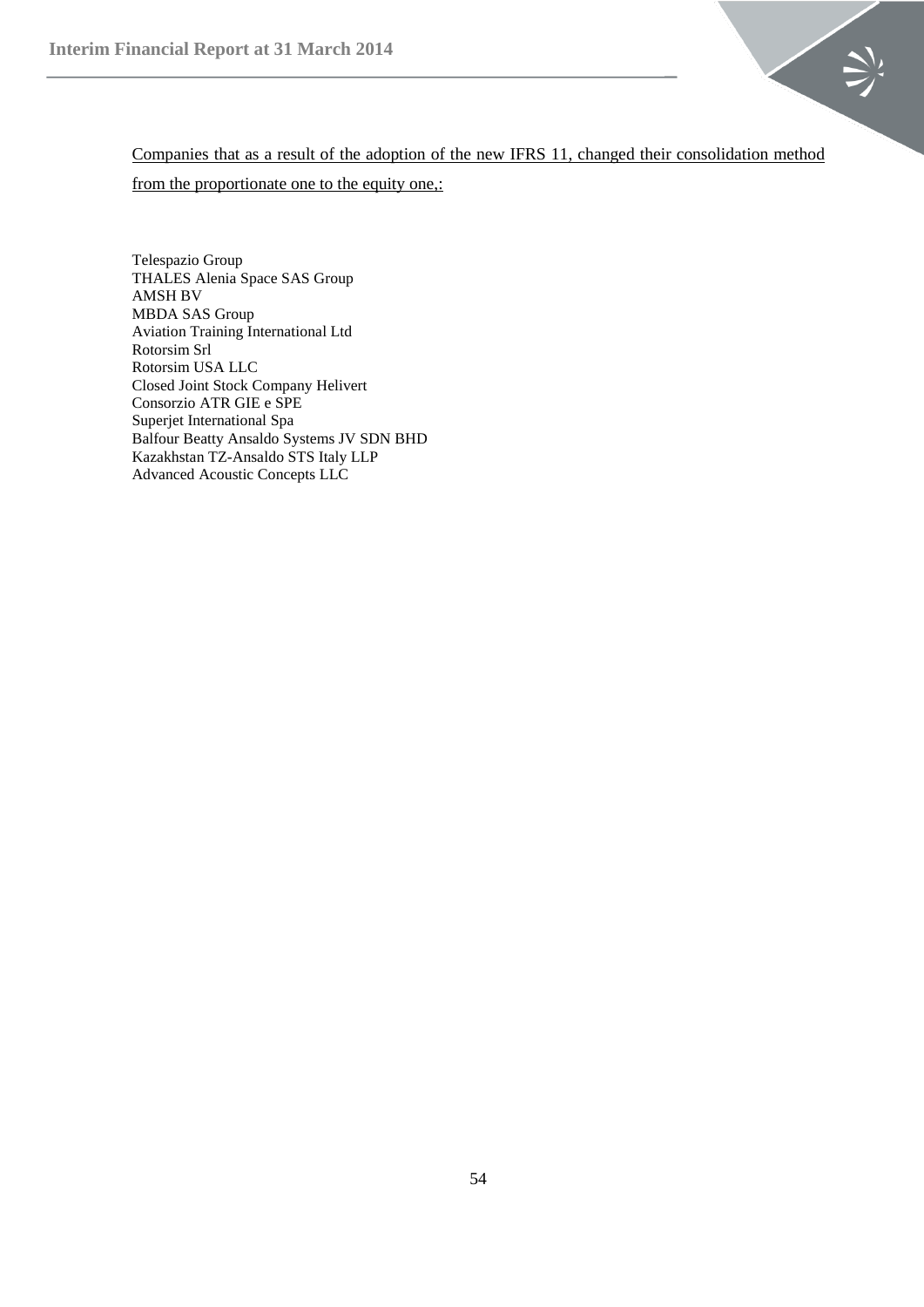Companies that as a result of the adoption of the new IFRS 11, changed their consolidation method from the proportionate one to the equity one,:

Telespazio Group
THALES Alenia Space SAS Group
AMSH BV
MBDA SAS Group
Aviation Training International Ltd
Rotorsim Srl
Rotorsim USA LLC
Closed Joint Stock Company Helivert
Consorzio ATR GIE e SPE
Superjet International Spa
Balfour Beatty Ansaldo Systems JV SDN BHD
Kazakhstan TZ-Ansaldo STS Italy LLP
Advanced Acoustic Concepts LLC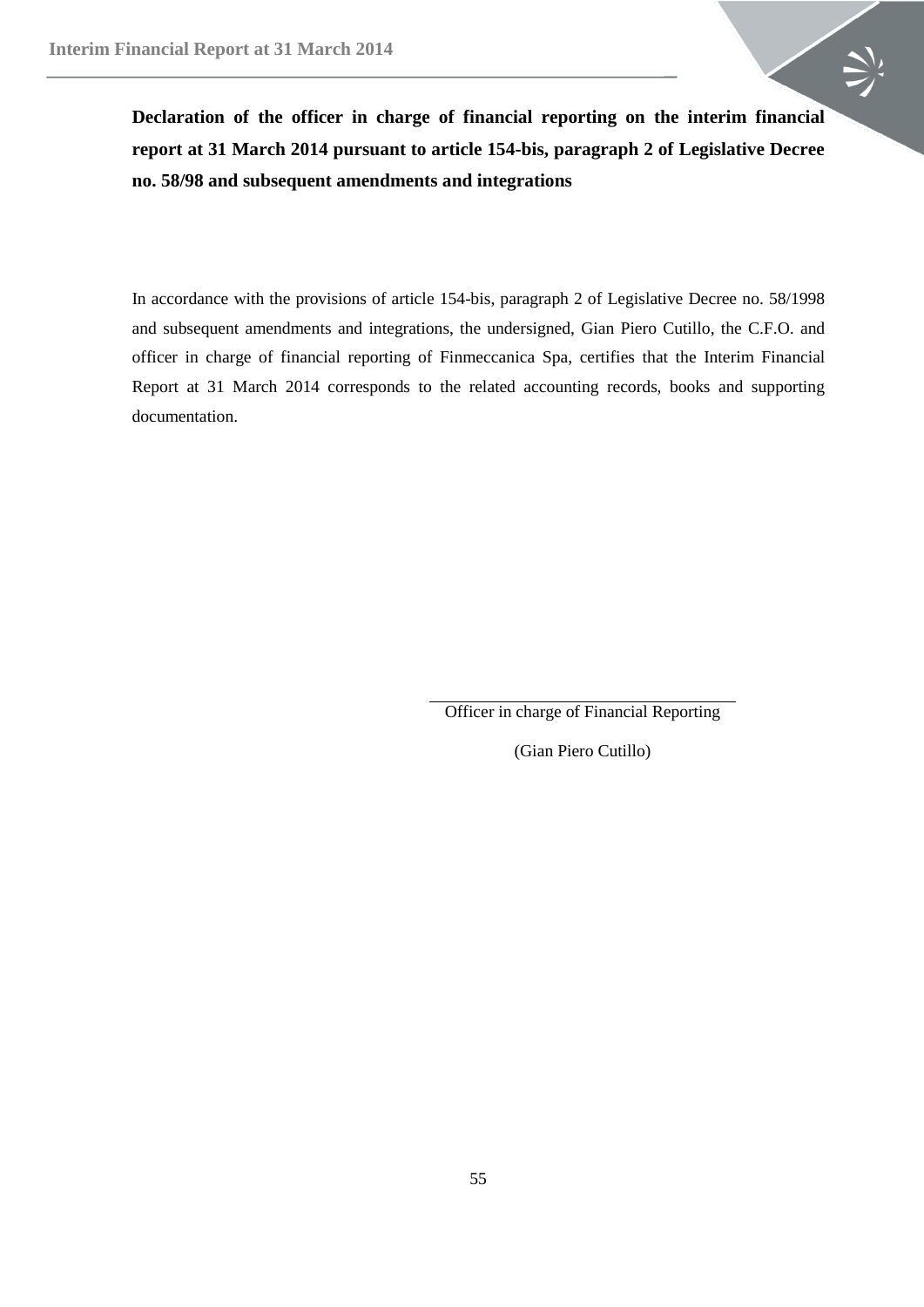**Declaration of the officer in charge of financial reporting on the interim financial report at 31 March 2014 pursuant to article 154-bis, paragraph 2 of Legislative Decree no. 58/98 and subsequent amendments and integrations**

In accordance with the provisions of article 154-bis, paragraph 2 of Legislative Decree no. 58/1998 and subsequent amendments and integrations, the undersigned, Gian Piero Cutillo, the C.F.O. and officer in charge of financial reporting of Finmeccanica Spa, certifies that the Interim Financial Report at 31 March 2014 corresponds to the related accounting records, books and supporting documentation.

Officer in charge of Financial Reporting

(Gian Piero Cutillo)